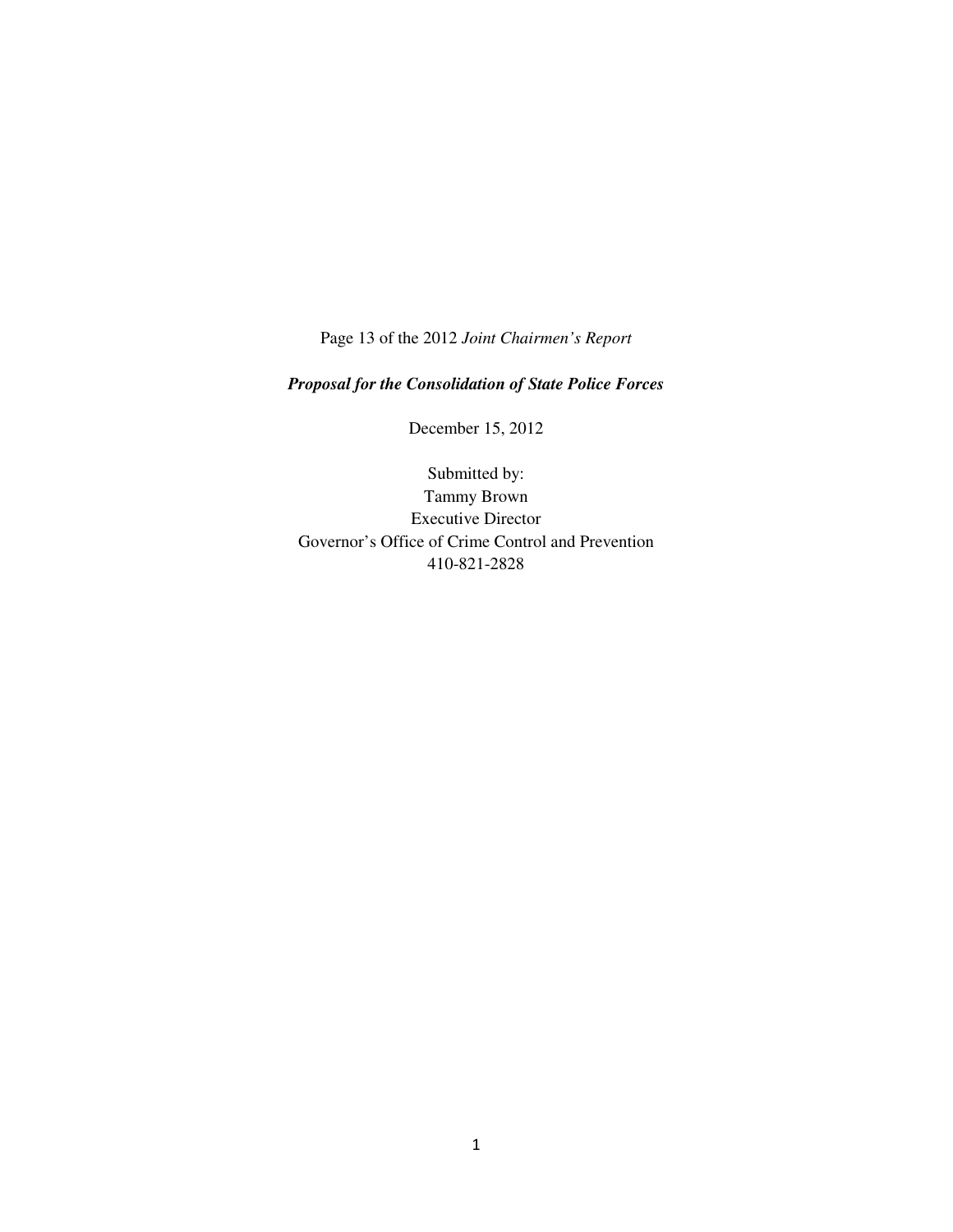Page 13 of the 2012 *Joint Chairmen's Report*

***Proposal for the Consolidation of State Police Forces***

December 15, 2012

Submitted by:
Tammy Brown
Executive Director
Governor's Office of Crime Control and Prevention
410-821-2828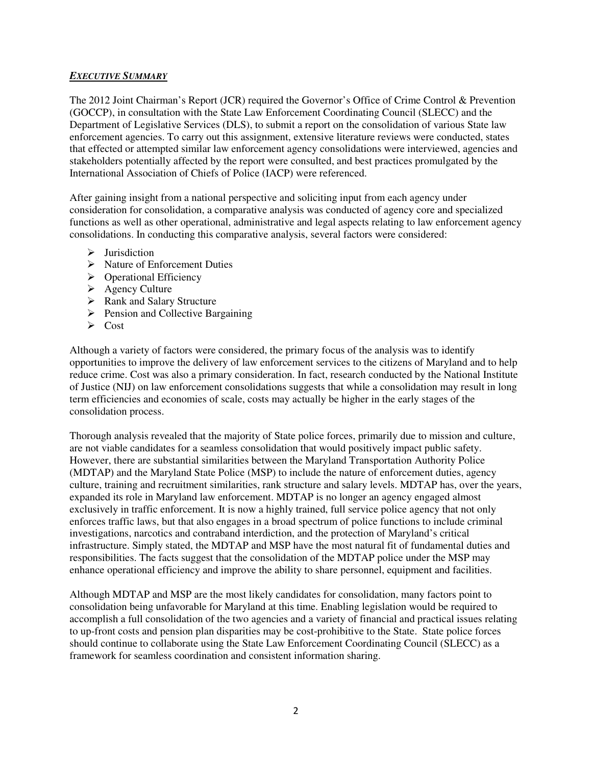***EXECUTIVE SUMMARY***

The 2012 Joint Chairman's Report (JCR) required the Governor's Office of Crime Control & Prevention (GOCCP), in consultation with the State Law Enforcement Coordinating Council (SLECC) and the Department of Legislative Services (DLS), to submit a report on the consolidation of various State law enforcement agencies. To carry out this assignment, extensive literature reviews were conducted, states that effected or attempted similar law enforcement agency consolidations were interviewed, agencies and stakeholders potentially affected by the report were consulted, and best practices promulgated by the International Association of Chiefs of Police (IACP) were referenced.

After gaining insight from a national perspective and soliciting input from each agency under consideration for consolidation, a comparative analysis was conducted of agency core and specialized functions as well as other operational, administrative and legal aspects relating to law enforcement agency consolidations. In conducting this comparative analysis, several factors were considered:

- Jurisdiction
- Nature of Enforcement Duties
- Operational Efficiency
- Agency Culture
- Rank and Salary Structure
- Pension and Collective Bargaining
- Cost

Although a variety of factors were considered, the primary focus of the analysis was to identify opportunities to improve the delivery of law enforcement services to the citizens of Maryland and to help reduce crime. Cost was also a primary consideration. In fact, research conducted by the National Institute of Justice (NIJ) on law enforcement consolidations suggests that while a consolidation may result in long term efficiencies and economies of scale, costs may actually be higher in the early stages of the consolidation process.

Thorough analysis revealed that the majority of State police forces, primarily due to mission and culture, are not viable candidates for a seamless consolidation that would positively impact public safety. However, there are substantial similarities between the Maryland Transportation Authority Police (MDTAP) and the Maryland State Police (MSP) to include the nature of enforcement duties, agency culture, training and recruitment similarities, rank structure and salary levels. MDTAP has, over the years, expanded its role in Maryland law enforcement. MDTAP is no longer an agency engaged almost exclusively in traffic enforcement. It is now a highly trained, full service police agency that not only enforces traffic laws, but that also engages in a broad spectrum of police functions to include criminal investigations, narcotics and contraband interdiction, and the protection of Maryland's critical infrastructure. Simply stated, the MDTAP and MSP have the most natural fit of fundamental duties and responsibilities. The facts suggest that the consolidation of the MDTAP police under the MSP may enhance operational efficiency and improve the ability to share personnel, equipment and facilities.

Although MDTAP and MSP are the most likely candidates for consolidation, many factors point to consolidation being unfavorable for Maryland at this time. Enabling legislation would be required to accomplish a full consolidation of the two agencies and a variety of financial and practical issues relating to up-front costs and pension plan disparities may be cost-prohibitive to the State. State police forces should continue to collaborate using the State Law Enforcement Coordinating Council (SLECC) as a framework for seamless coordination and consistent information sharing.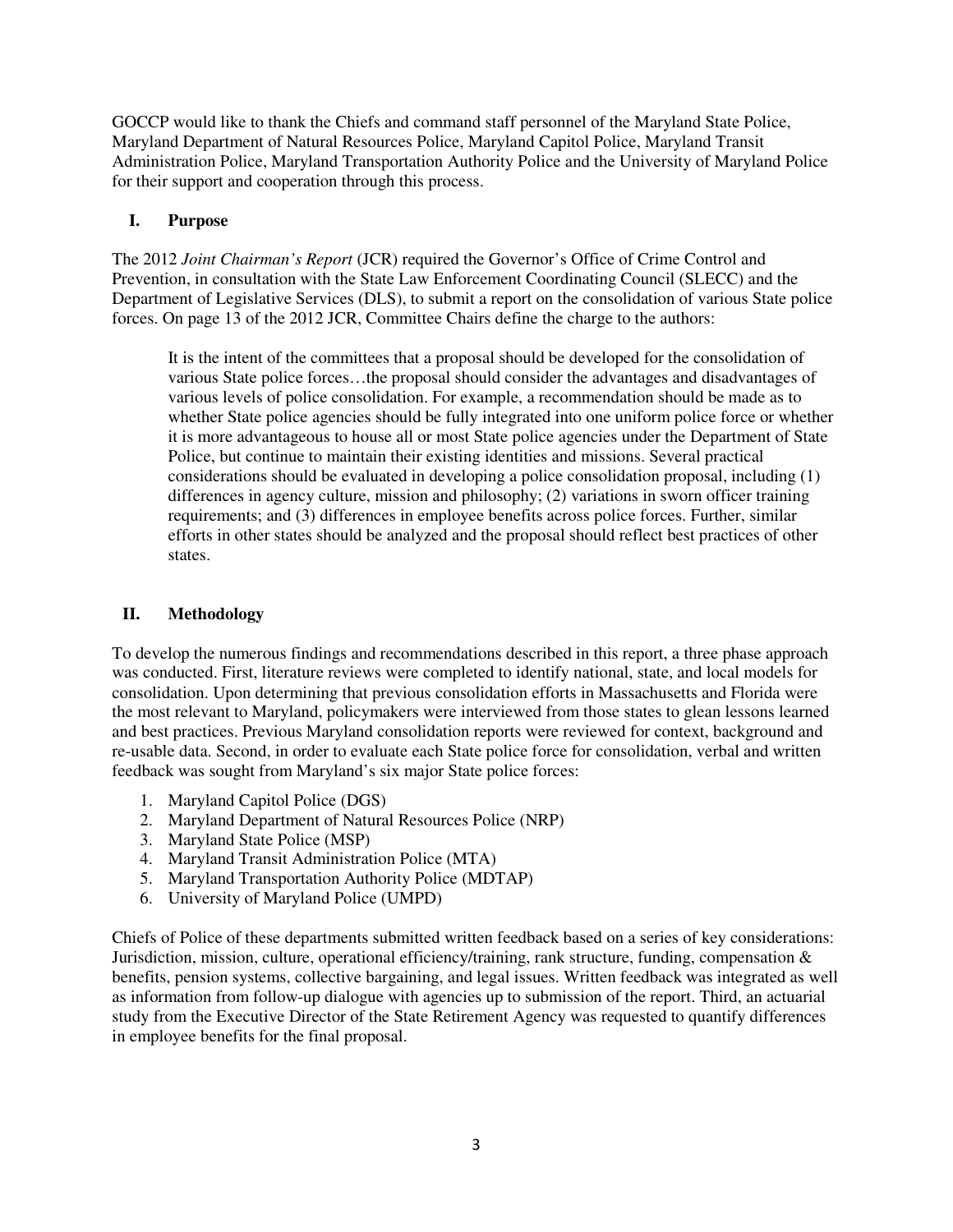GOCCP would like to thank the Chiefs and command staff personnel of the Maryland State Police, Maryland Department of Natural Resources Police, Maryland Capitol Police, Maryland Transit Administration Police, Maryland Transportation Authority Police and the University of Maryland Police for their support and cooperation through this process.

## I. Purpose

The 2012 *Joint Chairman's Report* (JCR) required the Governor's Office of Crime Control and Prevention, in consultation with the State Law Enforcement Coordinating Council (SLECC) and the Department of Legislative Services (DLS), to submit a report on the consolidation of various State police forces. On page 13 of the 2012 JCR, Committee Chairs define the charge to the authors:

> It is the intent of the committees that a proposal should be developed for the consolidation of various State police forces…the proposal should consider the advantages and disadvantages of various levels of police consolidation. For example, a recommendation should be made as to whether State police agencies should be fully integrated into one uniform police force or whether it is more advantageous to house all or most State police agencies under the Department of State Police, but continue to maintain their existing identities and missions. Several practical considerations should be evaluated in developing a police consolidation proposal, including (1) differences in agency culture, mission and philosophy; (2) variations in sworn officer training requirements; and (3) differences in employee benefits across police forces. Further, similar efforts in other states should be analyzed and the proposal should reflect best practices of other states.

## II. Methodology

To develop the numerous findings and recommendations described in this report, a three phase approach was conducted. First, literature reviews were completed to identify national, state, and local models for consolidation. Upon determining that previous consolidation efforts in Massachusetts and Florida were the most relevant to Maryland, policymakers were interviewed from those states to glean lessons learned and best practices. Previous Maryland consolidation reports were reviewed for context, background and re-usable data. Second, in order to evaluate each State police force for consolidation, verbal and written feedback was sought from Maryland's six major State police forces:

1. Maryland Capitol Police (DGS)
2. Maryland Department of Natural Resources Police (NRP)
3. Maryland State Police (MSP)
4. Maryland Transit Administration Police (MTA)
5. Maryland Transportation Authority Police (MDTAP)
6. University of Maryland Police (UMPD)

Chiefs of Police of these departments submitted written feedback based on a series of key considerations: Jurisdiction, mission, culture, operational efficiency/training, rank structure, funding, compensation & benefits, pension systems, collective bargaining, and legal issues. Written feedback was integrated as well as information from follow-up dialogue with agencies up to submission of the report. Third, an actuarial study from the Executive Director of the State Retirement Agency was requested to quantify differences in employee benefits for the final proposal.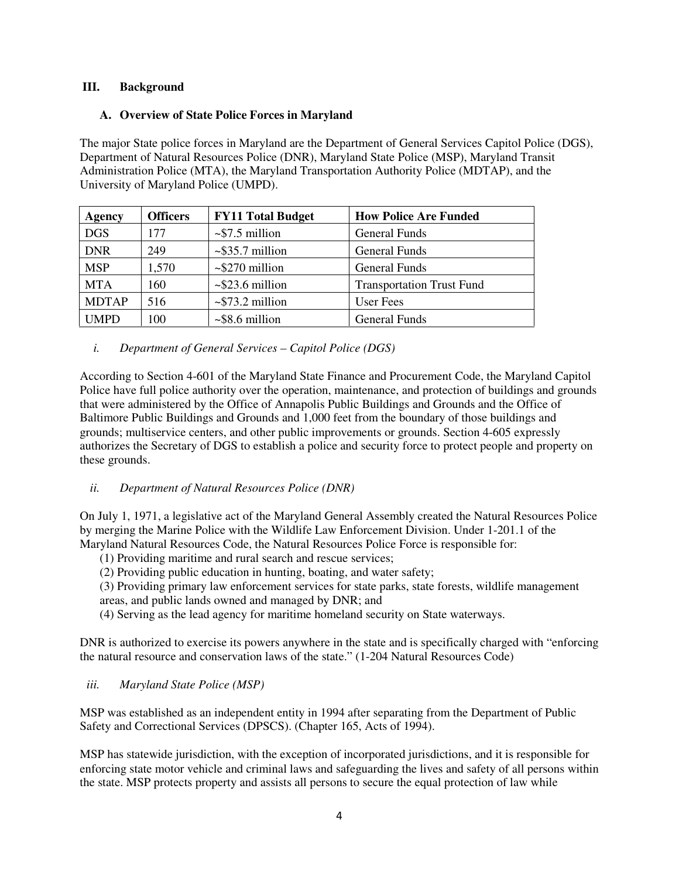## III. Background

### A. Overview of State Police Forces in Maryland

The major State police forces in Maryland are the Department of General Services Capitol Police (DGS), Department of Natural Resources Police (DNR), Maryland State Police (MSP), Maryland Transit Administration Police (MTA), the Maryland Transportation Authority Police (MDTAP), and the University of Maryland Police (UMPD).

| Agency | Officers | FY11 Total Budget | How Police Are Funded |
|---|---|---|---|
| DGS | 177 | ~$7.5 million | General Funds |
| DNR | 249 | ~$35.7 million | General Funds |
| MSP | 1,570 | ~$270 million | General Funds |
| MTA | 160 | ~$23.6 million | Transportation Trust Fund |
| MDTAP | 516 | ~$73.2 million | User Fees |
| UMPD | 100 | ~$8.6 million | General Funds |

#### *i. Department of General Services – Capitol Police (DGS)*

According to Section 4-601 of the Maryland State Finance and Procurement Code, the Maryland Capitol Police have full police authority over the operation, maintenance, and protection of buildings and grounds that were administered by the Office of Annapolis Public Buildings and Grounds and the Office of Baltimore Public Buildings and Grounds and 1,000 feet from the boundary of those buildings and grounds; multiservice centers, and other public improvements or grounds. Section 4-605 expressly authorizes the Secretary of DGS to establish a police and security force to protect people and property on these grounds.

#### *ii. Department of Natural Resources Police (DNR)*

On July 1, 1971, a legislative act of the Maryland General Assembly created the Natural Resources Police by merging the Marine Police with the Wildlife Law Enforcement Division. Under 1-201.1 of the Maryland Natural Resources Code, the Natural Resources Police Force is responsible for:

(1) Providing maritime and rural search and rescue services;
(2) Providing public education in hunting, boating, and water safety;
(3) Providing primary law enforcement services for state parks, state forests, wildlife management areas, and public lands owned and managed by DNR; and
(4) Serving as the lead agency for maritime homeland security on State waterways.

DNR is authorized to exercise its powers anywhere in the state and is specifically charged with "enforcing the natural resource and conservation laws of the state." (1-204 Natural Resources Code)

#### *iii. Maryland State Police (MSP)*

MSP was established as an independent entity in 1994 after separating from the Department of Public Safety and Correctional Services (DPSCS). (Chapter 165, Acts of 1994).

MSP has statewide jurisdiction, with the exception of incorporated jurisdictions, and it is responsible for enforcing state motor vehicle and criminal laws and safeguarding the lives and safety of all persons within the state. MSP protects property and assists all persons to secure the equal protection of law while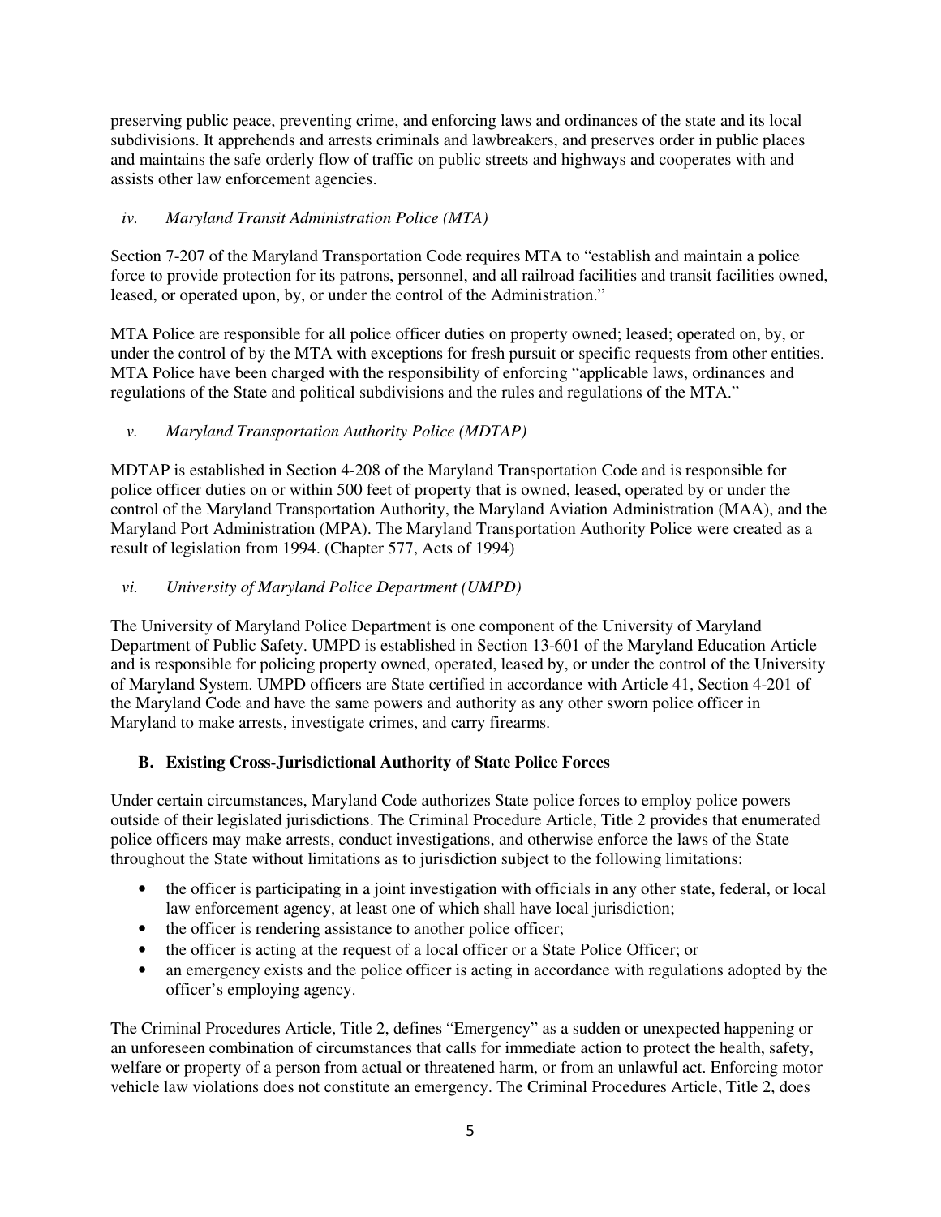preserving public peace, preventing crime, and enforcing laws and ordinances of the state and its local subdivisions. It apprehends and arrests criminals and lawbreakers, and preserves order in public places and maintains the safe orderly flow of traffic on public streets and highways and cooperates with and assists other law enforcement agencies.

#### *iv. Maryland Transit Administration Police (MTA)*

Section 7-207 of the Maryland Transportation Code requires MTA to "establish and maintain a police force to provide protection for its patrons, personnel, and all railroad facilities and transit facilities owned, leased, or operated upon, by, or under the control of the Administration."

MTA Police are responsible for all police officer duties on property owned; leased; operated on, by, or under the control of by the MTA with exceptions for fresh pursuit or specific requests from other entities. MTA Police have been charged with the responsibility of enforcing "applicable laws, ordinances and regulations of the State and political subdivisions and the rules and regulations of the MTA."

#### *v. Maryland Transportation Authority Police (MDTAP)*

MDTAP is established in Section 4-208 of the Maryland Transportation Code and is responsible for police officer duties on or within 500 feet of property that is owned, leased, operated by or under the control of the Maryland Transportation Authority, the Maryland Aviation Administration (MAA), and the Maryland Port Administration (MPA). The Maryland Transportation Authority Police were created as a result of legislation from 1994. (Chapter 577, Acts of 1994)

#### *vi. University of Maryland Police Department (UMPD)*

The University of Maryland Police Department is one component of the University of Maryland Department of Public Safety. UMPD is established in Section 13-601 of the Maryland Education Article and is responsible for policing property owned, operated, leased by, or under the control of the University of Maryland System. UMPD officers are State certified in accordance with Article 41, Section 4-201 of the Maryland Code and have the same powers and authority as any other sworn police officer in Maryland to make arrests, investigate crimes, and carry firearms.

### B. Existing Cross-Jurisdictional Authority of State Police Forces

Under certain circumstances, Maryland Code authorizes State police forces to employ police powers outside of their legislated jurisdictions. The Criminal Procedure Article, Title 2 provides that enumerated police officers may make arrests, conduct investigations, and otherwise enforce the laws of the State throughout the State without limitations as to jurisdiction subject to the following limitations:

- the officer is participating in a joint investigation with officials in any other state, federal, or local law enforcement agency, at least one of which shall have local jurisdiction;
- the officer is rendering assistance to another police officer;
- the officer is acting at the request of a local officer or a State Police Officer; or
- an emergency exists and the police officer is acting in accordance with regulations adopted by the officer's employing agency.

The Criminal Procedures Article, Title 2, defines "Emergency" as a sudden or unexpected happening or an unforeseen combination of circumstances that calls for immediate action to protect the health, safety, welfare or property of a person from actual or threatened harm, or from an unlawful act. Enforcing motor vehicle law violations does not constitute an emergency. The Criminal Procedures Article, Title 2, does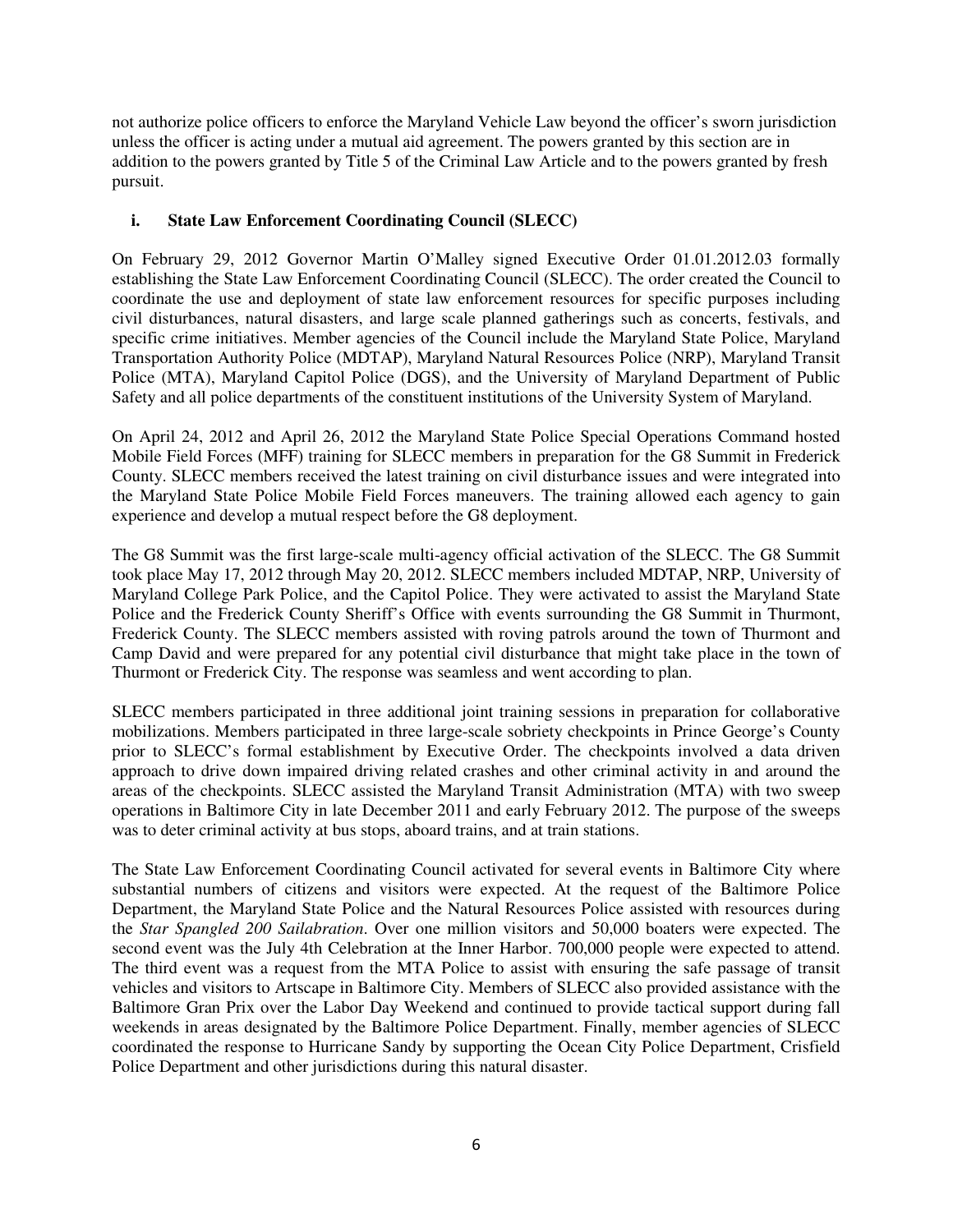not authorize police officers to enforce the Maryland Vehicle Law beyond the officer's sworn jurisdiction unless the officer is acting under a mutual aid agreement. The powers granted by this section are in addition to the powers granted by Title 5 of the Criminal Law Article and to the powers granted by fresh pursuit.

### i. State Law Enforcement Coordinating Council (SLECC)

On February 29, 2012 Governor Martin O'Malley signed Executive Order 01.01.2012.03 formally establishing the State Law Enforcement Coordinating Council (SLECC). The order created the Council to coordinate the use and deployment of state law enforcement resources for specific purposes including civil disturbances, natural disasters, and large scale planned gatherings such as concerts, festivals, and specific crime initiatives. Member agencies of the Council include the Maryland State Police, Maryland Transportation Authority Police (MDTAP), Maryland Natural Resources Police (NRP), Maryland Transit Police (MTA), Maryland Capitol Police (DGS), and the University of Maryland Department of Public Safety and all police departments of the constituent institutions of the University System of Maryland.

On April 24, 2012 and April 26, 2012 the Maryland State Police Special Operations Command hosted Mobile Field Forces (MFF) training for SLECC members in preparation for the G8 Summit in Frederick County. SLECC members received the latest training on civil disturbance issues and were integrated into the Maryland State Police Mobile Field Forces maneuvers. The training allowed each agency to gain experience and develop a mutual respect before the G8 deployment.

The G8 Summit was the first large-scale multi-agency official activation of the SLECC. The G8 Summit took place May 17, 2012 through May 20, 2012. SLECC members included MDTAP, NRP, University of Maryland College Park Police, and the Capitol Police. They were activated to assist the Maryland State Police and the Frederick County Sheriff's Office with events surrounding the G8 Summit in Thurmont, Frederick County. The SLECC members assisted with roving patrols around the town of Thurmont and Camp David and were prepared for any potential civil disturbance that might take place in the town of Thurmont or Frederick City. The response was seamless and went according to plan.

SLECC members participated in three additional joint training sessions in preparation for collaborative mobilizations. Members participated in three large-scale sobriety checkpoints in Prince George's County prior to SLECC's formal establishment by Executive Order. The checkpoints involved a data driven approach to drive down impaired driving related crashes and other criminal activity in and around the areas of the checkpoints. SLECC assisted the Maryland Transit Administration (MTA) with two sweep operations in Baltimore City in late December 2011 and early February 2012. The purpose of the sweeps was to deter criminal activity at bus stops, aboard trains, and at train stations.

The State Law Enforcement Coordinating Council activated for several events in Baltimore City where substantial numbers of citizens and visitors were expected. At the request of the Baltimore Police Department, the Maryland State Police and the Natural Resources Police assisted with resources during the *Star Spangled 200 Sailabration*. Over one million visitors and 50,000 boaters were expected. The second event was the July 4th Celebration at the Inner Harbor. 700,000 people were expected to attend. The third event was a request from the MTA Police to assist with ensuring the safe passage of transit vehicles and visitors to Artscape in Baltimore City. Members of SLECC also provided assistance with the Baltimore Gran Prix over the Labor Day Weekend and continued to provide tactical support during fall weekends in areas designated by the Baltimore Police Department. Finally, member agencies of SLECC coordinated the response to Hurricane Sandy by supporting the Ocean City Police Department, Crisfield Police Department and other jurisdictions during this natural disaster.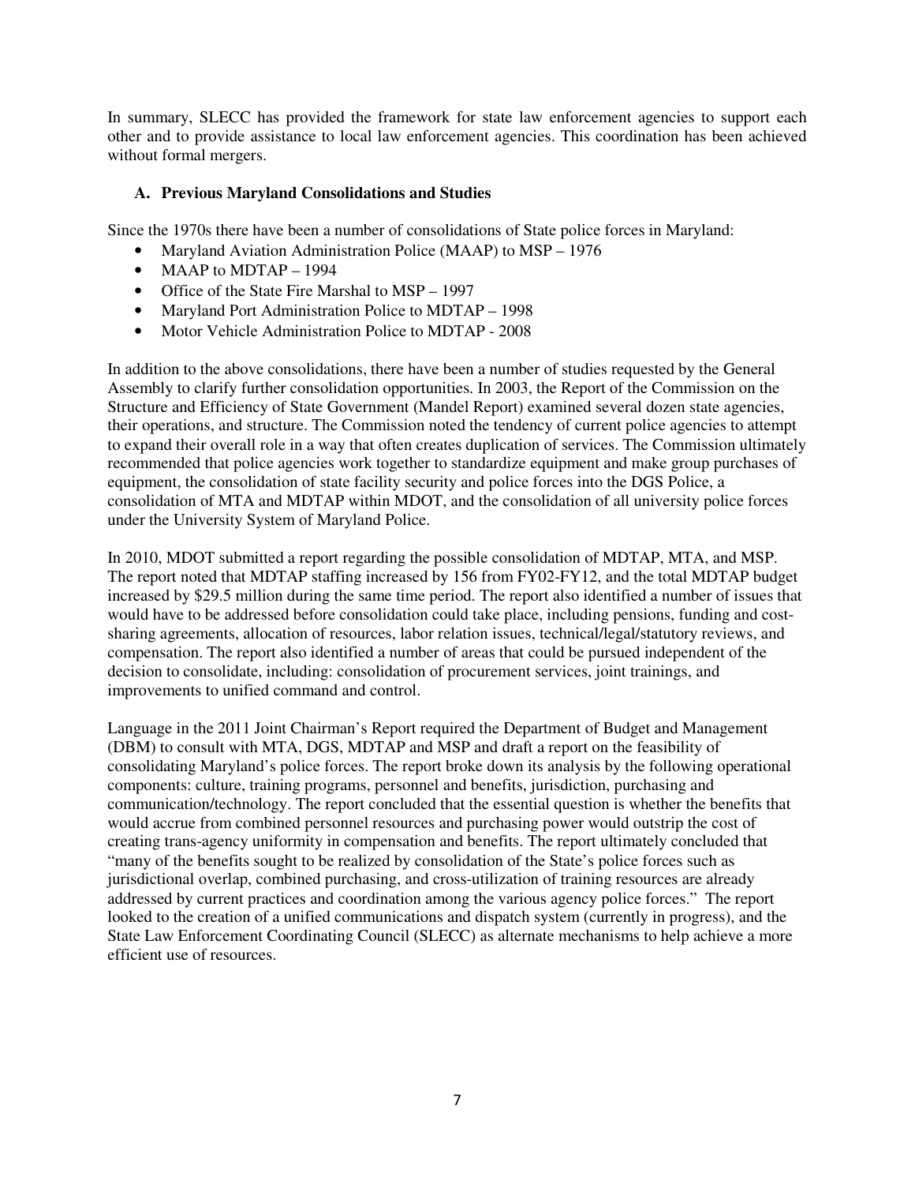In summary, SLECC has provided the framework for state law enforcement agencies to support each other and to provide assistance to local law enforcement agencies. This coordination has been achieved without formal mergers.

### A. Previous Maryland Consolidations and Studies

Since the 1970s there have been a number of consolidations of State police forces in Maryland:

- Maryland Aviation Administration Police (MAAP) to MSP – 1976
- MAAP to MDTAP – 1994
- Office of the State Fire Marshal to MSP – 1997
- Maryland Port Administration Police to MDTAP – 1998
- Motor Vehicle Administration Police to MDTAP - 2008

In addition to the above consolidations, there have been a number of studies requested by the General Assembly to clarify further consolidation opportunities. In 2003, the Report of the Commission on the Structure and Efficiency of State Government (Mandel Report) examined several dozen state agencies, their operations, and structure. The Commission noted the tendency of current police agencies to attempt to expand their overall role in a way that often creates duplication of services. The Commission ultimately recommended that police agencies work together to standardize equipment and make group purchases of equipment, the consolidation of state facility security and police forces into the DGS Police, a consolidation of MTA and MDTAP within MDOT, and the consolidation of all university police forces under the University System of Maryland Police.

In 2010, MDOT submitted a report regarding the possible consolidation of MDTAP, MTA, and MSP. The report noted that MDTAP staffing increased by 156 from FY02-FY12, and the total MDTAP budget increased by $29.5 million during the same time period. The report also identified a number of issues that would have to be addressed before consolidation could take place, including pensions, funding and cost-sharing agreements, allocation of resources, labor relation issues, technical/legal/statutory reviews, and compensation. The report also identified a number of areas that could be pursued independent of the decision to consolidate, including: consolidation of procurement services, joint trainings, and improvements to unified command and control.

Language in the 2011 Joint Chairman's Report required the Department of Budget and Management (DBM) to consult with MTA, DGS, MDTAP and MSP and draft a report on the feasibility of consolidating Maryland's police forces. The report broke down its analysis by the following operational components: culture, training programs, personnel and benefits, jurisdiction, purchasing and communication/technology. The report concluded that the essential question is whether the benefits that would accrue from combined personnel resources and purchasing power would outstrip the cost of creating trans-agency uniformity in compensation and benefits. The report ultimately concluded that "many of the benefits sought to be realized by consolidation of the State's police forces such as jurisdictional overlap, combined purchasing, and cross-utilization of training resources are already addressed by current practices and coordination among the various agency police forces." The report looked to the creation of a unified communications and dispatch system (currently in progress), and the State Law Enforcement Coordinating Council (SLECC) as alternate mechanisms to help achieve a more efficient use of resources.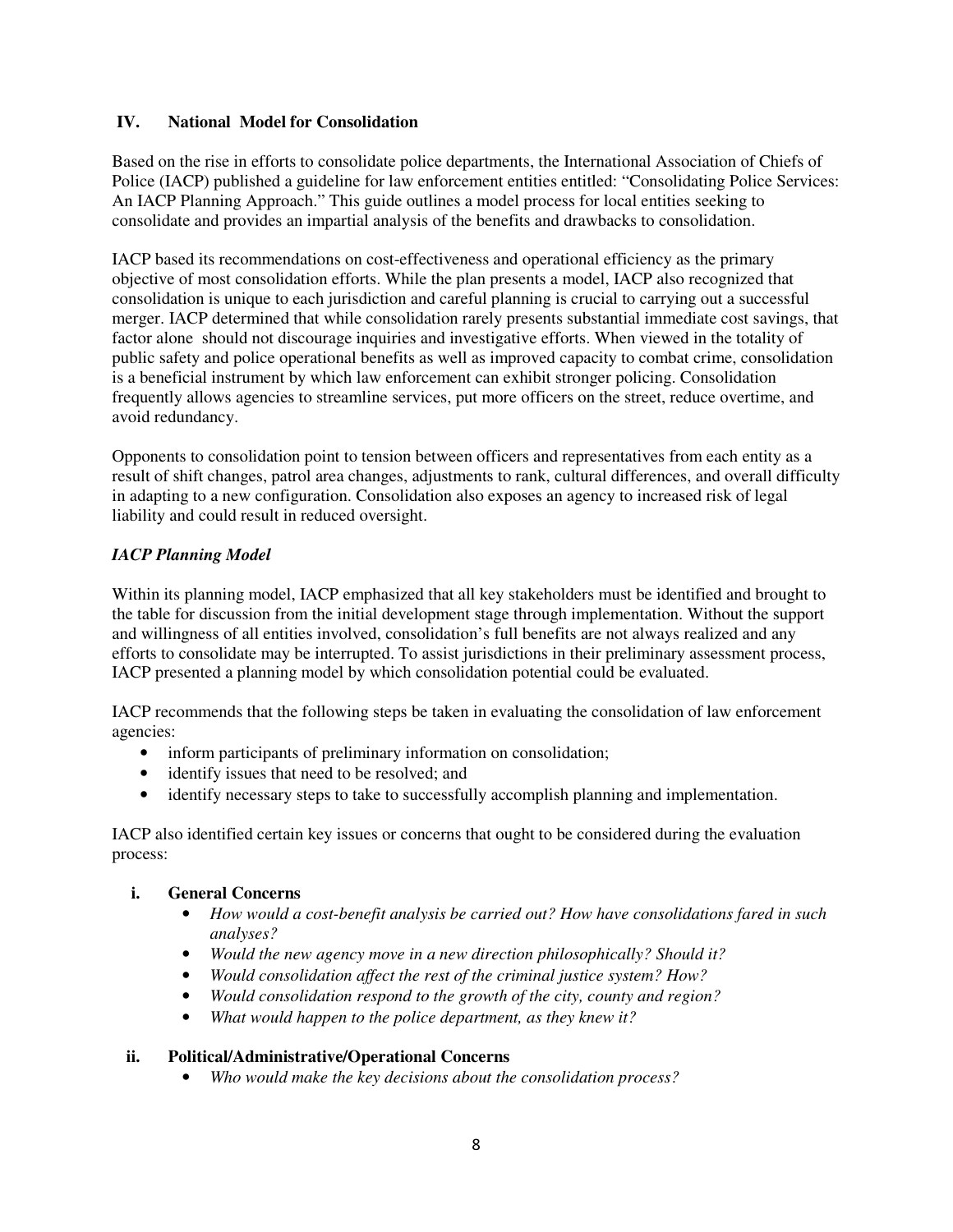## IV. National Model for Consolidation

Based on the rise in efforts to consolidate police departments, the International Association of Chiefs of Police (IACP) published a guideline for law enforcement entities entitled: "Consolidating Police Services: An IACP Planning Approach." This guide outlines a model process for local entities seeking to consolidate and provides an impartial analysis of the benefits and drawbacks to consolidation.

IACP based its recommendations on cost-effectiveness and operational efficiency as the primary objective of most consolidation efforts. While the plan presents a model, IACP also recognized that consolidation is unique to each jurisdiction and careful planning is crucial to carrying out a successful merger. IACP determined that while consolidation rarely presents substantial immediate cost savings, that factor alone should not discourage inquiries and investigative efforts. When viewed in the totality of public safety and police operational benefits as well as improved capacity to combat crime, consolidation is a beneficial instrument by which law enforcement can exhibit stronger policing. Consolidation frequently allows agencies to streamline services, put more officers on the street, reduce overtime, and avoid redundancy.

Opponents to consolidation point to tension between officers and representatives from each entity as a result of shift changes, patrol area changes, adjustments to rank, cultural differences, and overall difficulty in adapting to a new configuration. Consolidation also exposes an agency to increased risk of legal liability and could result in reduced oversight.

### *IACP Planning Model*

Within its planning model, IACP emphasized that all key stakeholders must be identified and brought to the table for discussion from the initial development stage through implementation. Without the support and willingness of all entities involved, consolidation's full benefits are not always realized and any efforts to consolidate may be interrupted. To assist jurisdictions in their preliminary assessment process, IACP presented a planning model by which consolidation potential could be evaluated.

IACP recommends that the following steps be taken in evaluating the consolidation of law enforcement agencies:

- inform participants of preliminary information on consolidation;
- identify issues that need to be resolved; and
- identify necessary steps to take to successfully accomplish planning and implementation.

IACP also identified certain key issues or concerns that ought to be considered during the evaluation process:

#### i. General Concerns

- *How would a cost-benefit analysis be carried out? How have consolidations fared in such analyses?*
- *Would the new agency move in a new direction philosophically? Should it?*
- *Would consolidation affect the rest of the criminal justice system? How?*
- *Would consolidation respond to the growth of the city, county and region?*
- *What would happen to the police department, as they knew it?*

#### ii. Political/Administrative/Operational Concerns

- *Who would make the key decisions about the consolidation process?*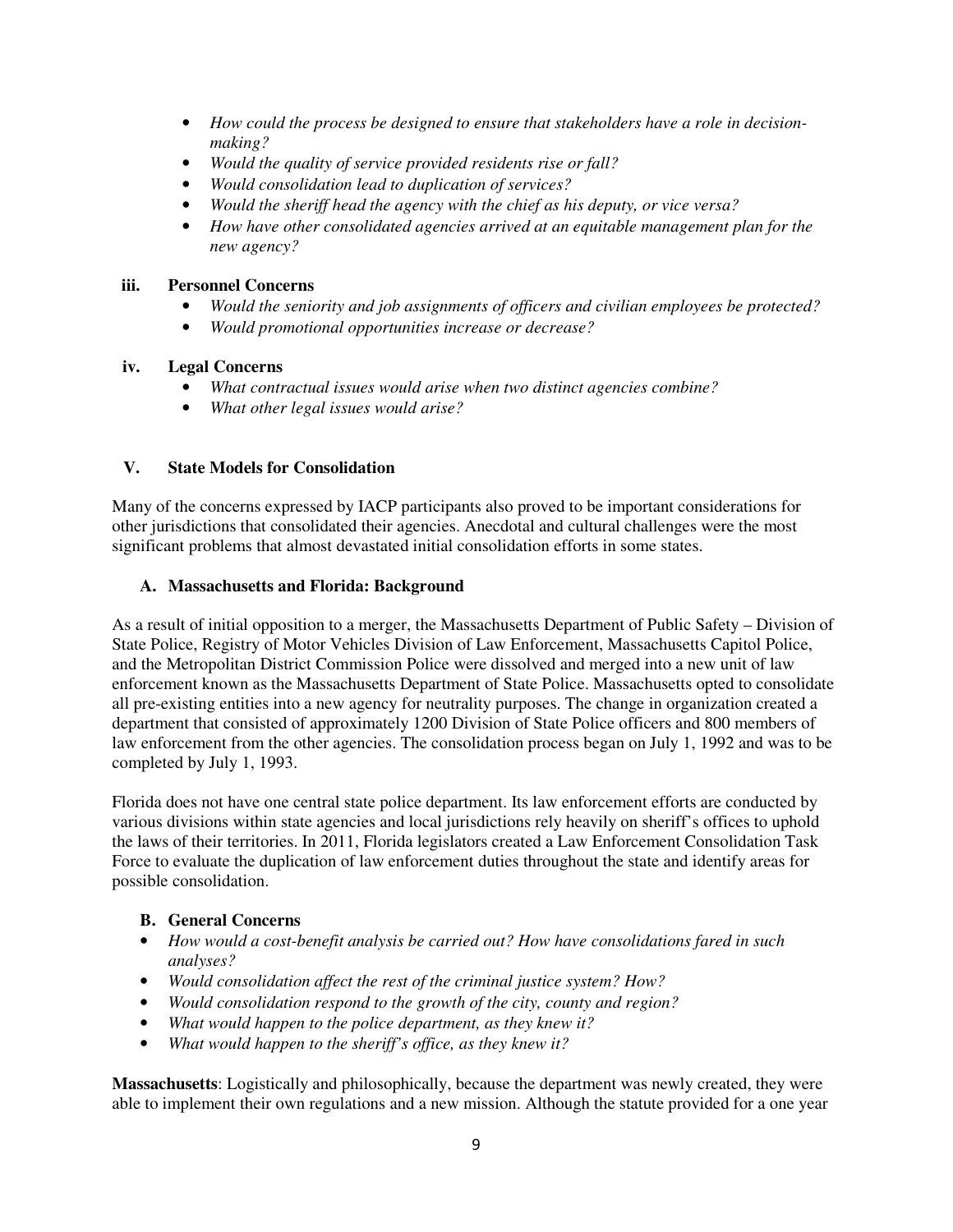- *How could the process be designed to ensure that stakeholders have a role in decision-making?*
- *Would the quality of service provided residents rise or fall?*
- *Would consolidation lead to duplication of services?*
- *Would the sheriff head the agency with the chief as his deputy, or vice versa?*
- *How have other consolidated agencies arrived at an equitable management plan for the new agency?*

### iii. Personnel Concerns

- *Would the seniority and job assignments of officers and civilian employees be protected?*
- *Would promotional opportunities increase or decrease?*

### iv. Legal Concerns

- *What contractual issues would arise when two distinct agencies combine?*
- *What other legal issues would arise?*

## V. State Models for Consolidation

Many of the concerns expressed by IACP participants also proved to be important considerations for other jurisdictions that consolidated their agencies. Anecdotal and cultural challenges were the most significant problems that almost devastated initial consolidation efforts in some states.

### A. Massachusetts and Florida: Background

As a result of initial opposition to a merger, the Massachusetts Department of Public Safety – Division of State Police, Registry of Motor Vehicles Division of Law Enforcement, Massachusetts Capitol Police, and the Metropolitan District Commission Police were dissolved and merged into a new unit of law enforcement known as the Massachusetts Department of State Police. Massachusetts opted to consolidate all pre-existing entities into a new agency for neutrality purposes. The change in organization created a department that consisted of approximately 1200 Division of State Police officers and 800 members of law enforcement from the other agencies. The consolidation process began on July 1, 1992 and was to be completed by July 1, 1993.

Florida does not have one central state police department. Its law enforcement efforts are conducted by various divisions within state agencies and local jurisdictions rely heavily on sheriff's offices to uphold the laws of their territories. In 2011, Florida legislators created a Law Enforcement Consolidation Task Force to evaluate the duplication of law enforcement duties throughout the state and identify areas for possible consolidation.

### B. General Concerns

- *How would a cost-benefit analysis be carried out? How have consolidations fared in such analyses?*
- *Would consolidation affect the rest of the criminal justice system? How?*
- *Would consolidation respond to the growth of the city, county and region?*
- *What would happen to the police department, as they knew it?*
- *What would happen to the sheriff's office, as they knew it?*

**Massachusetts**: Logistically and philosophically, because the department was newly created, they were able to implement their own regulations and a new mission. Although the statute provided for a one year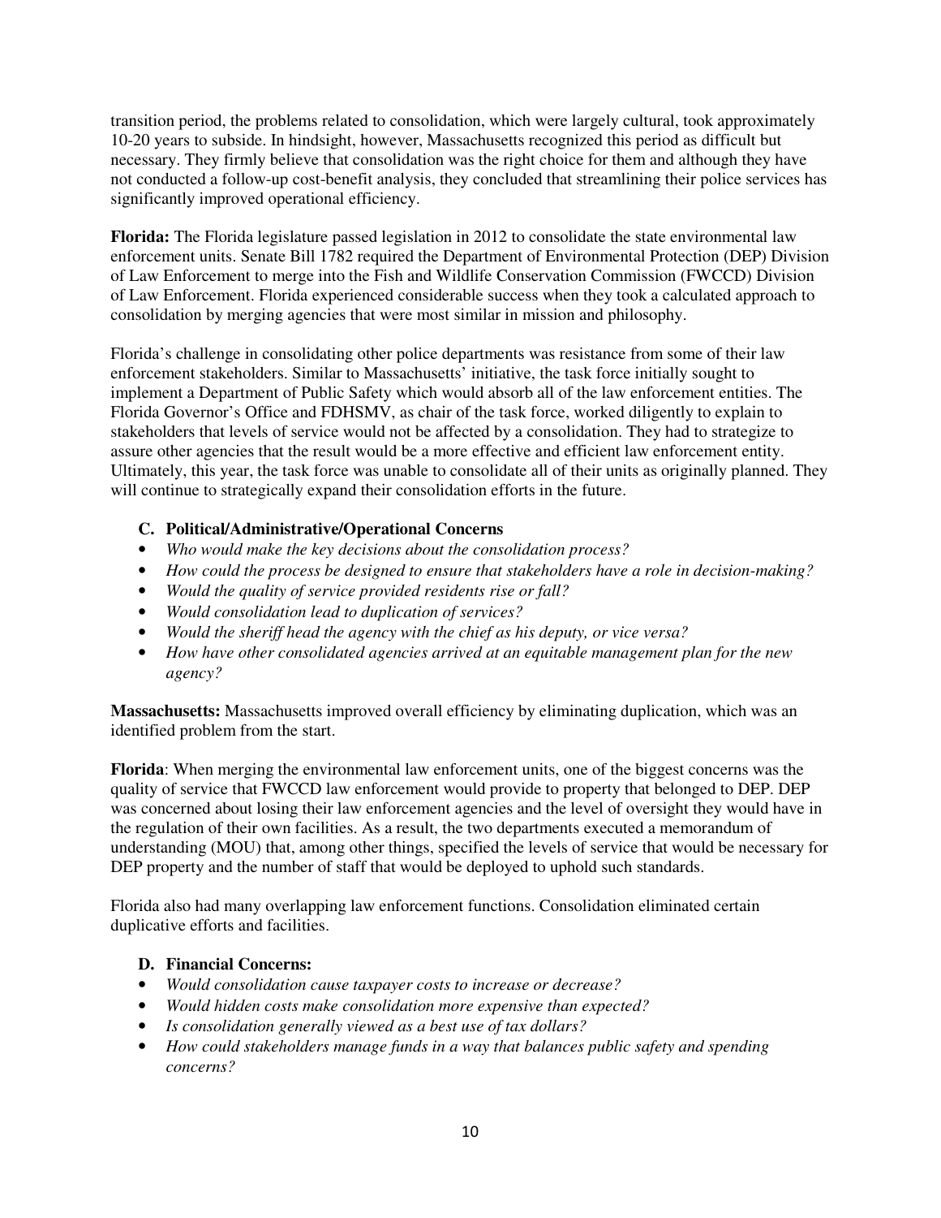transition period, the problems related to consolidation, which were largely cultural, took approximately 10-20 years to subside. In hindsight, however, Massachusetts recognized this period as difficult but necessary. They firmly believe that consolidation was the right choice for them and although they have not conducted a follow-up cost-benefit analysis, they concluded that streamlining their police services has significantly improved operational efficiency.

**Florida:** The Florida legislature passed legislation in 2012 to consolidate the state environmental law enforcement units. Senate Bill 1782 required the Department of Environmental Protection (DEP) Division of Law Enforcement to merge into the Fish and Wildlife Conservation Commission (FWCCD) Division of Law Enforcement. Florida experienced considerable success when they took a calculated approach to consolidation by merging agencies that were most similar in mission and philosophy.

Florida's challenge in consolidating other police departments was resistance from some of their law enforcement stakeholders. Similar to Massachusetts' initiative, the task force initially sought to implement a Department of Public Safety which would absorb all of the law enforcement entities. The Florida Governor's Office and FDHSMV, as chair of the task force, worked diligently to explain to stakeholders that levels of service would not be affected by a consolidation. They had to strategize to assure other agencies that the result would be a more effective and efficient law enforcement entity. Ultimately, this year, the task force was unable to consolidate all of their units as originally planned. They will continue to strategically expand their consolidation efforts in the future.

### C. Political/Administrative/Operational Concerns

- *Who would make the key decisions about the consolidation process?*
- *How could the process be designed to ensure that stakeholders have a role in decision-making?*
- *Would the quality of service provided residents rise or fall?*
- *Would consolidation lead to duplication of services?*
- *Would the sheriff head the agency with the chief as his deputy, or vice versa?*
- *How have other consolidated agencies arrived at an equitable management plan for the new agency?*

**Massachusetts:** Massachusetts improved overall efficiency by eliminating duplication, which was an identified problem from the start.

**Florida**: When merging the environmental law enforcement units, one of the biggest concerns was the quality of service that FWCCD law enforcement would provide to property that belonged to DEP. DEP was concerned about losing their law enforcement agencies and the level of oversight they would have in the regulation of their own facilities. As a result, the two departments executed a memorandum of understanding (MOU) that, among other things, specified the levels of service that would be necessary for DEP property and the number of staff that would be deployed to uphold such standards.

Florida also had many overlapping law enforcement functions. Consolidation eliminated certain duplicative efforts and facilities.

### D. Financial Concerns:

- *Would consolidation cause taxpayer costs to increase or decrease?*
- *Would hidden costs make consolidation more expensive than expected?*
- *Is consolidation generally viewed as a best use of tax dollars?*
- *How could stakeholders manage funds in a way that balances public safety and spending concerns?*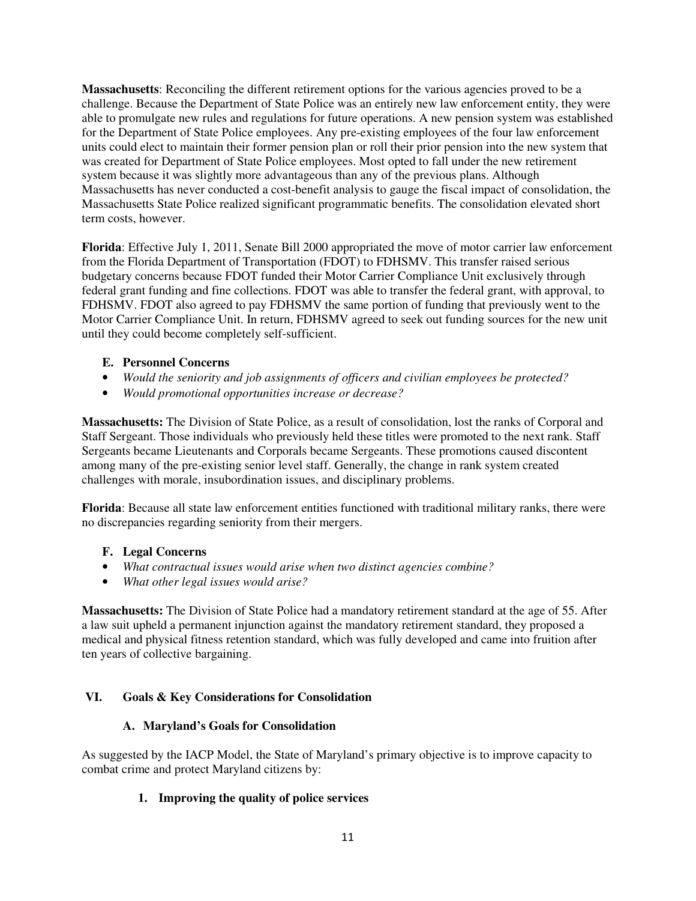**Massachusetts**: Reconciling the different retirement options for the various agencies proved to be a challenge. Because the Department of State Police was an entirely new law enforcement entity, they were able to promulgate new rules and regulations for future operations. A new pension system was established for the Department of State Police employees. Any pre-existing employees of the four law enforcement units could elect to maintain their former pension plan or roll their prior pension into the new system that was created for Department of State Police employees. Most opted to fall under the new retirement system because it was slightly more advantageous than any of the previous plans. Although Massachusetts has never conducted a cost-benefit analysis to gauge the fiscal impact of consolidation, the Massachusetts State Police realized significant programmatic benefits. The consolidation elevated short term costs, however.

**Florida**: Effective July 1, 2011, Senate Bill 2000 appropriated the move of motor carrier law enforcement from the Florida Department of Transportation (FDOT) to FDHSMV. This transfer raised serious budgetary concerns because FDOT funded their Motor Carrier Compliance Unit exclusively through federal grant funding and fine collections. FDOT was able to transfer the federal grant, with approval, to FDHSMV. FDOT also agreed to pay FDHSMV the same portion of funding that previously went to the Motor Carrier Compliance Unit. In return, FDHSMV agreed to seek out funding sources for the new unit until they could become completely self-sufficient.

### E. Personnel Concerns

- *Would the seniority and job assignments of officers and civilian employees be protected?*
- *Would promotional opportunities increase or decrease?*

**Massachusetts:** The Division of State Police, as a result of consolidation, lost the ranks of Corporal and Staff Sergeant. Those individuals who previously held these titles were promoted to the next rank. Staff Sergeants became Lieutenants and Corporals became Sergeants. These promotions caused discontent among many of the pre-existing senior level staff. Generally, the change in rank system created challenges with morale, insubordination issues, and disciplinary problems.

**Florida**: Because all state law enforcement entities functioned with traditional military ranks, there were no discrepancies regarding seniority from their mergers.

### F. Legal Concerns

- *What contractual issues would arise when two distinct agencies combine?*
- *What other legal issues would arise?*

**Massachusetts:** The Division of State Police had a mandatory retirement standard at the age of 55. After a law suit upheld a permanent injunction against the mandatory retirement standard, they proposed a medical and physical fitness retention standard, which was fully developed and came into fruition after ten years of collective bargaining.

## VI. Goals & Key Considerations for Consolidation

### A. Maryland's Goals for Consolidation

As suggested by the IACP Model, the State of Maryland's primary objective is to improve capacity to combat crime and protect Maryland citizens by:

#### 1. Improving the quality of police services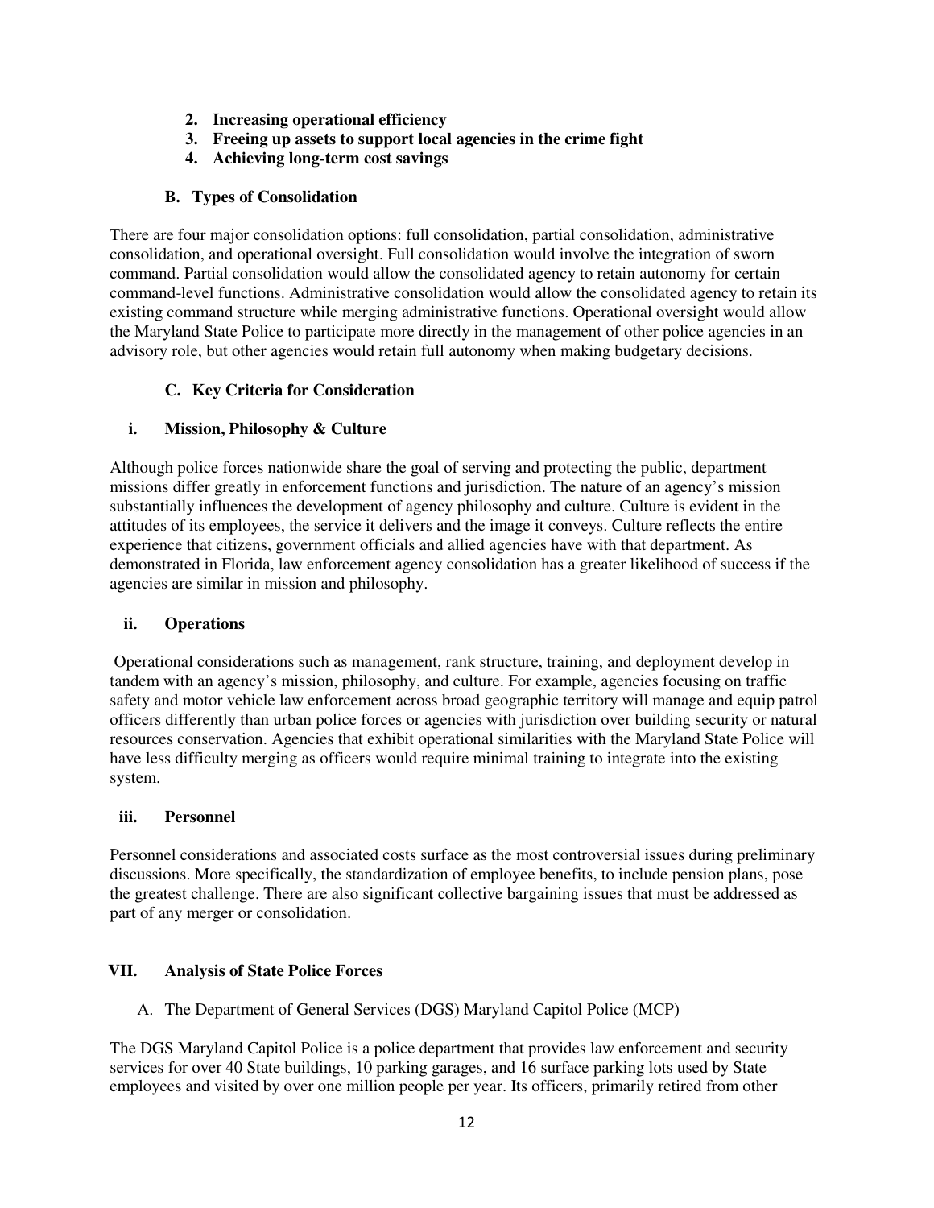2. **Increasing operational efficiency**
3. **Freeing up assets to support local agencies in the crime fight**
4. **Achieving long-term cost savings**

### B. Types of Consolidation

There are four major consolidation options: full consolidation, partial consolidation, administrative consolidation, and operational oversight. Full consolidation would involve the integration of sworn command. Partial consolidation would allow the consolidated agency to retain autonomy for certain command-level functions. Administrative consolidation would allow the consolidated agency to retain its existing command structure while merging administrative functions. Operational oversight would allow the Maryland State Police to participate more directly in the management of other police agencies in an advisory role, but other agencies would retain full autonomy when making budgetary decisions.

### C. Key Criteria for Consideration

#### i. Mission, Philosophy & Culture

Although police forces nationwide share the goal of serving and protecting the public, department missions differ greatly in enforcement functions and jurisdiction. The nature of an agency's mission substantially influences the development of agency philosophy and culture. Culture is evident in the attitudes of its employees, the service it delivers and the image it conveys. Culture reflects the entire experience that citizens, government officials and allied agencies have with that department. As demonstrated in Florida, law enforcement agency consolidation has a greater likelihood of success if the agencies are similar in mission and philosophy.

#### ii. Operations

Operational considerations such as management, rank structure, training, and deployment develop in tandem with an agency's mission, philosophy, and culture. For example, agencies focusing on traffic safety and motor vehicle law enforcement across broad geographic territory will manage and equip patrol officers differently than urban police forces or agencies with jurisdiction over building security or natural resources conservation. Agencies that exhibit operational similarities with the Maryland State Police will have less difficulty merging as officers would require minimal training to integrate into the existing system.

#### iii. Personnel

Personnel considerations and associated costs surface as the most controversial issues during preliminary discussions. More specifically, the standardization of employee benefits, to include pension plans, pose the greatest challenge. There are also significant collective bargaining issues that must be addressed as part of any merger or consolidation.

## VII. Analysis of State Police Forces

A. The Department of General Services (DGS) Maryland Capitol Police (MCP)

The DGS Maryland Capitol Police is a police department that provides law enforcement and security services for over 40 State buildings, 10 parking garages, and 16 surface parking lots used by State employees and visited by over one million people per year. Its officers, primarily retired from other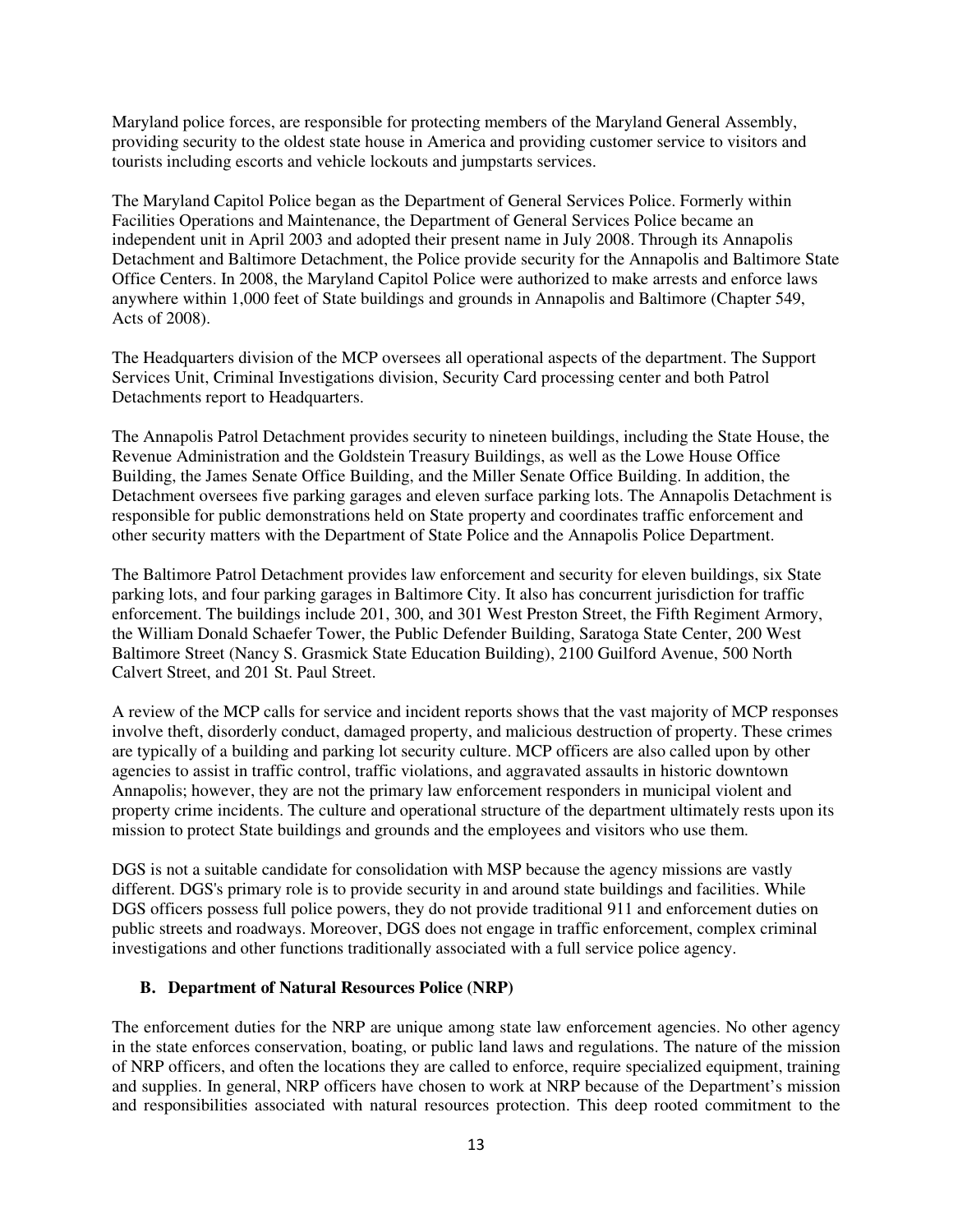Maryland police forces, are responsible for protecting members of the Maryland General Assembly, providing security to the oldest state house in America and providing customer service to visitors and tourists including escorts and vehicle lockouts and jumpstarts services.

The Maryland Capitol Police began as the Department of General Services Police. Formerly within Facilities Operations and Maintenance, the Department of General Services Police became an independent unit in April 2003 and adopted their present name in July 2008. Through its Annapolis Detachment and Baltimore Detachment, the Police provide security for the Annapolis and Baltimore State Office Centers. In 2008, the Maryland Capitol Police were authorized to make arrests and enforce laws anywhere within 1,000 feet of State buildings and grounds in Annapolis and Baltimore (Chapter 549, Acts of 2008).

The Headquarters division of the MCP oversees all operational aspects of the department. The Support Services Unit, Criminal Investigations division, Security Card processing center and both Patrol Detachments report to Headquarters.

The Annapolis Patrol Detachment provides security to nineteen buildings, including the State House, the Revenue Administration and the Goldstein Treasury Buildings, as well as the Lowe House Office Building, the James Senate Office Building, and the Miller Senate Office Building. In addition, the Detachment oversees five parking garages and eleven surface parking lots. The Annapolis Detachment is responsible for public demonstrations held on State property and coordinates traffic enforcement and other security matters with the Department of State Police and the Annapolis Police Department.

The Baltimore Patrol Detachment provides law enforcement and security for eleven buildings, six State parking lots, and four parking garages in Baltimore City. It also has concurrent jurisdiction for traffic enforcement. The buildings include 201, 300, and 301 West Preston Street, the Fifth Regiment Armory, the William Donald Schaefer Tower, the Public Defender Building, Saratoga State Center, 200 West Baltimore Street (Nancy S. Grasmick State Education Building), 2100 Guilford Avenue, 500 North Calvert Street, and 201 St. Paul Street.

A review of the MCP calls for service and incident reports shows that the vast majority of MCP responses involve theft, disorderly conduct, damaged property, and malicious destruction of property. These crimes are typically of a building and parking lot security culture. MCP officers are also called upon by other agencies to assist in traffic control, traffic violations, and aggravated assaults in historic downtown Annapolis; however, they are not the primary law enforcement responders in municipal violent and property crime incidents. The culture and operational structure of the department ultimately rests upon its mission to protect State buildings and grounds and the employees and visitors who use them.

DGS is not a suitable candidate for consolidation with MSP because the agency missions are vastly different. DGS's primary role is to provide security in and around state buildings and facilities. While DGS officers possess full police powers, they do not provide traditional 911 and enforcement duties on public streets and roadways. Moreover, DGS does not engage in traffic enforcement, complex criminal investigations and other functions traditionally associated with a full service police agency.

### B. Department of Natural Resources Police (NRP)

The enforcement duties for the NRP are unique among state law enforcement agencies. No other agency in the state enforces conservation, boating, or public land laws and regulations. The nature of the mission of NRP officers, and often the locations they are called to enforce, require specialized equipment, training and supplies. In general, NRP officers have chosen to work at NRP because of the Department's mission and responsibilities associated with natural resources protection. This deep rooted commitment to the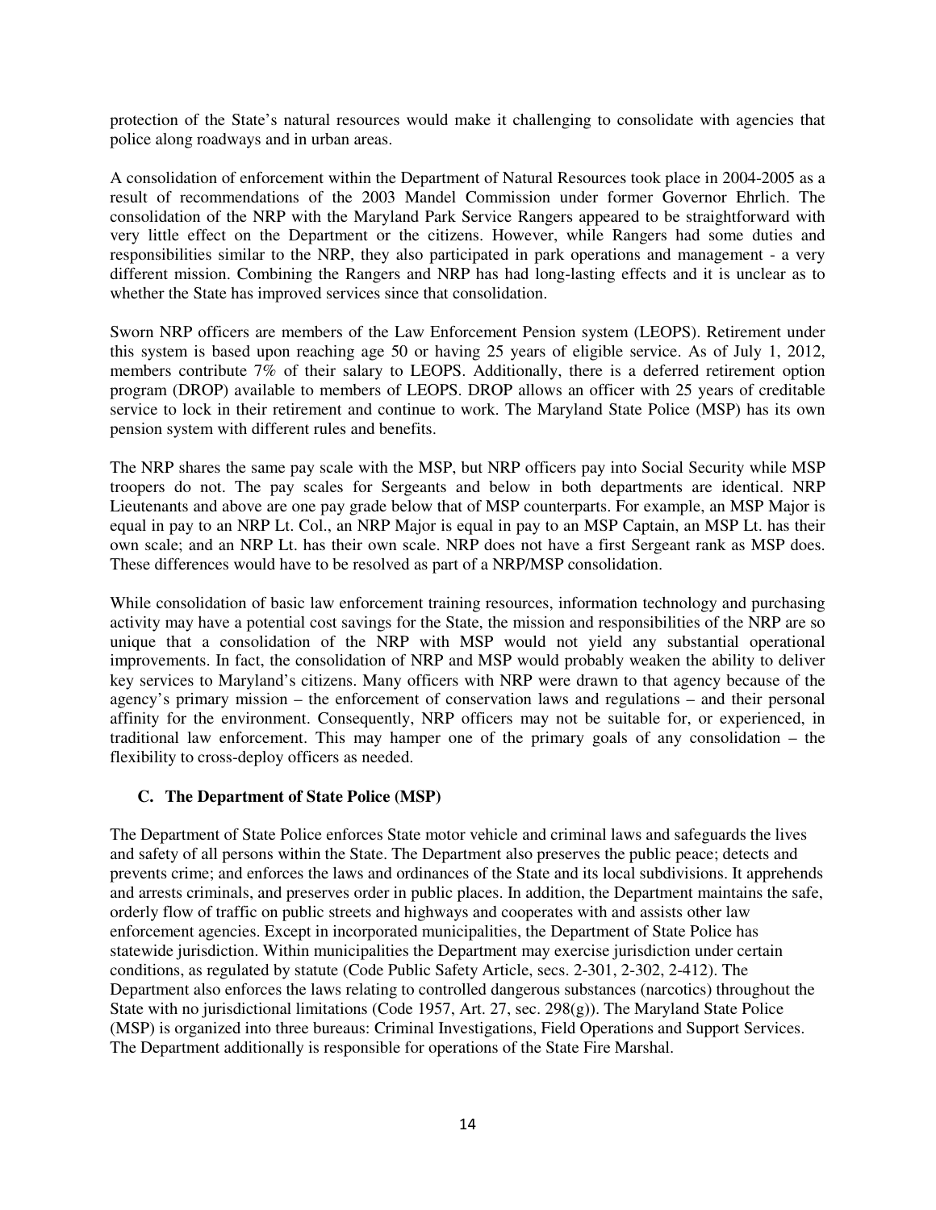protection of the State's natural resources would make it challenging to consolidate with agencies that police along roadways and in urban areas.

A consolidation of enforcement within the Department of Natural Resources took place in 2004-2005 as a result of recommendations of the 2003 Mandel Commission under former Governor Ehrlich. The consolidation of the NRP with the Maryland Park Service Rangers appeared to be straightforward with very little effect on the Department or the citizens. However, while Rangers had some duties and responsibilities similar to the NRP, they also participated in park operations and management - a very different mission. Combining the Rangers and NRP has had long-lasting effects and it is unclear as to whether the State has improved services since that consolidation.

Sworn NRP officers are members of the Law Enforcement Pension system (LEOPS). Retirement under this system is based upon reaching age 50 or having 25 years of eligible service. As of July 1, 2012, members contribute 7% of their salary to LEOPS. Additionally, there is a deferred retirement option program (DROP) available to members of LEOPS. DROP allows an officer with 25 years of creditable service to lock in their retirement and continue to work. The Maryland State Police (MSP) has its own pension system with different rules and benefits.

The NRP shares the same pay scale with the MSP, but NRP officers pay into Social Security while MSP troopers do not. The pay scales for Sergeants and below in both departments are identical. NRP Lieutenants and above are one pay grade below that of MSP counterparts. For example, an MSP Major is equal in pay to an NRP Lt. Col., an NRP Major is equal in pay to an MSP Captain, an MSP Lt. has their own scale; and an NRP Lt. has their own scale. NRP does not have a first Sergeant rank as MSP does. These differences would have to be resolved as part of a NRP/MSP consolidation.

While consolidation of basic law enforcement training resources, information technology and purchasing activity may have a potential cost savings for the State, the mission and responsibilities of the NRP are so unique that a consolidation of the NRP with MSP would not yield any substantial operational improvements. In fact, the consolidation of NRP and MSP would probably weaken the ability to deliver key services to Maryland's citizens. Many officers with NRP were drawn to that agency because of the agency's primary mission – the enforcement of conservation laws and regulations – and their personal affinity for the environment. Consequently, NRP officers may not be suitable for, or experienced, in traditional law enforcement. This may hamper one of the primary goals of any consolidation – the flexibility to cross-deploy officers as needed.

### C. The Department of State Police (MSP)

The Department of State Police enforces State motor vehicle and criminal laws and safeguards the lives and safety of all persons within the State. The Department also preserves the public peace; detects and prevents crime; and enforces the laws and ordinances of the State and its local subdivisions. It apprehends and arrests criminals, and preserves order in public places. In addition, the Department maintains the safe, orderly flow of traffic on public streets and highways and cooperates with and assists other law enforcement agencies. Except in incorporated municipalities, the Department of State Police has statewide jurisdiction. Within municipalities the Department may exercise jurisdiction under certain conditions, as regulated by statute (Code Public Safety Article, secs. 2-301, 2-302, 2-412). The Department also enforces the laws relating to controlled dangerous substances (narcotics) throughout the State with no jurisdictional limitations (Code 1957, Art. 27, sec. 298(g)). The Maryland State Police (MSP) is organized into three bureaus: Criminal Investigations, Field Operations and Support Services. The Department additionally is responsible for operations of the State Fire Marshal.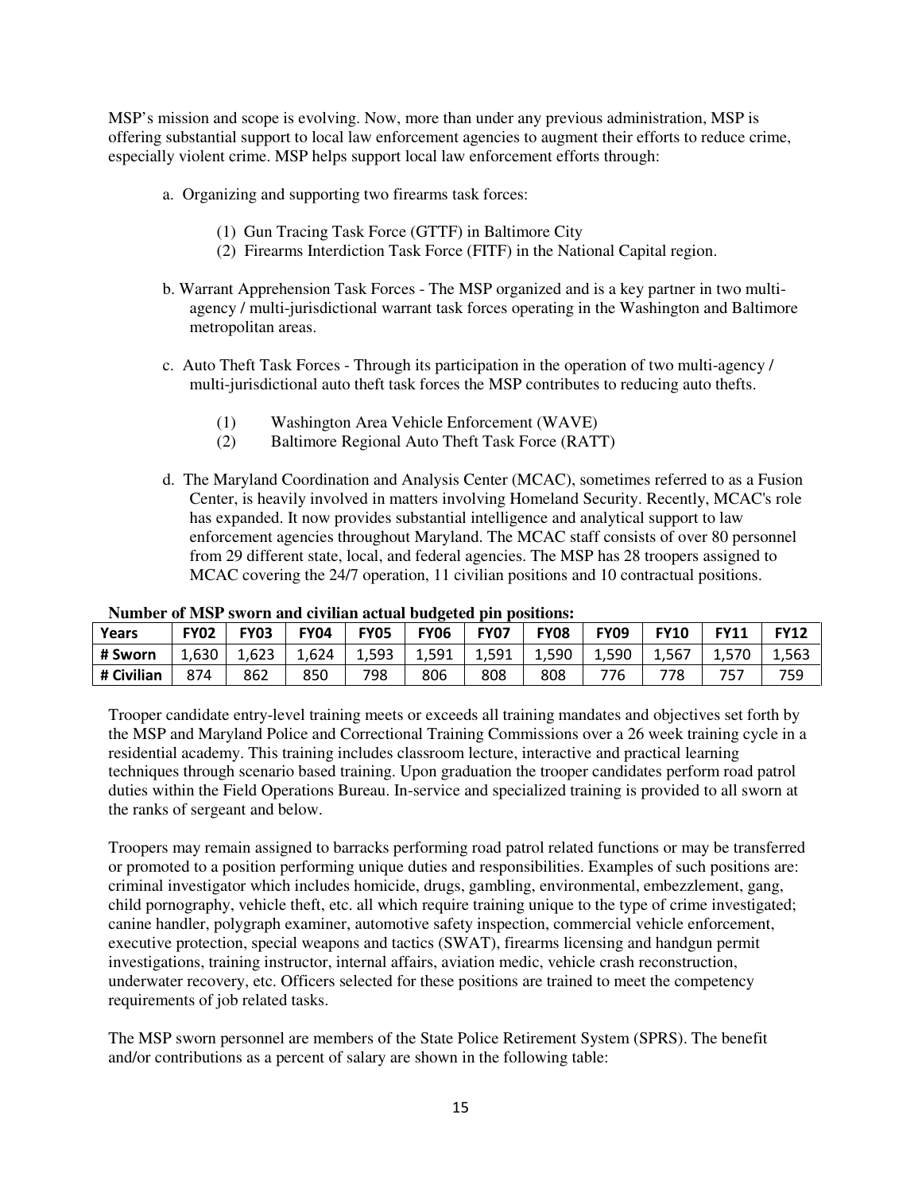MSP's mission and scope is evolving. Now, more than under any previous administration, MSP is offering substantial support to local law enforcement agencies to augment their efforts to reduce crime, especially violent crime. MSP helps support local law enforcement efforts through:

a. Organizing and supporting two firearms task forces:

   (1) Gun Tracing Task Force (GTTF) in Baltimore City
   (2) Firearms Interdiction Task Force (FITF) in the National Capital region.

b. Warrant Apprehension Task Forces - The MSP organized and is a key partner in two multi-agency / multi-jurisdictional warrant task forces operating in the Washington and Baltimore metropolitan areas.

c. Auto Theft Task Forces - Through its participation in the operation of two multi-agency / multi-jurisdictional auto theft task forces the MSP contributes to reducing auto thefts.

   (1) Washington Area Vehicle Enforcement (WAVE)
   (2) Baltimore Regional Auto Theft Task Force (RATT)

d. The Maryland Coordination and Analysis Center (MCAC), sometimes referred to as a Fusion Center, is heavily involved in matters involving Homeland Security. Recently, MCAC's role has expanded. It now provides substantial intelligence and analytical support to law enforcement agencies throughout Maryland. The MCAC staff consists of over 80 personnel from 29 different state, local, and federal agencies. The MSP has 28 troopers assigned to MCAC covering the 24/7 operation, 11 civilian positions and 10 contractual positions.

**Number of MSP sworn and civilian actual budgeted pin positions:**

| Years | FY02 | FY03 | FY04 | FY05 | FY06 | FY07 | FY08 | FY09 | FY10 | FY11 | FY12 |
|---|---|---|---|---|---|---|---|---|---|---|---|
| # Sworn | 1,630 | 1,623 | 1,624 | 1,593 | 1,591 | 1,591 | 1,590 | 1,590 | 1,567 | 1,570 | 1,563 |
| # Civilian | 874 | 862 | 850 | 798 | 806 | 808 | 808 | 776 | 778 | 757 | 759 |

Trooper candidate entry-level training meets or exceeds all training mandates and objectives set forth by the MSP and Maryland Police and Correctional Training Commissions over a 26 week training cycle in a residential academy. This training includes classroom lecture, interactive and practical learning techniques through scenario based training. Upon graduation the trooper candidates perform road patrol duties within the Field Operations Bureau. In-service and specialized training is provided to all sworn at the ranks of sergeant and below.

Troopers may remain assigned to barracks performing road patrol related functions or may be transferred or promoted to a position performing unique duties and responsibilities. Examples of such positions are: criminal investigator which includes homicide, drugs, gambling, environmental, embezzlement, gang, child pornography, vehicle theft, etc. all which require training unique to the type of crime investigated; canine handler, polygraph examiner, automotive safety inspection, commercial vehicle enforcement, executive protection, special weapons and tactics (SWAT), firearms licensing and handgun permit investigations, training instructor, internal affairs, aviation medic, vehicle crash reconstruction, underwater recovery, etc. Officers selected for these positions are trained to meet the competency requirements of job related tasks.

The MSP sworn personnel are members of the State Police Retirement System (SPRS). The benefit and/or contributions as a percent of salary are shown in the following table: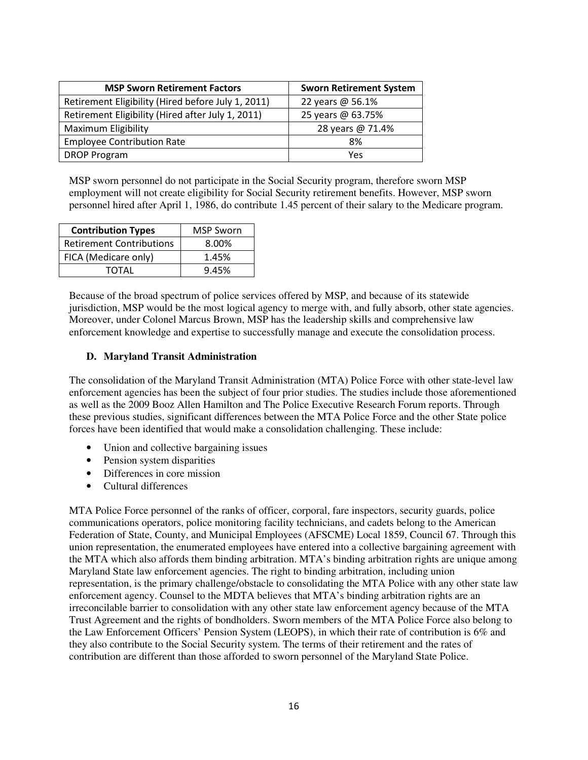| MSP Sworn Retirement Factors | Sworn Retirement System |
|---|---|
| Retirement Eligibility (Hired before July 1, 2011) | 22 years @ 56.1% |
| Retirement Eligibility (Hired after July 1, 2011) | 25 years @ 63.75% |
| Maximum Eligibility | 28 years @ 71.4% |
| Employee Contribution Rate | 8% |
| DROP Program | Yes |

MSP sworn personnel do not participate in the Social Security program, therefore sworn MSP employment will not create eligibility for Social Security retirement benefits. However, MSP sworn personnel hired after April 1, 1986, do contribute 1.45 percent of their salary to the Medicare program.

| Contribution Types | MSP Sworn |
|---|---|
| Retirement Contributions | 8.00% |
| FICA (Medicare only) | 1.45% |
| TOTAL | 9.45% |

Because of the broad spectrum of police services offered by MSP, and because of its statewide jurisdiction, MSP would be the most logical agency to merge with, and fully absorb, other state agencies. Moreover, under Colonel Marcus Brown, MSP has the leadership skills and comprehensive law enforcement knowledge and expertise to successfully manage and execute the consolidation process.

### D. Maryland Transit Administration

The consolidation of the Maryland Transit Administration (MTA) Police Force with other state-level law enforcement agencies has been the subject of four prior studies. The studies include those aforementioned as well as the 2009 Booz Allen Hamilton and The Police Executive Research Forum reports. Through these previous studies, significant differences between the MTA Police Force and the other State police forces have been identified that would make a consolidation challenging. These include:

- Union and collective bargaining issues
- Pension system disparities
- Differences in core mission
- Cultural differences

MTA Police Force personnel of the ranks of officer, corporal, fare inspectors, security guards, police communications operators, police monitoring facility technicians, and cadets belong to the American Federation of State, County, and Municipal Employees (AFSCME) Local 1859, Council 67. Through this union representation, the enumerated employees have entered into a collective bargaining agreement with the MTA which also affords them binding arbitration. MTA's binding arbitration rights are unique among Maryland State law enforcement agencies. The right to binding arbitration, including union representation, is the primary challenge/obstacle to consolidating the MTA Police with any other state law enforcement agency. Counsel to the MDTA believes that MTA's binding arbitration rights are an irreconcilable barrier to consolidation with any other state law enforcement agency because of the MTA Trust Agreement and the rights of bondholders. Sworn members of the MTA Police Force also belong to the Law Enforcement Officers' Pension System (LEOPS), in which their rate of contribution is 6% and they also contribute to the Social Security system. The terms of their retirement and the rates of contribution are different than those afforded to sworn personnel of the Maryland State Police.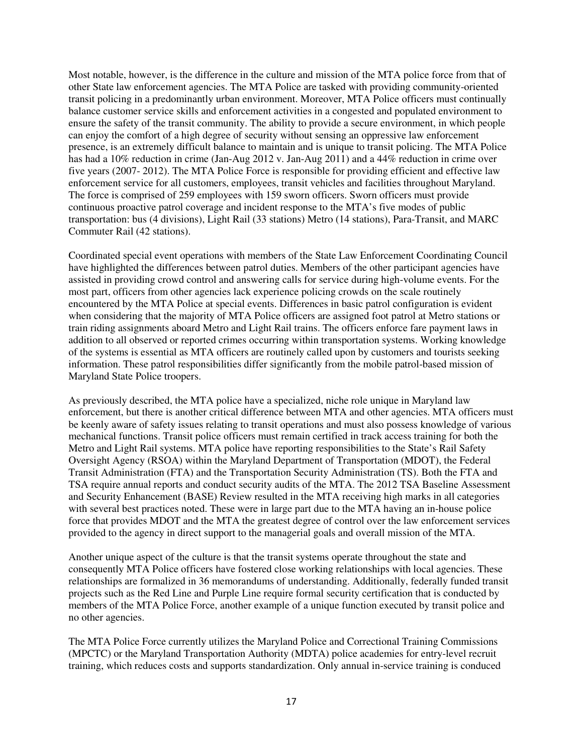Most notable, however, is the difference in the culture and mission of the MTA police force from that of other State law enforcement agencies. The MTA Police are tasked with providing community-oriented transit policing in a predominantly urban environment. Moreover, MTA Police officers must continually balance customer service skills and enforcement activities in a congested and populated environment to ensure the safety of the transit community. The ability to provide a secure environment, in which people can enjoy the comfort of a high degree of security without sensing an oppressive law enforcement presence, is an extremely difficult balance to maintain and is unique to transit policing. The MTA Police has had a 10% reduction in crime (Jan-Aug 2012 v. Jan-Aug 2011) and a 44% reduction in crime over five years (2007- 2012). The MTA Police Force is responsible for providing efficient and effective law enforcement service for all customers, employees, transit vehicles and facilities throughout Maryland. The force is comprised of 259 employees with 159 sworn officers. Sworn officers must provide continuous proactive patrol coverage and incident response to the MTA's five modes of public transportation: bus (4 divisions), Light Rail (33 stations) Metro (14 stations), Para-Transit, and MARC Commuter Rail (42 stations).

Coordinated special event operations with members of the State Law Enforcement Coordinating Council have highlighted the differences between patrol duties. Members of the other participant agencies have assisted in providing crowd control and answering calls for service during high-volume events. For the most part, officers from other agencies lack experience policing crowds on the scale routinely encountered by the MTA Police at special events. Differences in basic patrol configuration is evident when considering that the majority of MTA Police officers are assigned foot patrol at Metro stations or train riding assignments aboard Metro and Light Rail trains. The officers enforce fare payment laws in addition to all observed or reported crimes occurring within transportation systems. Working knowledge of the systems is essential as MTA officers are routinely called upon by customers and tourists seeking information. These patrol responsibilities differ significantly from the mobile patrol-based mission of Maryland State Police troopers.

As previously described, the MTA police have a specialized, niche role unique in Maryland law enforcement, but there is another critical difference between MTA and other agencies. MTA officers must be keenly aware of safety issues relating to transit operations and must also possess knowledge of various mechanical functions. Transit police officers must remain certified in track access training for both the Metro and Light Rail systems. MTA police have reporting responsibilities to the State's Rail Safety Oversight Agency (RSOA) within the Maryland Department of Transportation (MDOT), the Federal Transit Administration (FTA) and the Transportation Security Administration (TS). Both the FTA and TSA require annual reports and conduct security audits of the MTA. The 2012 TSA Baseline Assessment and Security Enhancement (BASE) Review resulted in the MTA receiving high marks in all categories with several best practices noted. These were in large part due to the MTA having an in-house police force that provides MDOT and the MTA the greatest degree of control over the law enforcement services provided to the agency in direct support to the managerial goals and overall mission of the MTA.

Another unique aspect of the culture is that the transit systems operate throughout the state and consequently MTA Police officers have fostered close working relationships with local agencies. These relationships are formalized in 36 memorandums of understanding. Additionally, federally funded transit projects such as the Red Line and Purple Line require formal security certification that is conducted by members of the MTA Police Force, another example of a unique function executed by transit police and no other agencies.

The MTA Police Force currently utilizes the Maryland Police and Correctional Training Commissions (MPCTC) or the Maryland Transportation Authority (MDTA) police academies for entry-level recruit training, which reduces costs and supports standardization. Only annual in-service training is conduced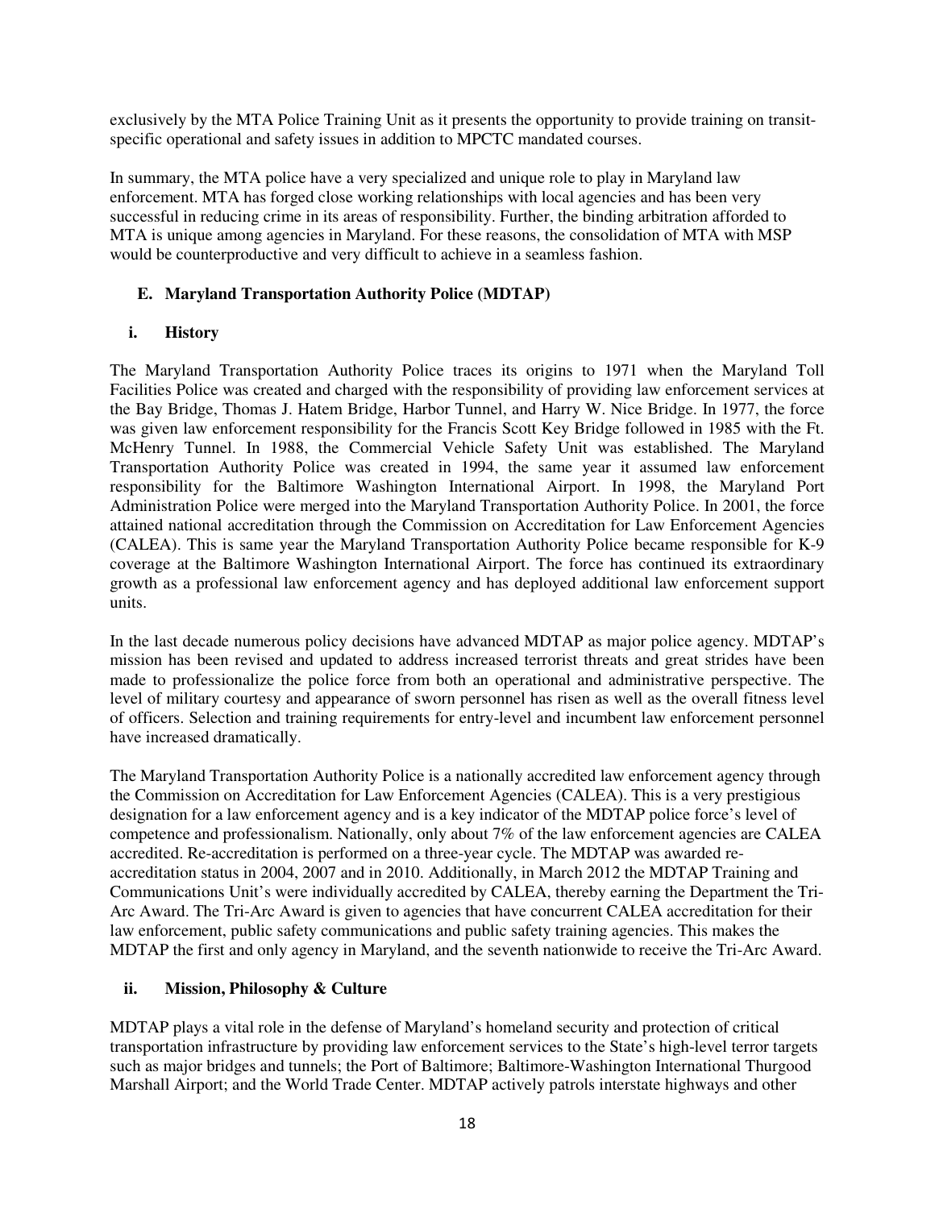exclusively by the MTA Police Training Unit as it presents the opportunity to provide training on transit-specific operational and safety issues in addition to MPCTC mandated courses.

In summary, the MTA police have a very specialized and unique role to play in Maryland law enforcement. MTA has forged close working relationships with local agencies and has been very successful in reducing crime in its areas of responsibility. Further, the binding arbitration afforded to MTA is unique among agencies in Maryland. For these reasons, the consolidation of MTA with MSP would be counterproductive and very difficult to achieve in a seamless fashion.

### E. Maryland Transportation Authority Police (MDTAP)

#### i. History

The Maryland Transportation Authority Police traces its origins to 1971 when the Maryland Toll Facilities Police was created and charged with the responsibility of providing law enforcement services at the Bay Bridge, Thomas J. Hatem Bridge, Harbor Tunnel, and Harry W. Nice Bridge. In 1977, the force was given law enforcement responsibility for the Francis Scott Key Bridge followed in 1985 with the Ft. McHenry Tunnel. In 1988, the Commercial Vehicle Safety Unit was established. The Maryland Transportation Authority Police was created in 1994, the same year it assumed law enforcement responsibility for the Baltimore Washington International Airport. In 1998, the Maryland Port Administration Police were merged into the Maryland Transportation Authority Police. In 2001, the force attained national accreditation through the Commission on Accreditation for Law Enforcement Agencies (CALEA). This is same year the Maryland Transportation Authority Police became responsible for K-9 coverage at the Baltimore Washington International Airport. The force has continued its extraordinary growth as a professional law enforcement agency and has deployed additional law enforcement support units.

In the last decade numerous policy decisions have advanced MDTAP as major police agency. MDTAP's mission has been revised and updated to address increased terrorist threats and great strides have been made to professionalize the police force from both an operational and administrative perspective. The level of military courtesy and appearance of sworn personnel has risen as well as the overall fitness level of officers. Selection and training requirements for entry-level and incumbent law enforcement personnel have increased dramatically.

The Maryland Transportation Authority Police is a nationally accredited law enforcement agency through the Commission on Accreditation for Law Enforcement Agencies (CALEA). This is a very prestigious designation for a law enforcement agency and is a key indicator of the MDTAP police force's level of competence and professionalism. Nationally, only about 7% of the law enforcement agencies are CALEA accredited. Re-accreditation is performed on a three-year cycle. The MDTAP was awarded re-accreditation status in 2004, 2007 and in 2010. Additionally, in March 2012 the MDTAP Training and Communications Unit's were individually accredited by CALEA, thereby earning the Department the Tri-Arc Award. The Tri-Arc Award is given to agencies that have concurrent CALEA accreditation for their law enforcement, public safety communications and public safety training agencies. This makes the MDTAP the first and only agency in Maryland, and the seventh nationwide to receive the Tri-Arc Award.

#### ii. Mission, Philosophy & Culture

MDTAP plays a vital role in the defense of Maryland's homeland security and protection of critical transportation infrastructure by providing law enforcement services to the State's high-level terror targets such as major bridges and tunnels; the Port of Baltimore; Baltimore-Washington International Thurgood Marshall Airport; and the World Trade Center. MDTAP actively patrols interstate highways and other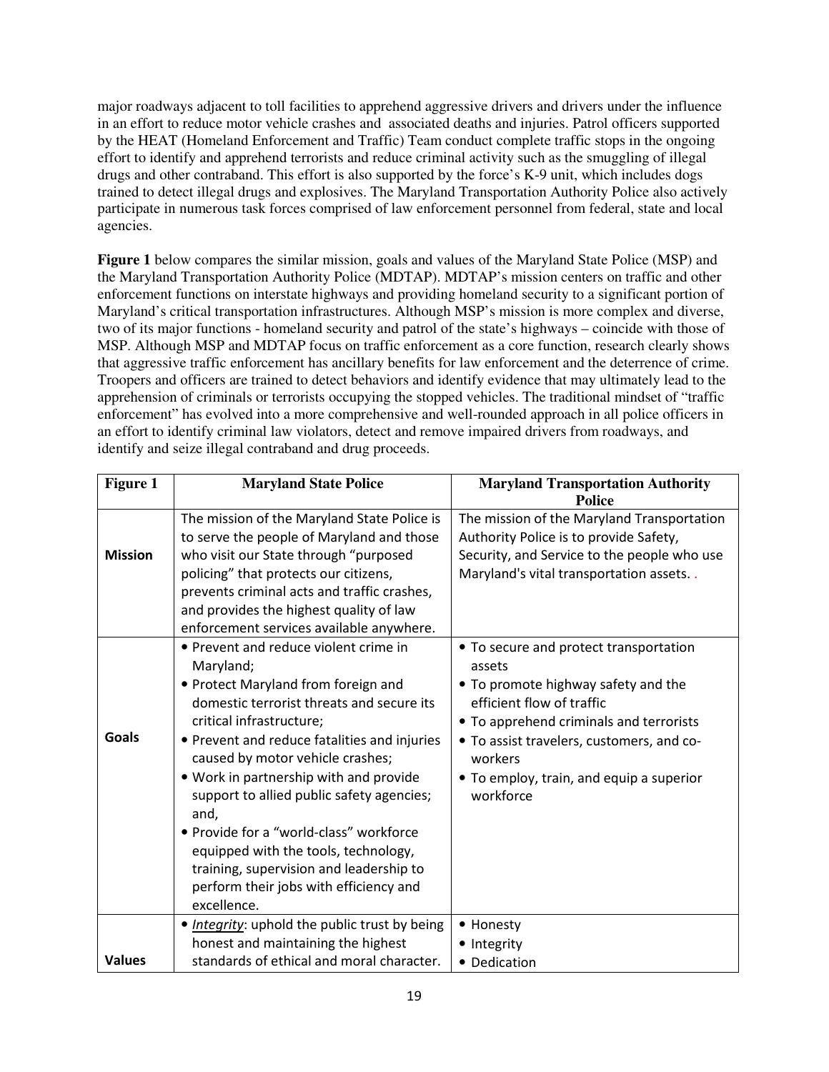major roadways adjacent to toll facilities to apprehend aggressive drivers and drivers under the influence in an effort to reduce motor vehicle crashes and associated deaths and injuries. Patrol officers supported by the HEAT (Homeland Enforcement and Traffic) Team conduct complete traffic stops in the ongoing effort to identify and apprehend terrorists and reduce criminal activity such as the smuggling of illegal drugs and other contraband. This effort is also supported by the force's K-9 unit, which includes dogs trained to detect illegal drugs and explosives. The Maryland Transportation Authority Police also actively participate in numerous task forces comprised of law enforcement personnel from federal, state and local agencies.

**Figure 1** below compares the similar mission, goals and values of the Maryland State Police (MSP) and the Maryland Transportation Authority Police (MDTAP). MDTAP's mission centers on traffic and other enforcement functions on interstate highways and providing homeland security to a significant portion of Maryland's critical transportation infrastructures. Although MSP's mission is more complex and diverse, two of its major functions - homeland security and patrol of the state's highways – coincide with those of MSP. Although MSP and MDTAP focus on traffic enforcement as a core function, research clearly shows that aggressive traffic enforcement has ancillary benefits for law enforcement and the deterrence of crime. Troopers and officers are trained to detect behaviors and identify evidence that may ultimately lead to the apprehension of criminals or terrorists occupying the stopped vehicles. The traditional mindset of "traffic enforcement" has evolved into a more comprehensive and well-rounded approach in all police officers in an effort to identify criminal law violators, detect and remove impaired drivers from roadways, and identify and seize illegal contraband and drug proceeds.

| Figure 1 | Maryland State Police | Maryland Transportation Authority Police |
|---|---|---|
| **Mission** | The mission of the Maryland State Police is to serve the people of Maryland and those who visit our State through "purposed policing" that protects our citizens, prevents criminal acts and traffic crashes, and provides the highest quality of law enforcement services available anywhere. | The mission of the Maryland Transportation Authority Police is to provide Safety, Security, and Service to the people who use Maryland's vital transportation assets. . |
| **Goals** | • Prevent and reduce violent crime in Maryland;<br>• Protect Maryland from foreign and domestic terrorist threats and secure its critical infrastructure;<br>• Prevent and reduce fatalities and injuries caused by motor vehicle crashes;<br>• Work in partnership with and provide support to allied public safety agencies; and,<br>• Provide for a "world-class" workforce equipped with the tools, technology, training, supervision and leadership to perform their jobs with efficiency and excellence. | • To secure and protect transportation assets<br>• To promote highway safety and the efficient flow of traffic<br>• To apprehend criminals and terrorists<br>• To assist travelers, customers, and co-workers<br>• To employ, train, and equip a superior workforce |
| **Values** | • *Integrity*: uphold the public trust by being honest and maintaining the highest standards of ethical and moral character. | • Honesty<br>• Integrity<br>• Dedication |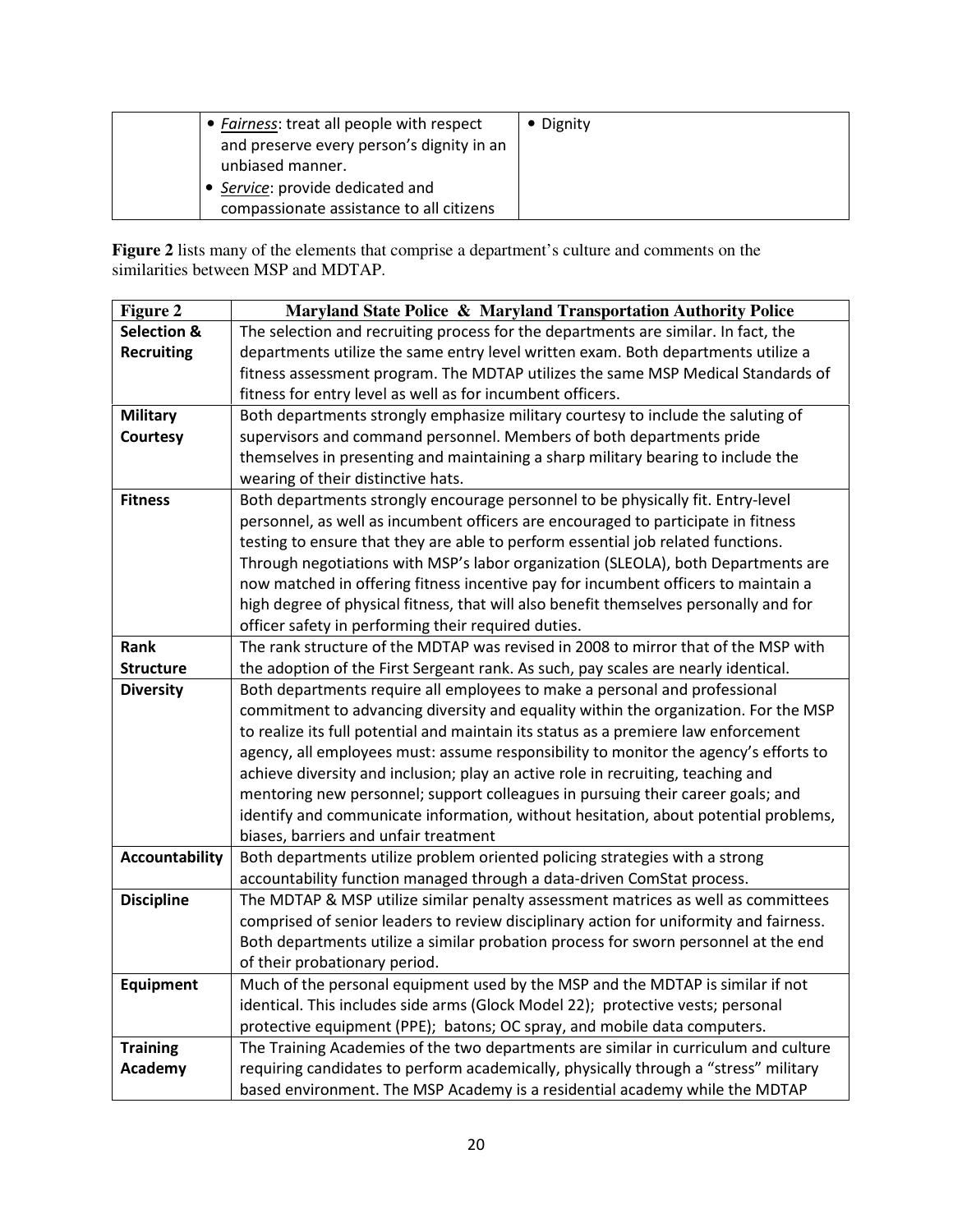| | | |
|---|---|---|
| | • *Fairness*: treat all people with respect and preserve every person's dignity in an unbiased manner.<br>• *Service*: provide dedicated and compassionate assistance to all citizens | • Dignity |

**Figure 2** lists many of the elements that comprise a department's culture and comments on the similarities between MSP and MDTAP.

| Figure 2 | Maryland State Police & Maryland Transportation Authority Police |
|---|---|
| **Selection & Recruiting** | The selection and recruiting process for the departments are similar. In fact, the departments utilize the same entry level written exam. Both departments utilize a fitness assessment program. The MDTAP utilizes the same MSP Medical Standards of fitness for entry level as well as for incumbent officers. |
| **Military Courtesy** | Both departments strongly emphasize military courtesy to include the saluting of supervisors and command personnel. Members of both departments pride themselves in presenting and maintaining a sharp military bearing to include the wearing of their distinctive hats. |
| **Fitness** | Both departments strongly encourage personnel to be physically fit. Entry-level personnel, as well as incumbent officers are encouraged to participate in fitness testing to ensure that they are able to perform essential job related functions. Through negotiations with MSP's labor organization (SLEOLA), both Departments are now matched in offering fitness incentive pay for incumbent officers to maintain a high degree of physical fitness, that will also benefit themselves personally and for officer safety in performing their required duties. |
| **Rank Structure** | The rank structure of the MDTAP was revised in 2008 to mirror that of the MSP with the adoption of the First Sergeant rank. As such, pay scales are nearly identical. |
| **Diversity** | Both departments require all employees to make a personal and professional commitment to advancing diversity and equality within the organization. For the MSP to realize its full potential and maintain its status as a premiere law enforcement agency, all employees must: assume responsibility to monitor the agency's efforts to achieve diversity and inclusion; play an active role in recruiting, teaching and mentoring new personnel; support colleagues in pursuing their career goals; and identify and communicate information, without hesitation, about potential problems, biases, barriers and unfair treatment |
| **Accountability** | Both departments utilize problem oriented policing strategies with a strong accountability function managed through a data-driven ComStat process. |
| **Discipline** | The MDTAP & MSP utilize similar penalty assessment matrices as well as committees comprised of senior leaders to review disciplinary action for uniformity and fairness. Both departments utilize a similar probation process for sworn personnel at the end of their probationary period. |
| **Equipment** | Much of the personal equipment used by the MSP and the MDTAP is similar if not identical. This includes side arms (Glock Model 22); protective vests; personal protective equipment (PPE); batons; OC spray, and mobile data computers. |
| **Training Academy** | The Training Academies of the two departments are similar in curriculum and culture requiring candidates to perform academically, physically through a "stress" military based environment. The MSP Academy is a residential academy while the MDTAP |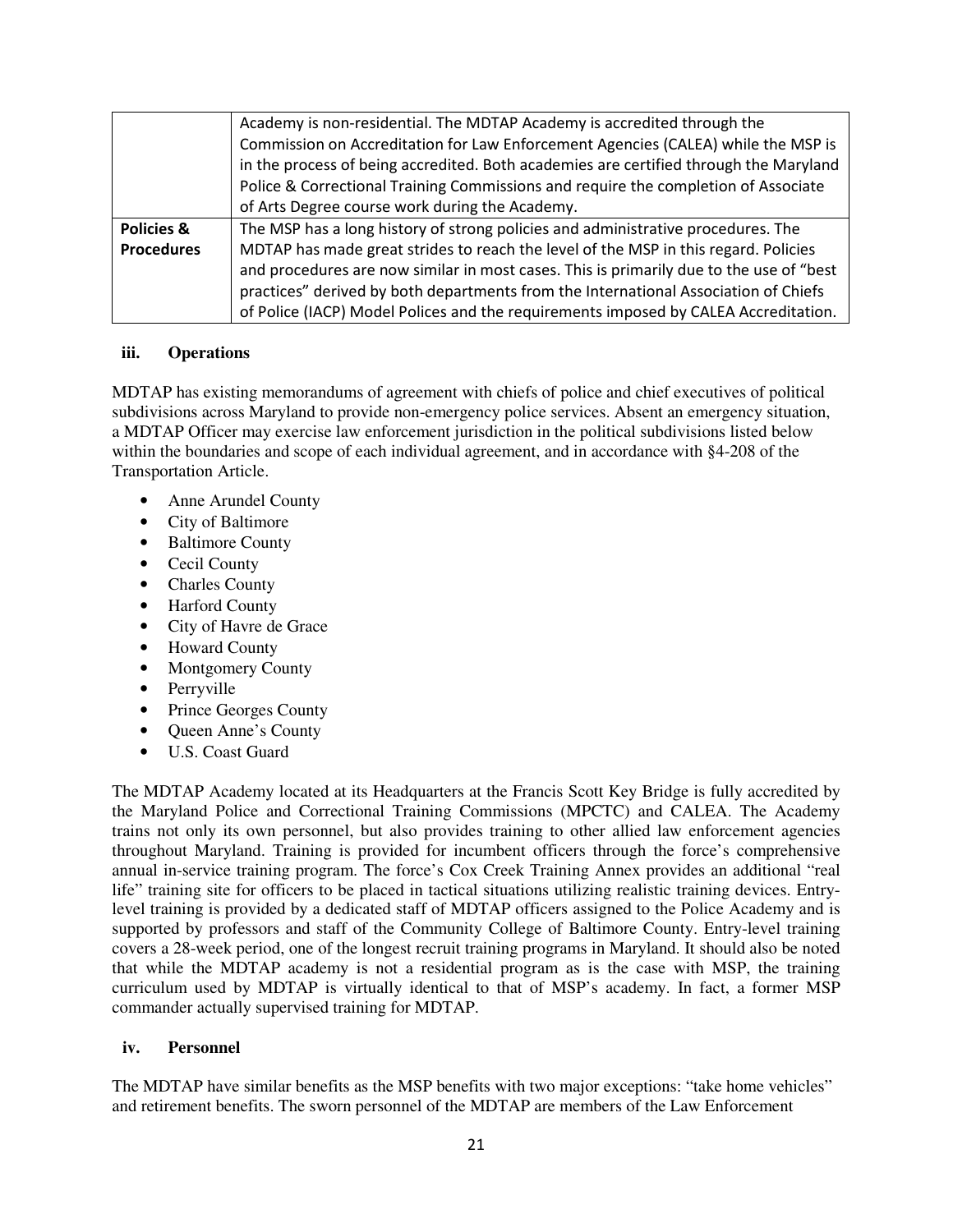| | |
|---|---|
| | Academy is non-residential. The MDTAP Academy is accredited through the Commission on Accreditation for Law Enforcement Agencies (CALEA) while the MSP is in the process of being accredited. Both academies are certified through the Maryland Police & Correctional Training Commissions and require the completion of Associate of Arts Degree course work during the Academy. |
| **Policies & Procedures** | The MSP has a long history of strong policies and administrative procedures. The MDTAP has made great strides to reach the level of the MSP in this regard. Policies and procedures are now similar in most cases. This is primarily due to the use of "best practices" derived by both departments from the International Association of Chiefs of Police (IACP) Model Polices and the requirements imposed by CALEA Accreditation. |

### iii. Operations

MDTAP has existing memorandums of agreement with chiefs of police and chief executives of political subdivisions across Maryland to provide non-emergency police services. Absent an emergency situation, a MDTAP Officer may exercise law enforcement jurisdiction in the political subdivisions listed below within the boundaries and scope of each individual agreement, and in accordance with §4-208 of the Transportation Article.

- Anne Arundel County
- City of Baltimore
- Baltimore County
- Cecil County
- Charles County
- Harford County
- City of Havre de Grace
- Howard County
- Montgomery County
- Perryville
- Prince Georges County
- Queen Anne's County
- U.S. Coast Guard

The MDTAP Academy located at its Headquarters at the Francis Scott Key Bridge is fully accredited by the Maryland Police and Correctional Training Commissions (MPCTC) and CALEA. The Academy trains not only its own personnel, but also provides training to other allied law enforcement agencies throughout Maryland. Training is provided for incumbent officers through the force's comprehensive annual in-service training program. The force's Cox Creek Training Annex provides an additional "real life" training site for officers to be placed in tactical situations utilizing realistic training devices. Entry-level training is provided by a dedicated staff of MDTAP officers assigned to the Police Academy and is supported by professors and staff of the Community College of Baltimore County. Entry-level training covers a 28-week period, one of the longest recruit training programs in Maryland. It should also be noted that while the MDTAP academy is not a residential program as is the case with MSP, the training curriculum used by MDTAP is virtually identical to that of MSP's academy. In fact, a former MSP commander actually supervised training for MDTAP.

### iv. Personnel

The MDTAP have similar benefits as the MSP benefits with two major exceptions: "take home vehicles" and retirement benefits. The sworn personnel of the MDTAP are members of the Law Enforcement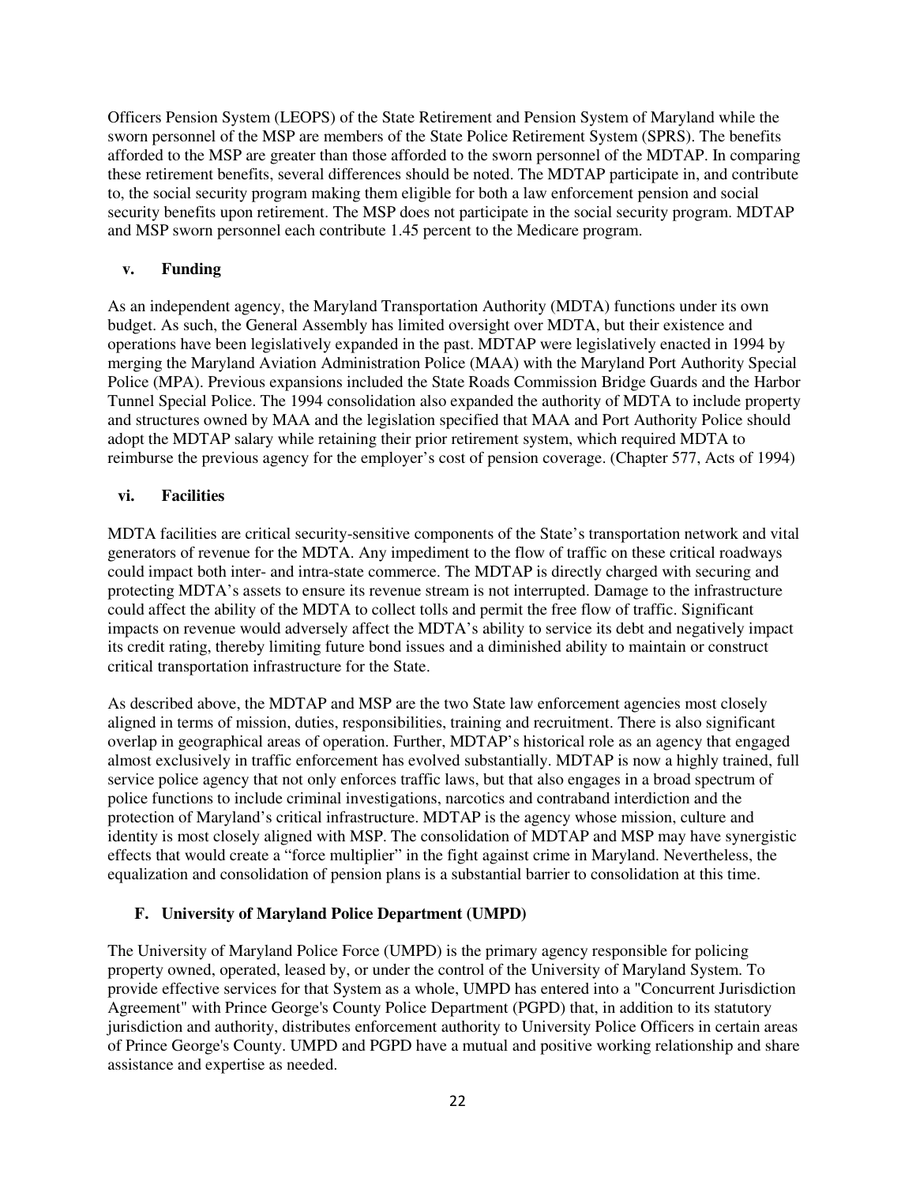Officers Pension System (LEOPS) of the State Retirement and Pension System of Maryland while the sworn personnel of the MSP are members of the State Police Retirement System (SPRS). The benefits afforded to the MSP are greater than those afforded to the sworn personnel of the MDTAP. In comparing these retirement benefits, several differences should be noted. The MDTAP participate in, and contribute to, the social security program making them eligible for both a law enforcement pension and social security benefits upon retirement. The MSP does not participate in the social security program. MDTAP and MSP sworn personnel each contribute 1.45 percent to the Medicare program.

#### v. Funding

As an independent agency, the Maryland Transportation Authority (MDTA) functions under its own budget. As such, the General Assembly has limited oversight over MDTA, but their existence and operations have been legislatively expanded in the past. MDTAP were legislatively enacted in 1994 by merging the Maryland Aviation Administration Police (MAA) with the Maryland Port Authority Special Police (MPA). Previous expansions included the State Roads Commission Bridge Guards and the Harbor Tunnel Special Police. The 1994 consolidation also expanded the authority of MDTA to include property and structures owned by MAA and the legislation specified that MAA and Port Authority Police should adopt the MDTAP salary while retaining their prior retirement system, which required MDTA to reimburse the previous agency for the employer's cost of pension coverage. (Chapter 577, Acts of 1994)

#### vi. Facilities

MDTA facilities are critical security-sensitive components of the State's transportation network and vital generators of revenue for the MDTA. Any impediment to the flow of traffic on these critical roadways could impact both inter- and intra-state commerce. The MDTAP is directly charged with securing and protecting MDTA's assets to ensure its revenue stream is not interrupted. Damage to the infrastructure could affect the ability of the MDTA to collect tolls and permit the free flow of traffic. Significant impacts on revenue would adversely affect the MDTA's ability to service its debt and negatively impact its credit rating, thereby limiting future bond issues and a diminished ability to maintain or construct critical transportation infrastructure for the State.

As described above, the MDTAP and MSP are the two State law enforcement agencies most closely aligned in terms of mission, duties, responsibilities, training and recruitment. There is also significant overlap in geographical areas of operation. Further, MDTAP's historical role as an agency that engaged almost exclusively in traffic enforcement has evolved substantially. MDTAP is now a highly trained, full service police agency that not only enforces traffic laws, but that also engages in a broad spectrum of police functions to include criminal investigations, narcotics and contraband interdiction and the protection of Maryland's critical infrastructure. MDTAP is the agency whose mission, culture and identity is most closely aligned with MSP. The consolidation of MDTAP and MSP may have synergistic effects that would create a "force multiplier" in the fight against crime in Maryland. Nevertheless, the equalization and consolidation of pension plans is a substantial barrier to consolidation at this time.

### F. University of Maryland Police Department (UMPD)

The University of Maryland Police Force (UMPD) is the primary agency responsible for policing property owned, operated, leased by, or under the control of the University of Maryland System. To provide effective services for that System as a whole, UMPD has entered into a "Concurrent Jurisdiction Agreement" with Prince George's County Police Department (PGPD) that, in addition to its statutory jurisdiction and authority, distributes enforcement authority to University Police Officers in certain areas of Prince George's County. UMPD and PGPD have a mutual and positive working relationship and share assistance and expertise as needed.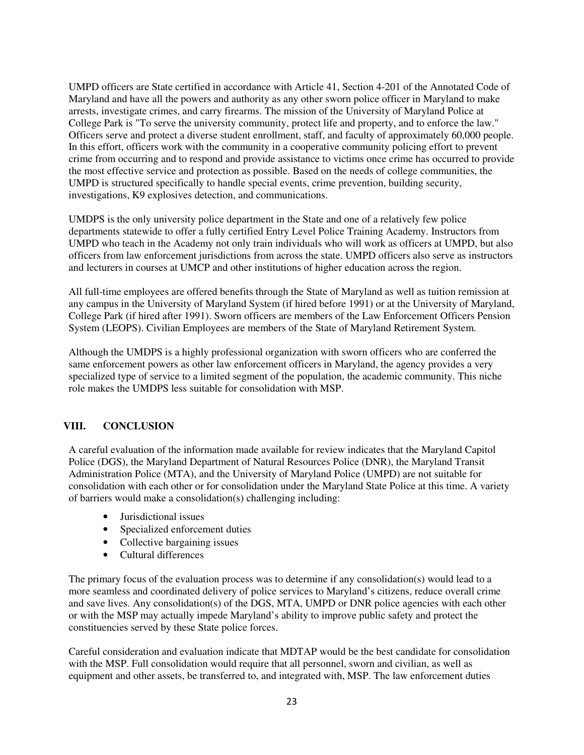UMPD officers are State certified in accordance with Article 41, Section 4-201 of the Annotated Code of Maryland and have all the powers and authority as any other sworn police officer in Maryland to make arrests, investigate crimes, and carry firearms. The mission of the University of Maryland Police at College Park is "To serve the university community, protect life and property, and to enforce the law." Officers serve and protect a diverse student enrollment, staff, and faculty of approximately 60,000 people. In this effort, officers work with the community in a cooperative community policing effort to prevent crime from occurring and to respond and provide assistance to victims once crime has occurred to provide the most effective service and protection as possible. Based on the needs of college communities, the UMPD is structured specifically to handle special events, crime prevention, building security, investigations, K9 explosives detection, and communications.

UMDPS is the only university police department in the State and one of a relatively few police departments statewide to offer a fully certified Entry Level Police Training Academy. Instructors from UMPD who teach in the Academy not only train individuals who will work as officers at UMPD, but also officers from law enforcement jurisdictions from across the state. UMPD officers also serve as instructors and lecturers in courses at UMCP and other institutions of higher education across the region.

All full-time employees are offered benefits through the State of Maryland as well as tuition remission at any campus in the University of Maryland System (if hired before 1991) or at the University of Maryland, College Park (if hired after 1991). Sworn officers are members of the Law Enforcement Officers Pension System (LEOPS). Civilian Employees are members of the State of Maryland Retirement System.

Although the UMDPS is a highly professional organization with sworn officers who are conferred the same enforcement powers as other law enforcement officers in Maryland, the agency provides a very specialized type of service to a limited segment of the population, the academic community. This niche role makes the UMDPS less suitable for consolidation with MSP.

## VIII. CONCLUSION

A careful evaluation of the information made available for review indicates that the Maryland Capitol Police (DGS), the Maryland Department of Natural Resources Police (DNR), the Maryland Transit Administration Police (MTA), and the University of Maryland Police (UMPD) are not suitable for consolidation with each other or for consolidation under the Maryland State Police at this time. A variety of barriers would make a consolidation(s) challenging including:

- Jurisdictional issues
- Specialized enforcement duties
- Collective bargaining issues
- Cultural differences

The primary focus of the evaluation process was to determine if any consolidation(s) would lead to a more seamless and coordinated delivery of police services to Maryland's citizens, reduce overall crime and save lives. Any consolidation(s) of the DGS, MTA, UMPD or DNR police agencies with each other or with the MSP may actually impede Maryland's ability to improve public safety and protect the constituencies served by these State police forces.

Careful consideration and evaluation indicate that MDTAP would be the best candidate for consolidation with the MSP. Full consolidation would require that all personnel, sworn and civilian, as well as equipment and other assets, be transferred to, and integrated with, MSP. The law enforcement duties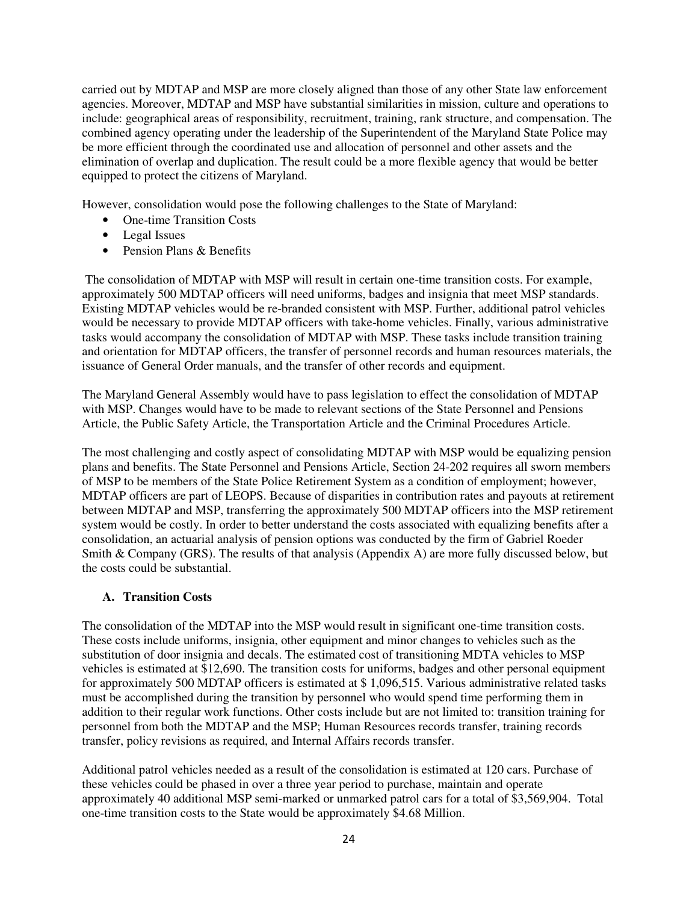carried out by MDTAP and MSP are more closely aligned than those of any other State law enforcement agencies. Moreover, MDTAP and MSP have substantial similarities in mission, culture and operations to include: geographical areas of responsibility, recruitment, training, rank structure, and compensation. The combined agency operating under the leadership of the Superintendent of the Maryland State Police may be more efficient through the coordinated use and allocation of personnel and other assets and the elimination of overlap and duplication. The result could be a more flexible agency that would be better equipped to protect the citizens of Maryland.

However, consolidation would pose the following challenges to the State of Maryland:

- One-time Transition Costs
- Legal Issues
- Pension Plans & Benefits

The consolidation of MDTAP with MSP will result in certain one-time transition costs. For example, approximately 500 MDTAP officers will need uniforms, badges and insignia that meet MSP standards. Existing MDTAP vehicles would be re-branded consistent with MSP. Further, additional patrol vehicles would be necessary to provide MDTAP officers with take-home vehicles. Finally, various administrative tasks would accompany the consolidation of MDTAP with MSP. These tasks include transition training and orientation for MDTAP officers, the transfer of personnel records and human resources materials, the issuance of General Order manuals, and the transfer of other records and equipment.

The Maryland General Assembly would have to pass legislation to effect the consolidation of MDTAP with MSP. Changes would have to be made to relevant sections of the State Personnel and Pensions Article, the Public Safety Article, the Transportation Article and the Criminal Procedures Article.

The most challenging and costly aspect of consolidating MDTAP with MSP would be equalizing pension plans and benefits. The State Personnel and Pensions Article, Section 24-202 requires all sworn members of MSP to be members of the State Police Retirement System as a condition of employment; however, MDTAP officers are part of LEOPS. Because of disparities in contribution rates and payouts at retirement between MDTAP and MSP, transferring the approximately 500 MDTAP officers into the MSP retirement system would be costly. In order to better understand the costs associated with equalizing benefits after a consolidation, an actuarial analysis of pension options was conducted by the firm of Gabriel Roeder Smith & Company (GRS). The results of that analysis (Appendix A) are more fully discussed below, but the costs could be substantial.

### A. Transition Costs

The consolidation of the MDTAP into the MSP would result in significant one-time transition costs. These costs include uniforms, insignia, other equipment and minor changes to vehicles such as the substitution of door insignia and decals. The estimated cost of transitioning MDTA vehicles to MSP vehicles is estimated at $12,690. The transition costs for uniforms, badges and other personal equipment for approximately 500 MDTAP officers is estimated at $ 1,096,515. Various administrative related tasks must be accomplished during the transition by personnel who would spend time performing them in addition to their regular work functions. Other costs include but are not limited to: transition training for personnel from both the MDTAP and the MSP; Human Resources records transfer, training records transfer, policy revisions as required, and Internal Affairs records transfer.

Additional patrol vehicles needed as a result of the consolidation is estimated at 120 cars. Purchase of these vehicles could be phased in over a three year period to purchase, maintain and operate approximately 40 additional MSP semi-marked or unmarked patrol cars for a total of $3,569,904. Total one-time transition costs to the State would be approximately $4.68 Million.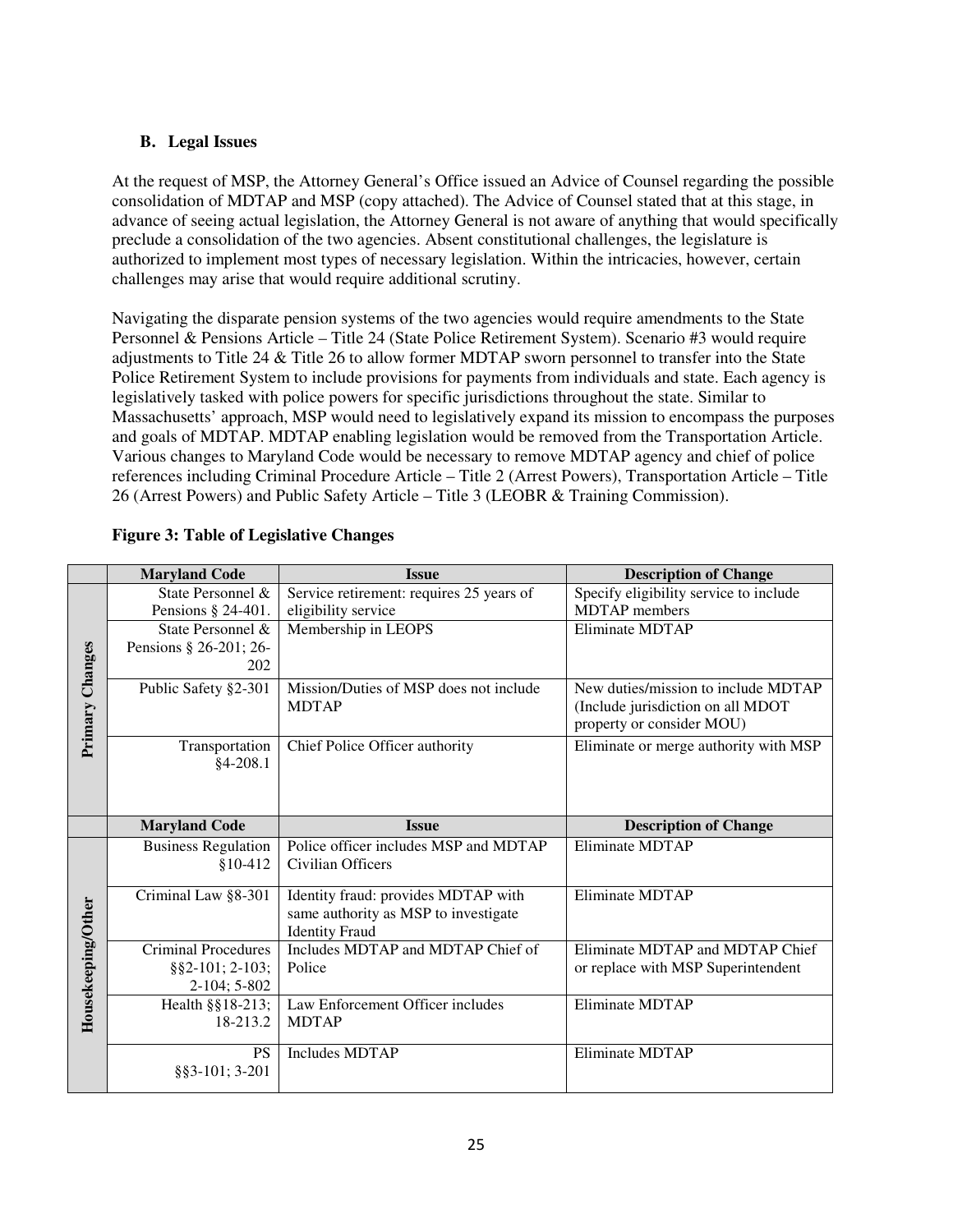### B. Legal Issues

At the request of MSP, the Attorney General's Office issued an Advice of Counsel regarding the possible consolidation of MDTAP and MSP (copy attached). The Advice of Counsel stated that at this stage, in advance of seeing actual legislation, the Attorney General is not aware of anything that would specifically preclude a consolidation of the two agencies. Absent constitutional challenges, the legislature is authorized to implement most types of necessary legislation. Within the intricacies, however, certain challenges may arise that would require additional scrutiny.

Navigating the disparate pension systems of the two agencies would require amendments to the State Personnel & Pensions Article – Title 24 (State Police Retirement System). Scenario #3 would require adjustments to Title 24 & Title 26 to allow former MDTAP sworn personnel to transfer into the State Police Retirement System to include provisions for payments from individuals and state. Each agency is legislatively tasked with police powers for specific jurisdictions throughout the state. Similar to Massachusetts' approach, MSP would need to legislatively expand its mission to encompass the purposes and goals of MDTAP. MDTAP enabling legislation would be removed from the Transportation Article. Various changes to Maryland Code would be necessary to remove MDTAP agency and chief of police references including Criminal Procedure Article – Title 2 (Arrest Powers), Transportation Article – Title 26 (Arrest Powers) and Public Safety Article – Title 3 (LEOBR & Training Commission).

**Figure 3: Table of Legislative Changes**

| | Maryland Code | Issue | Description of Change |
|---|---|---|---|
| Primary Changes | State Personnel & Pensions § 24-401. | Service retirement: requires 25 years of eligibility service | Specify eligibility service to include MDTAP members |
| | State Personnel & Pensions § 26-201; 26-202 | Membership in LEOPS | Eliminate MDTAP |
| | Public Safety §2-301 | Mission/Duties of MSP does not include MDTAP | New duties/mission to include MDTAP (Include jurisdiction on all MDOT property or consider MOU) |
| | Transportation §4-208.1 | Chief Police Officer authority | Eliminate or merge authority with MSP |
| | **Maryland Code** | **Issue** | **Description of Change** |
| Housekeeping/Other | Business Regulation §10-412 | Police officer includes MSP and MDTAP Civilian Officers | Eliminate MDTAP |
| | Criminal Law §8-301 | Identity fraud: provides MDTAP with same authority as MSP to investigate Identity Fraud | Eliminate MDTAP |
| | Criminal Procedures §§2-101; 2-103; 2-104; 5-802 | Includes MDTAP and MDTAP Chief of Police | Eliminate MDTAP and MDTAP Chief or replace with MSP Superintendent |
| | Health §§18-213; 18-213.2 | Law Enforcement Officer includes MDTAP | Eliminate MDTAP |
| | PS §§3-101; 3-201 | Includes MDTAP | Eliminate MDTAP |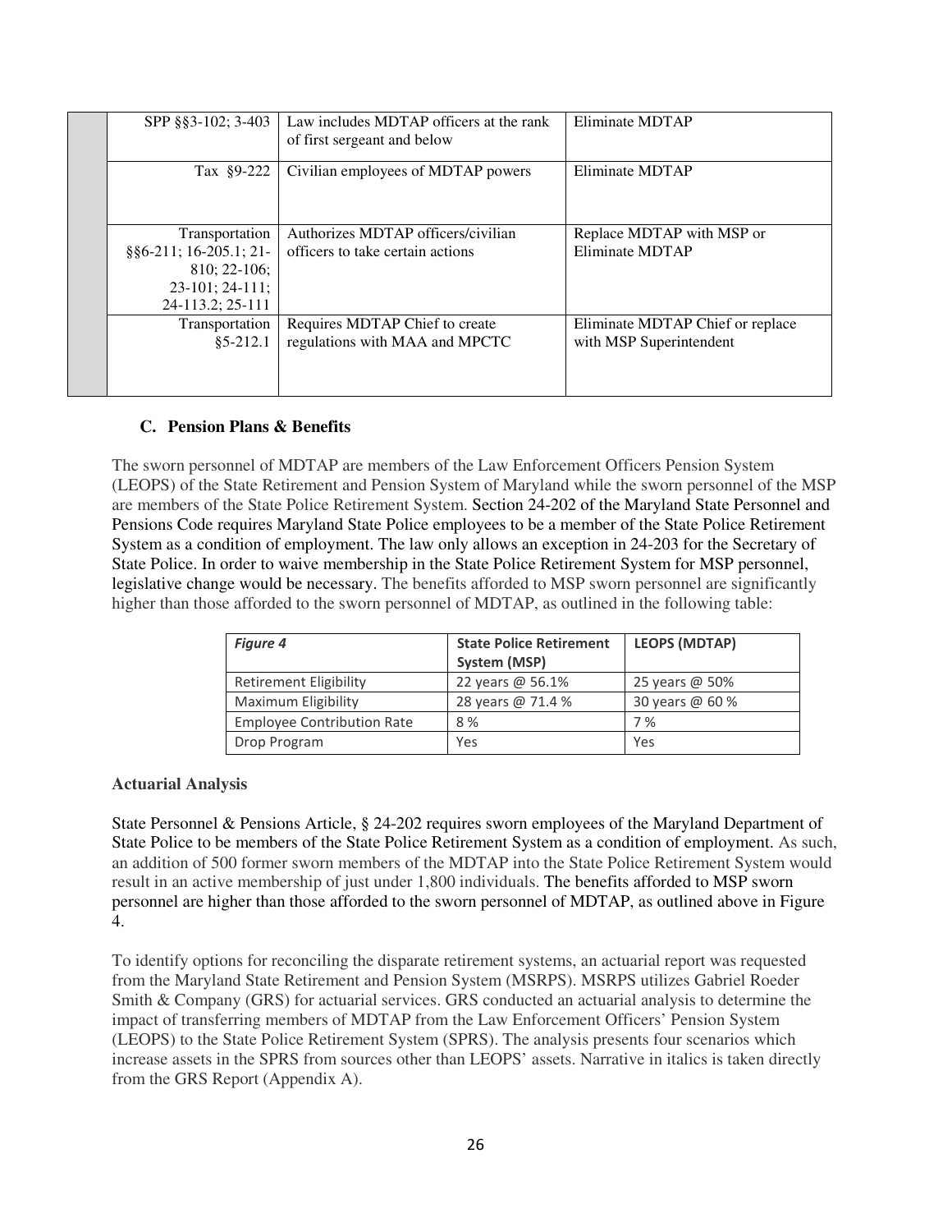|  | SPP §§3-102; 3-403 | Law includes MDTAP officers at the rank of first sergeant and below | Eliminate MDTAP |
|---|---|---|---|
|  | Tax §9-222 | Civilian employees of MDTAP powers | Eliminate MDTAP |
|  | Transportation §§6-211; 16-205.1; 21-810; 22-106; 23-101; 24-111; 24-113.2; 25-111 | Authorizes MDTAP officers/civilian officers to take certain actions | Replace MDTAP with MSP or Eliminate MDTAP |
|  | Transportation §5-212.1 | Requires MDTAP Chief to create regulations with MAA and MPCTC | Eliminate MDTAP Chief or replace with MSP Superintendent |

### C. Pension Plans & Benefits

The sworn personnel of MDTAP are members of the Law Enforcement Officers Pension System (LEOPS) of the State Retirement and Pension System of Maryland while the sworn personnel of the MSP are members of the State Police Retirement System. Section 24-202 of the Maryland State Personnel and Pensions Code requires Maryland State Police employees to be a member of the State Police Retirement System as a condition of employment. The law only allows an exception in 24-203 for the Secretary of State Police. In order to waive membership in the State Police Retirement System for MSP personnel, legislative change would be necessary. The benefits afforded to MSP sworn personnel are significantly higher than those afforded to the sworn personnel of MDTAP, as outlined in the following table:

| *Figure 4* | **State Police Retirement System (MSP)** | **LEOPS (MDTAP)** |
|---|---|---|
| Retirement Eligibility | 22 years @ 56.1% | 25 years @ 50% |
| Maximum Eligibility | 28 years @ 71.4 % | 30 years @ 60 % |
| Employee Contribution Rate | 8 % | 7 % |
| Drop Program | Yes | Yes |

**Actuarial Analysis**

State Personnel & Pensions Article, § 24-202 requires sworn employees of the Maryland Department of State Police to be members of the State Police Retirement System as a condition of employment. As such, an addition of 500 former sworn members of the MDTAP into the State Police Retirement System would result in an active membership of just under 1,800 individuals. The benefits afforded to MSP sworn personnel are higher than those afforded to the sworn personnel of MDTAP, as outlined above in Figure 4.

To identify options for reconciling the disparate retirement systems, an actuarial report was requested from the Maryland State Retirement and Pension System (MSRPS). MSRPS utilizes Gabriel Roeder Smith & Company (GRS) for actuarial services. GRS conducted an actuarial analysis to determine the impact of transferring members of MDTAP from the Law Enforcement Officers' Pension System (LEOPS) to the State Police Retirement System (SPRS). The analysis presents four scenarios which increase assets in the SPRS from sources other than LEOPS' assets. Narrative in italics is taken directly from the GRS Report (Appendix A).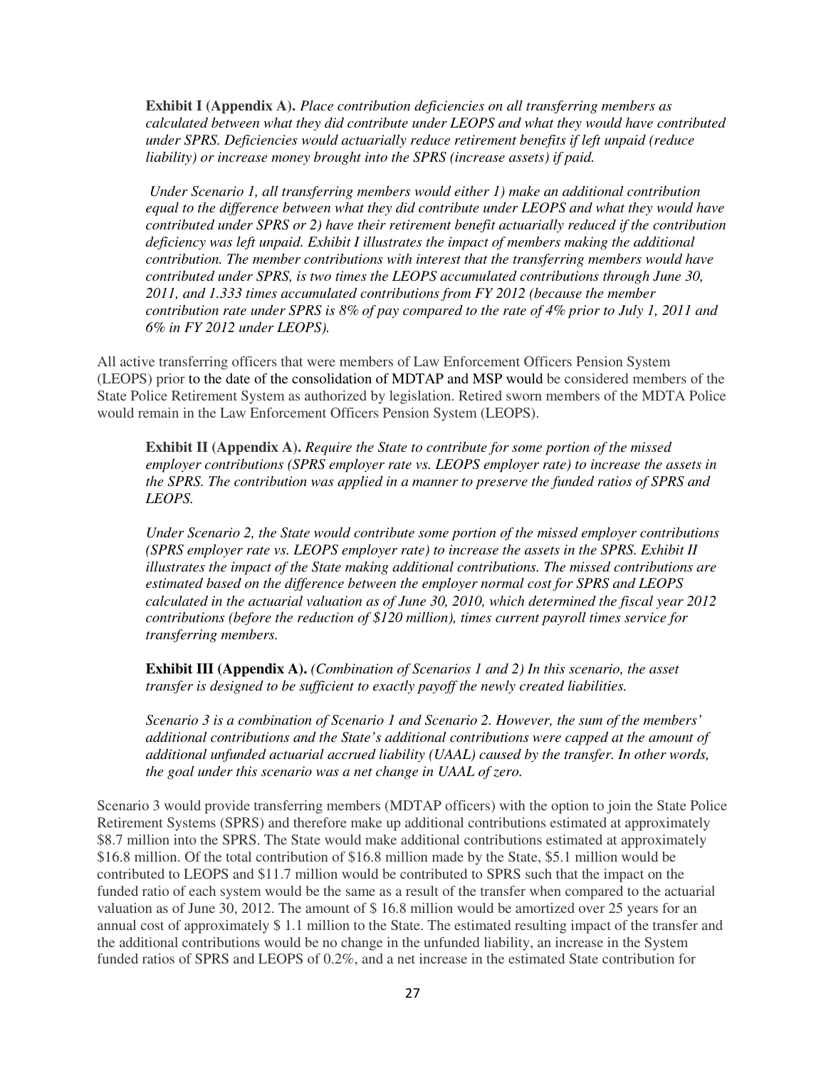**Exhibit I (Appendix A).** *Place contribution deficiencies on all transferring members as calculated between what they did contribute under LEOPS and what they would have contributed under SPRS. Deficiencies would actuarially reduce retirement benefits if left unpaid (reduce liability) or increase money brought into the SPRS (increase assets) if paid.*

*Under Scenario 1, all transferring members would either 1) make an additional contribution equal to the difference between what they did contribute under LEOPS and what they would have contributed under SPRS or 2) have their retirement benefit actuarially reduced if the contribution deficiency was left unpaid. Exhibit I illustrates the impact of members making the additional contribution. The member contributions with interest that the transferring members would have contributed under SPRS, is two times the LEOPS accumulated contributions through June 30, 2011, and 1.333 times accumulated contributions from FY 2012 (because the member contribution rate under SPRS is 8% of pay compared to the rate of 4% prior to July 1, 2011 and 6% in FY 2012 under LEOPS).*

All active transferring officers that were members of Law Enforcement Officers Pension System (LEOPS) prior to the date of the consolidation of MDTAP and MSP would be considered members of the State Police Retirement System as authorized by legislation. Retired sworn members of the MDTA Police would remain in the Law Enforcement Officers Pension System (LEOPS).

**Exhibit II (Appendix A).** *Require the State to contribute for some portion of the missed employer contributions (SPRS employer rate vs. LEOPS employer rate) to increase the assets in the SPRS. The contribution was applied in a manner to preserve the funded ratios of SPRS and LEOPS.*

*Under Scenario 2, the State would contribute some portion of the missed employer contributions (SPRS employer rate vs. LEOPS employer rate) to increase the assets in the SPRS. Exhibit II illustrates the impact of the State making additional contributions. The missed contributions are estimated based on the difference between the employer normal cost for SPRS and LEOPS calculated in the actuarial valuation as of June 30, 2010, which determined the fiscal year 2012 contributions (before the reduction of $120 million), times current payroll times service for transferring members.*

**Exhibit III (Appendix A).** *(Combination of Scenarios 1 and 2) In this scenario, the asset transfer is designed to be sufficient to exactly payoff the newly created liabilities.*

*Scenario 3 is a combination of Scenario 1 and Scenario 2. However, the sum of the members' additional contributions and the State's additional contributions were capped at the amount of additional unfunded actuarial accrued liability (UAAL) caused by the transfer. In other words, the goal under this scenario was a net change in UAAL of zero.*

Scenario 3 would provide transferring members (MDTAP officers) with the option to join the State Police Retirement Systems (SPRS) and therefore make up additional contributions estimated at approximately $8.7 million into the SPRS. The State would make additional contributions estimated at approximately $16.8 million. Of the total contribution of $16.8 million made by the State, $5.1 million would be contributed to LEOPS and $11.7 million would be contributed to SPRS such that the impact on the funded ratio of each system would be the same as a result of the transfer when compared to the actuarial valuation as of June 30, 2012. The amount of $ 16.8 million would be amortized over 25 years for an annual cost of approximately $ 1.1 million to the State. The estimated resulting impact of the transfer and the additional contributions would be no change in the unfunded liability, an increase in the System funded ratios of SPRS and LEOPS of 0.2%, and a net increase in the estimated State contribution for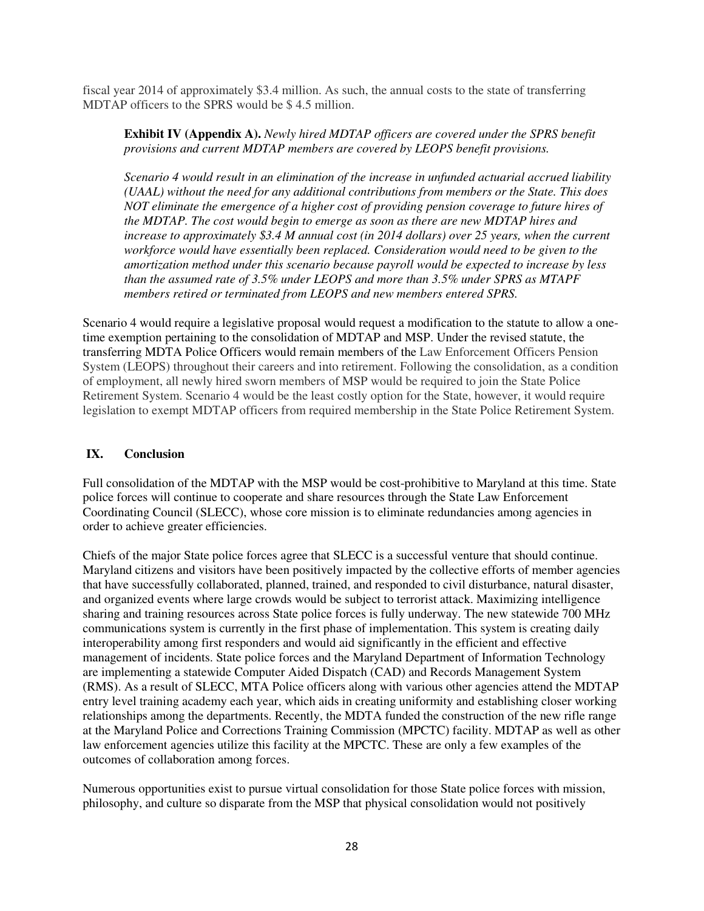fiscal year 2014 of approximately $3.4 million. As such, the annual costs to the state of transferring MDTAP officers to the SPRS would be $ 4.5 million.

> **Exhibit IV (Appendix A).** *Newly hired MDTAP officers are covered under the SPRS benefit provisions and current MDTAP members are covered by LEOPS benefit provisions.*
>
> *Scenario 4 would result in an elimination of the increase in unfunded actuarial accrued liability (UAAL) without the need for any additional contributions from members or the State. This does NOT eliminate the emergence of a higher cost of providing pension coverage to future hires of the MDTAP. The cost would begin to emerge as soon as there are new MDTAP hires and increase to approximately $3.4 M annual cost (in 2014 dollars) over 25 years, when the current workforce would have essentially been replaced. Consideration would need to be given to the amortization method under this scenario because payroll would be expected to increase by less than the assumed rate of 3.5% under LEOPS and more than 3.5% under SPRS as MTAPF members retired or terminated from LEOPS and new members entered SPRS.*

Scenario 4 would require a legislative proposal would request a modification to the statute to allow a one-time exemption pertaining to the consolidation of MDTAP and MSP. Under the revised statute, the transferring MDTA Police Officers would remain members of the Law Enforcement Officers Pension System (LEOPS) throughout their careers and into retirement. Following the consolidation, as a condition of employment, all newly hired sworn members of MSP would be required to join the State Police Retirement System. Scenario 4 would be the least costly option for the State, however, it would require legislation to exempt MDTAP officers from required membership in the State Police Retirement System.

## IX. Conclusion

Full consolidation of the MDTAP with the MSP would be cost-prohibitive to Maryland at this time. State police forces will continue to cooperate and share resources through the State Law Enforcement Coordinating Council (SLECC), whose core mission is to eliminate redundancies among agencies in order to achieve greater efficiencies.

Chiefs of the major State police forces agree that SLECC is a successful venture that should continue. Maryland citizens and visitors have been positively impacted by the collective efforts of member agencies that have successfully collaborated, planned, trained, and responded to civil disturbance, natural disaster, and organized events where large crowds would be subject to terrorist attack. Maximizing intelligence sharing and training resources across State police forces is fully underway. The new statewide 700 MHz communications system is currently in the first phase of implementation. This system is creating daily interoperability among first responders and would aid significantly in the efficient and effective management of incidents. State police forces and the Maryland Department of Information Technology are implementing a statewide Computer Aided Dispatch (CAD) and Records Management System (RMS). As a result of SLECC, MTA Police officers along with various other agencies attend the MDTAP entry level training academy each year, which aids in creating uniformity and establishing closer working relationships among the departments. Recently, the MDTA funded the construction of the new rifle range at the Maryland Police and Corrections Training Commission (MPCTC) facility. MDTAP as well as other law enforcement agencies utilize this facility at the MPCTC. These are only a few examples of the outcomes of collaboration among forces.

Numerous opportunities exist to pursue virtual consolidation for those State police forces with mission, philosophy, and culture so disparate from the MSP that physical consolidation would not positively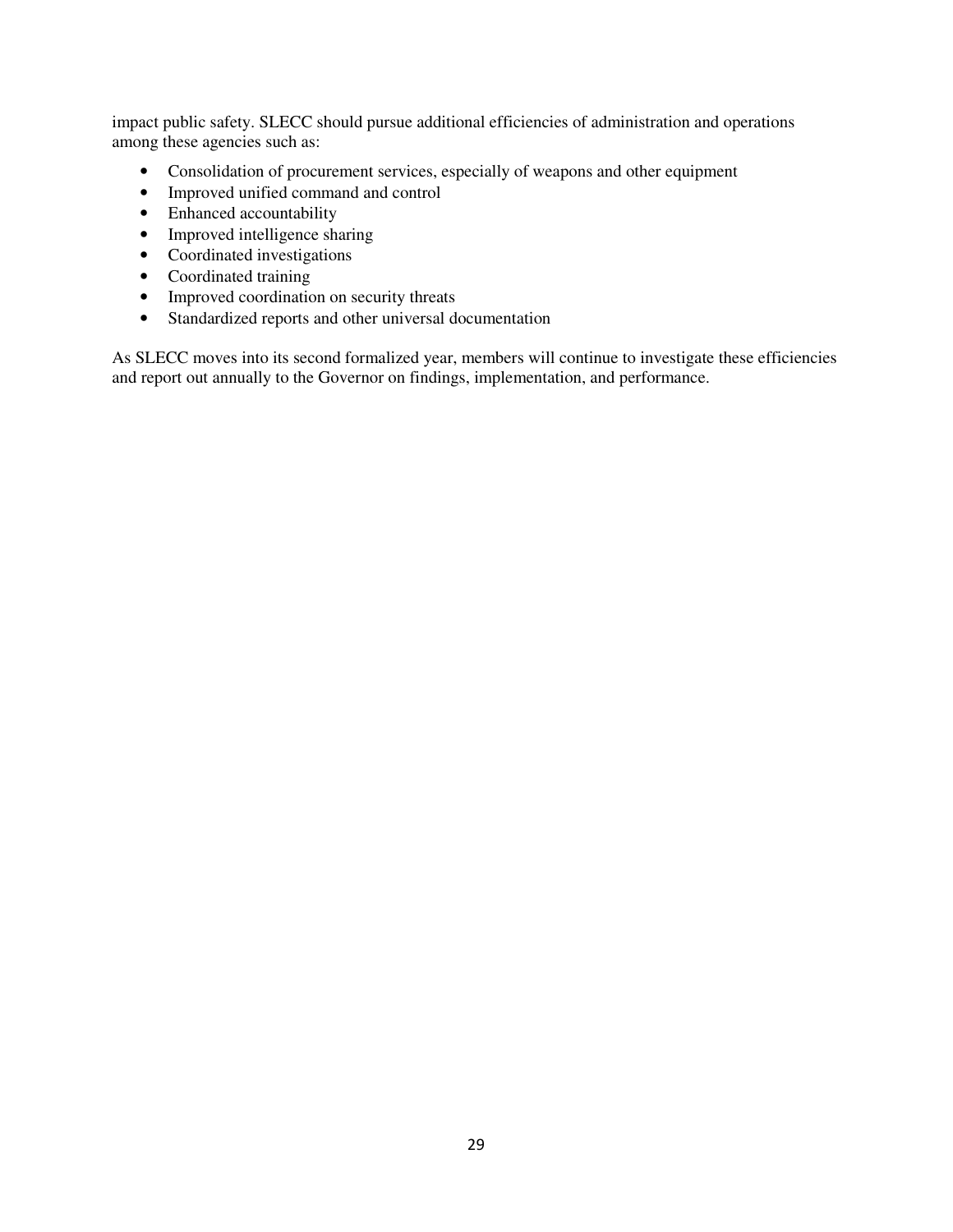impact public safety. SLECC should pursue additional efficiencies of administration and operations among these agencies such as:

- Consolidation of procurement services, especially of weapons and other equipment
- Improved unified command and control
- Enhanced accountability
- Improved intelligence sharing
- Coordinated investigations
- Coordinated training
- Improved coordination on security threats
- Standardized reports and other universal documentation

As SLECC moves into its second formalized year, members will continue to investigate these efficiencies and report out annually to the Governor on findings, implementation, and performance.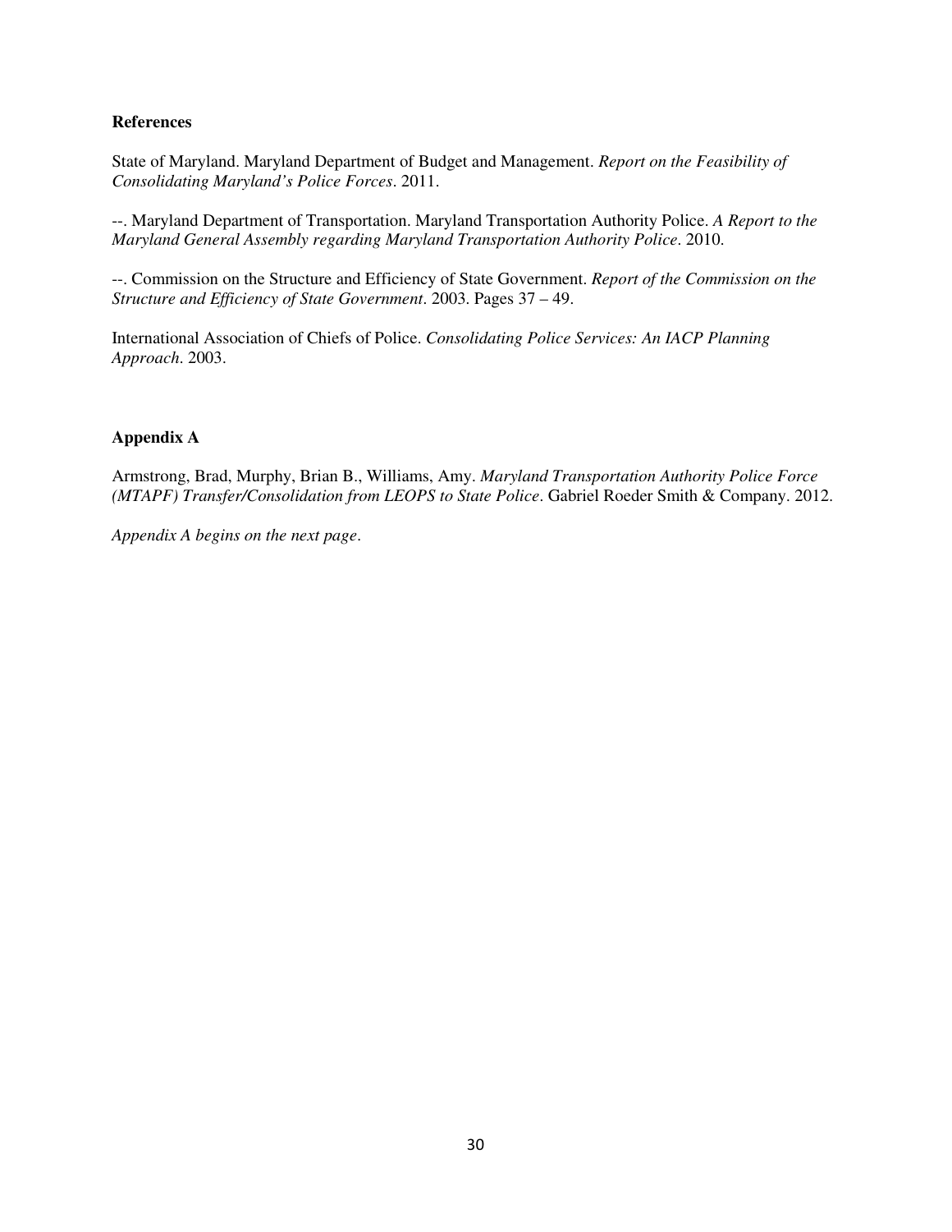## References

State of Maryland. Maryland Department of Budget and Management. *Report on the Feasibility of Consolidating Maryland's Police Forces*. 2011.

--. Maryland Department of Transportation. Maryland Transportation Authority Police. *A Report to the Maryland General Assembly regarding Maryland Transportation Authority Police*. 2010.

--. Commission on the Structure and Efficiency of State Government. *Report of the Commission on the Structure and Efficiency of State Government*. 2003. Pages 37 – 49.

International Association of Chiefs of Police. *Consolidating Police Services: An IACP Planning Approach*. 2003.

## Appendix A

Armstrong, Brad, Murphy, Brian B., Williams, Amy. *Maryland Transportation Authority Police Force (MTAPF) Transfer/Consolidation from LEOPS to State Police*. Gabriel Roeder Smith & Company. 2012.

*Appendix A begins on the next page.*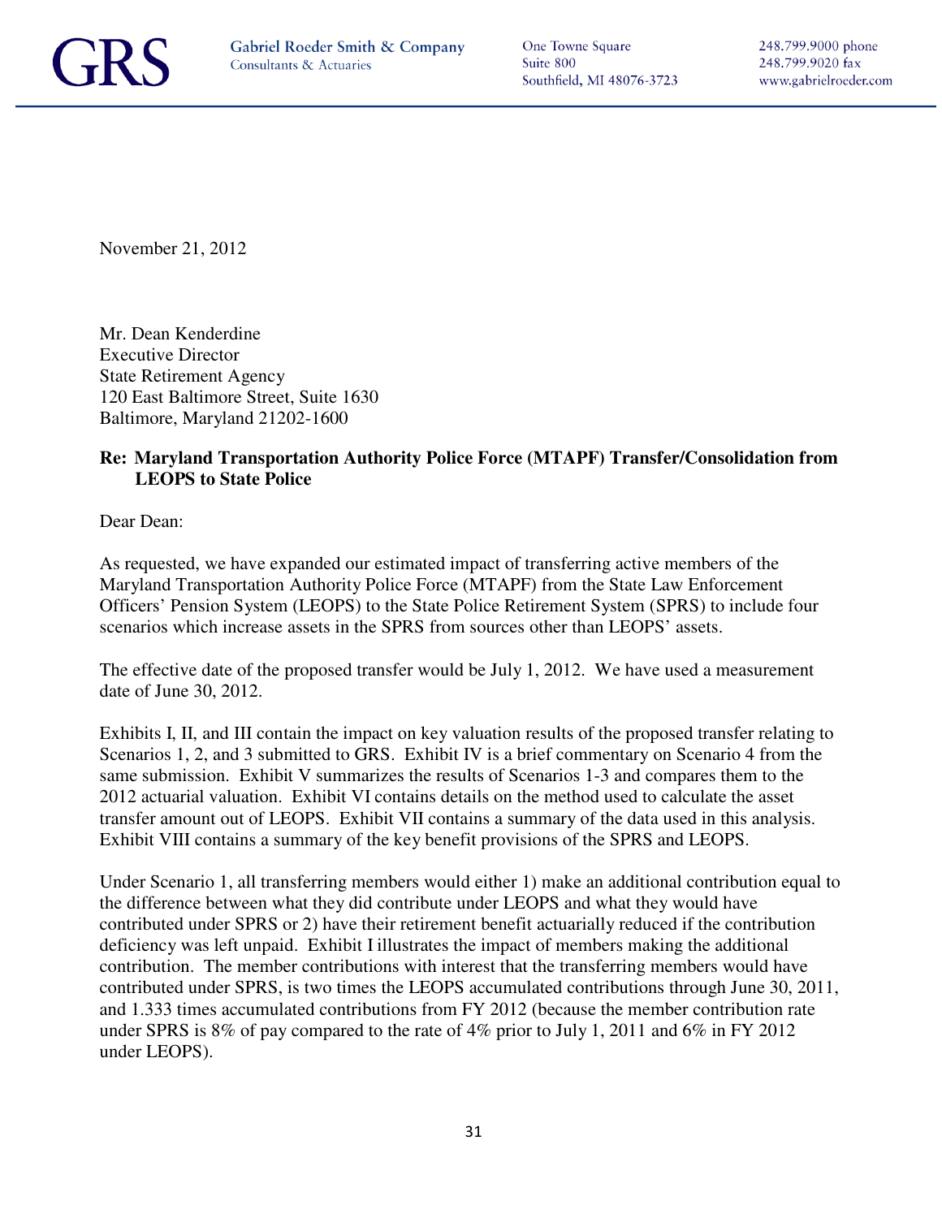GRS

Gabriel Roeder Smith & Company
Consultants & Actuaries

One Towne Square
Suite 800
Southfield, MI 48076-3723

248.799.9000 phone
248.799.9020 fax
www.gabrielroeder.com

November 21, 2012

Mr. Dean Kenderdine
Executive Director
State Retirement Agency
120 East Baltimore Street, Suite 1630
Baltimore, Maryland 21202-1600

**Re: Maryland Transportation Authority Police Force (MTAPF) Transfer/Consolidation from LEOPS to State Police**

Dear Dean:

As requested, we have expanded our estimated impact of transferring active members of the Maryland Transportation Authority Police Force (MTAPF) from the State Law Enforcement Officers' Pension System (LEOPS) to the State Police Retirement System (SPRS) to include four scenarios which increase assets in the SPRS from sources other than LEOPS' assets.

The effective date of the proposed transfer would be July 1, 2012. We have used a measurement date of June 30, 2012.

Exhibits I, II, and III contain the impact on key valuation results of the proposed transfer relating to Scenarios 1, 2, and 3 submitted to GRS. Exhibit IV is a brief commentary on Scenario 4 from the same submission. Exhibit V summarizes the results of Scenarios 1-3 and compares them to the 2012 actuarial valuation. Exhibit VI contains details on the method used to calculate the asset transfer amount out of LEOPS. Exhibit VII contains a summary of the data used in this analysis. Exhibit VIII contains a summary of the key benefit provisions of the SPRS and LEOPS.

Under Scenario 1, all transferring members would either 1) make an additional contribution equal to the difference between what they did contribute under LEOPS and what they would have contributed under SPRS or 2) have their retirement benefit actuarially reduced if the contribution deficiency was left unpaid. Exhibit I illustrates the impact of members making the additional contribution. The member contributions with interest that the transferring members would have contributed under SPRS, is two times the LEOPS accumulated contributions through June 30, 2011, and 1.333 times accumulated contributions from FY 2012 (because the member contribution rate under SPRS is 8% of pay compared to the rate of 4% prior to July 1, 2011 and 6% in FY 2012 under LEOPS).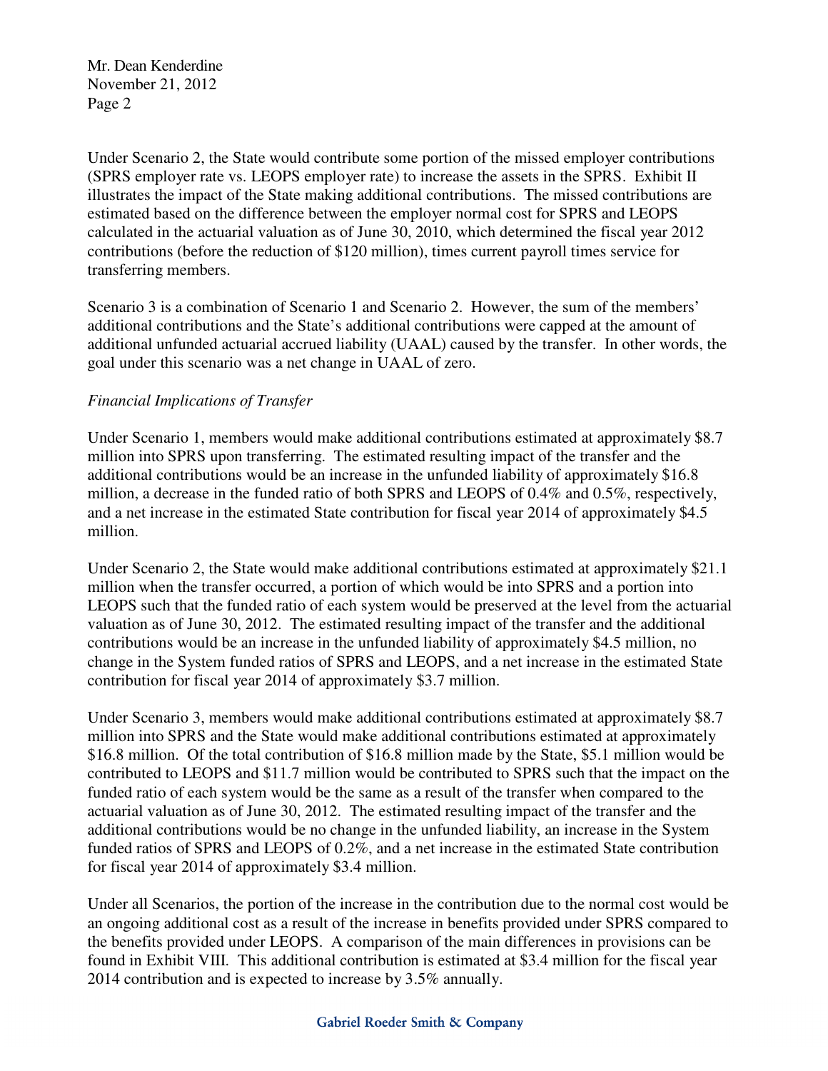Mr. Dean Kenderdine
November 21, 2012

Under Scenario 2, the State would contribute some portion of the missed employer contributions (SPRS employer rate vs. LEOPS employer rate) to increase the assets in the SPRS. Exhibit II illustrates the impact of the State making additional contributions. The missed contributions are estimated based on the difference between the employer normal cost for SPRS and LEOPS calculated in the actuarial valuation as of June 30, 2010, which determined the fiscal year 2012 contributions (before the reduction of $120 million), times current payroll times service for transferring members.

Scenario 3 is a combination of Scenario 1 and Scenario 2. However, the sum of the members' additional contributions and the State's additional contributions were capped at the amount of additional unfunded actuarial accrued liability (UAAL) caused by the transfer. In other words, the goal under this scenario was a net change in UAAL of zero.

*Financial Implications of Transfer*

Under Scenario 1, members would make additional contributions estimated at approximately $8.7 million into SPRS upon transferring. The estimated resulting impact of the transfer and the additional contributions would be an increase in the unfunded liability of approximately $16.8 million, a decrease in the funded ratio of both SPRS and LEOPS of 0.4% and 0.5%, respectively, and a net increase in the estimated State contribution for fiscal year 2014 of approximately $4.5 million.

Under Scenario 2, the State would make additional contributions estimated at approximately $21.1 million when the transfer occurred, a portion of which would be into SPRS and a portion into LEOPS such that the funded ratio of each system would be preserved at the level from the actuarial valuation as of June 30, 2012. The estimated resulting impact of the transfer and the additional contributions would be an increase in the unfunded liability of approximately $4.5 million, no change in the System funded ratios of SPRS and LEOPS, and a net increase in the estimated State contribution for fiscal year 2014 of approximately $3.7 million.

Under Scenario 3, members would make additional contributions estimated at approximately $8.7 million into SPRS and the State would make additional contributions estimated at approximately $16.8 million. Of the total contribution of $16.8 million made by the State, $5.1 million would be contributed to LEOPS and $11.7 million would be contributed to SPRS such that the impact on the funded ratio of each system would be the same as a result of the transfer when compared to the actuarial valuation as of June 30, 2012. The estimated resulting impact of the transfer and the additional contributions would be no change in the unfunded liability, an increase in the System funded ratios of SPRS and LEOPS of 0.2%, and a net increase in the estimated State contribution for fiscal year 2014 of approximately $3.4 million.

Under all Scenarios, the portion of the increase in the contribution due to the normal cost would be an ongoing additional cost as a result of the increase in benefits provided under SPRS compared to the benefits provided under LEOPS. A comparison of the main differences in provisions can be found in Exhibit VIII. This additional contribution is estimated at $3.4 million for the fiscal year 2014 contribution and is expected to increase by 3.5% annually.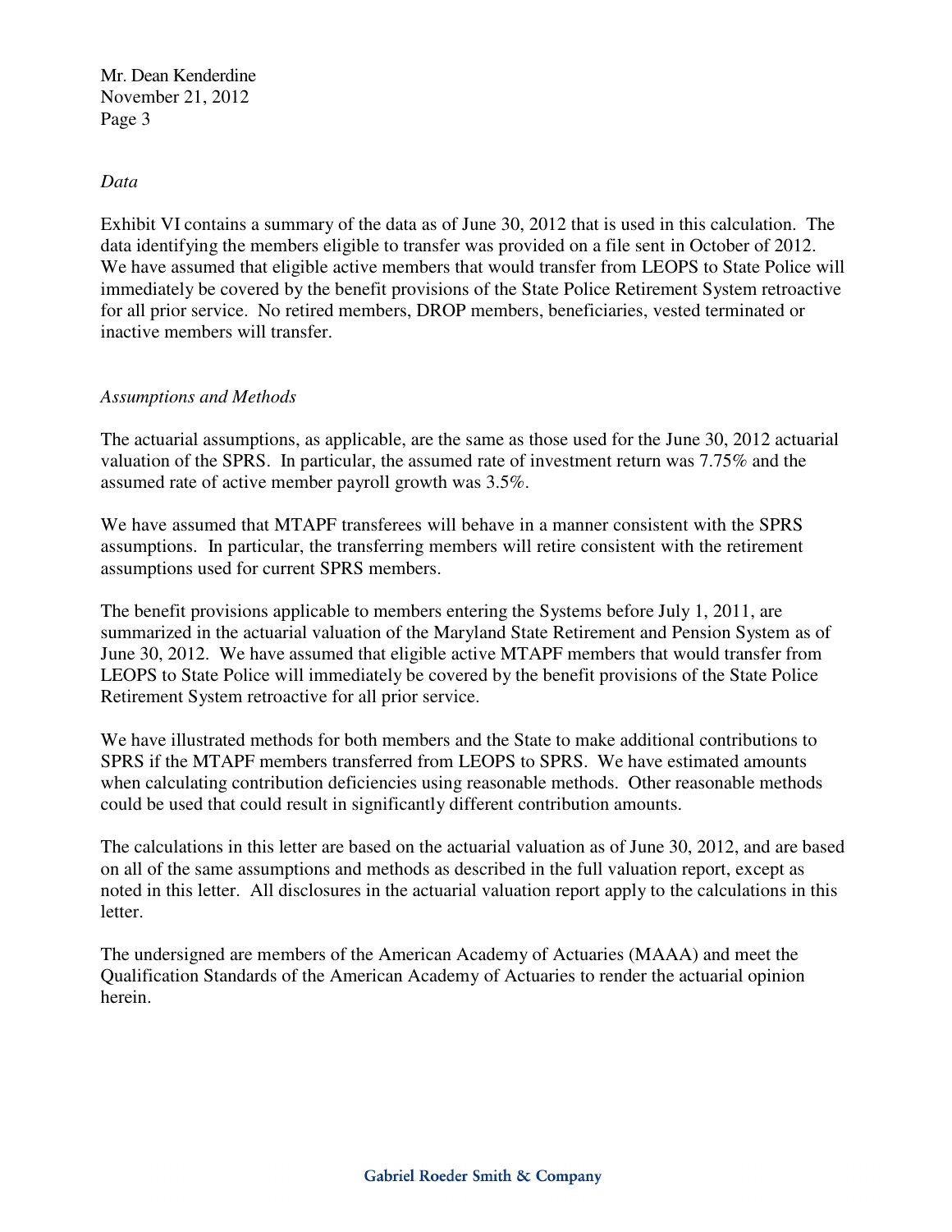*Data*

Exhibit VI contains a summary of the data as of June 30, 2012 that is used in this calculation. The data identifying the members eligible to transfer was provided on a file sent in October of 2012. We have assumed that eligible active members that would transfer from LEOPS to State Police will immediately be covered by the benefit provisions of the State Police Retirement System retroactive for all prior service. No retired members, DROP members, beneficiaries, vested terminated or inactive members will transfer.

*Assumptions and Methods*

The actuarial assumptions, as applicable, are the same as those used for the June 30, 2012 actuarial valuation of the SPRS. In particular, the assumed rate of investment return was 7.75% and the assumed rate of active member payroll growth was 3.5%.

We have assumed that MTAPF transferees will behave in a manner consistent with the SPRS assumptions. In particular, the transferring members will retire consistent with the retirement assumptions used for current SPRS members.

The benefit provisions applicable to members entering the Systems before July 1, 2011, are summarized in the actuarial valuation of the Maryland State Retirement and Pension System as of June 30, 2012. We have assumed that eligible active MTAPF members that would transfer from LEOPS to State Police will immediately be covered by the benefit provisions of the State Police Retirement System retroactive for all prior service.

We have illustrated methods for both members and the State to make additional contributions to SPRS if the MTAPF members transferred from LEOPS to SPRS. We have estimated amounts when calculating contribution deficiencies using reasonable methods. Other reasonable methods could be used that could result in significantly different contribution amounts.

The calculations in this letter are based on the actuarial valuation as of June 30, 2012, and are based on all of the same assumptions and methods as described in the full valuation report, except as noted in this letter. All disclosures in the actuarial valuation report apply to the calculations in this letter.

The undersigned are members of the American Academy of Actuaries (MAAA) and meet the Qualification Standards of the American Academy of Actuaries to render the actuarial opinion herein.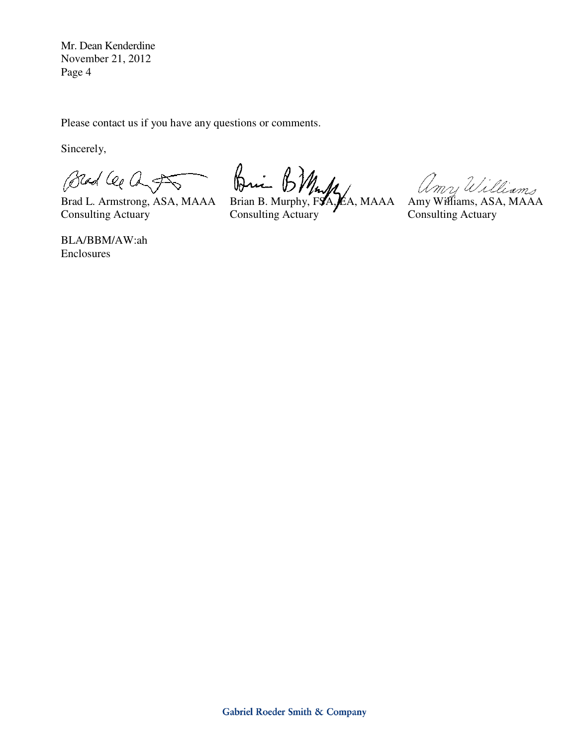Mr. Dean Kenderdine
November 21, 2012
Page 4

Please contact us if you have any questions or comments.

Sincerely,

| Brad L. Armstrong, ASA, MAAA | Brian B. Murphy, FSA, EA, MAAA | Amy Williams, ASA, MAAA |
| --- | --- | --- |
| Consulting Actuary | Consulting Actuary | Consulting Actuary |

BLA/BBM/AW:ah
Enclosures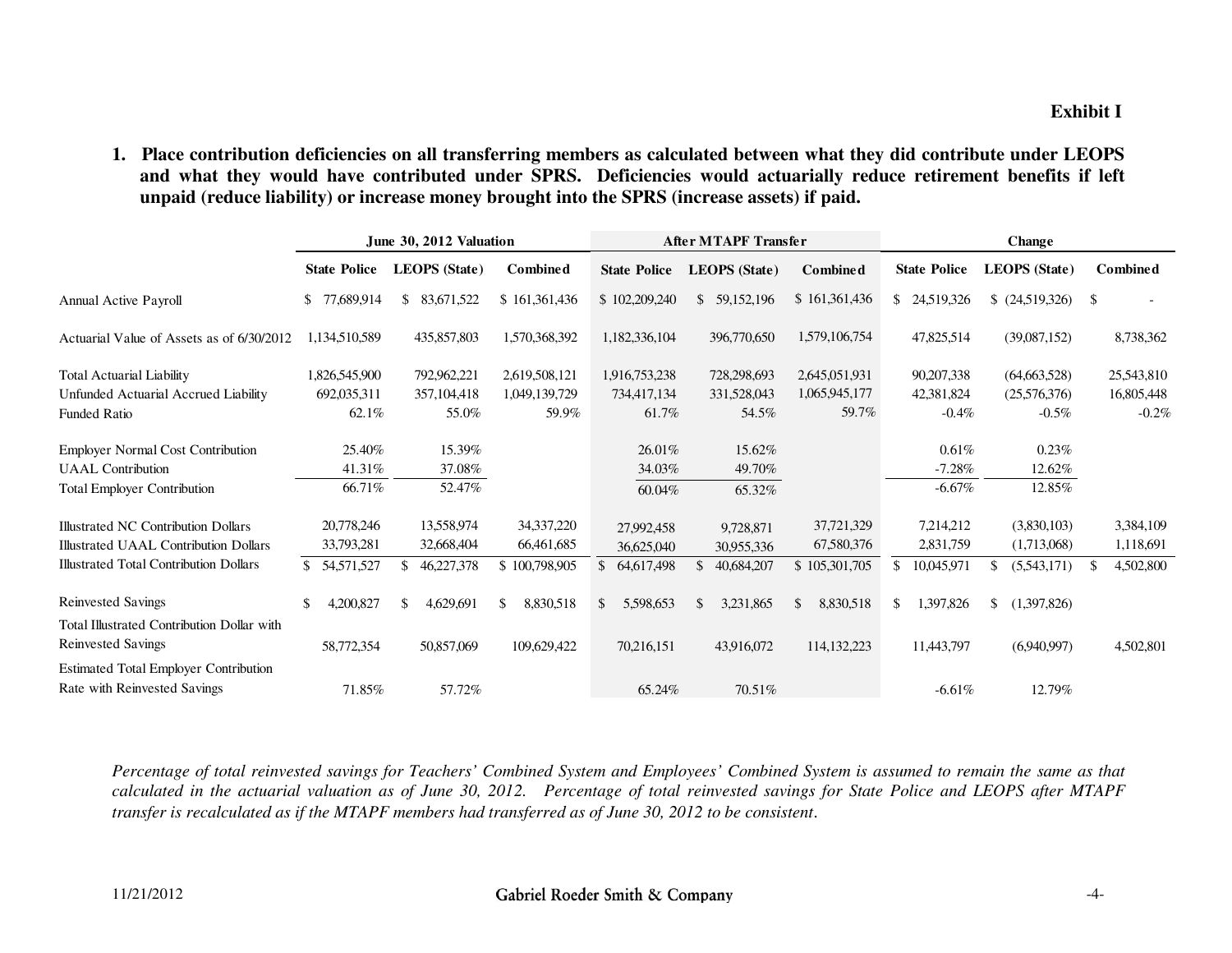**Exhibit I**

**1. Place contribution deficiencies on all transferring members as calculated between what they did contribute under LEOPS and what they would have contributed under SPRS. Deficiencies would actuarially reduce retirement benefits if left unpaid (reduce liability) or increase money brought into the SPRS (increase assets) if paid.**

| | June 30, 2012 Valuation | | | After MTAPF Transfer | | | Change | | |
|---|---|---|---|---|---|---|---|---|---|
| | State Police | LEOPS (State) | Combined | State Police | LEOPS (State) | Combined | State Police | LEOPS (State) | Combined |
| Annual Active Payroll | $ 77,689,914 | $ 83,671,522 | $ 161,361,436 | $ 102,209,240 | $ 59,152,196 | $ 161,361,436 | $ 24,519,326 | $ (24,519,326) | $ - |
| Actuarial Value of Assets as of 6/30/2012 | 1,134,510,589 | 435,857,803 | 1,570,368,392 | 1,182,336,104 | 396,770,650 | 1,579,106,754 | 47,825,514 | (39,087,152) | 8,738,362 |
| Total Actuarial Liability | 1,826,545,900 | 792,962,221 | 2,619,508,121 | 1,916,753,238 | 728,298,693 | 2,645,051,931 | 90,207,338 | (64,663,528) | 25,543,810 |
| Unfunded Actuarial Accrued Liability | 692,035,311 | 357,104,418 | 1,049,139,729 | 734,417,134 | 331,528,043 | 1,065,945,177 | 42,381,824 | (25,576,376) | 16,805,448 |
| Funded Ratio | 62.1% | 55.0% | 59.9% | 61.7% | 54.5% | 59.7% | -0.4% | -0.5% | -0.2% |
| Employer Normal Cost Contribution | 25.40% | 15.39% | | 26.01% | 15.62% | | 0.61% | 0.23% | |
| UAAL Contribution | 41.31% | 37.08% | | 34.03% | 49.70% | | -7.28% | 12.62% | |
| Total Employer Contribution | 66.71% | 52.47% | | 60.04% | 65.32% | | -6.67% | 12.85% | |
| Illustrated NC Contribution Dollars | 20,778,246 | 13,558,974 | 34,337,220 | 27,992,458 | 9,728,871 | 37,721,329 | 7,214,212 | (3,830,103) | 3,384,109 |
| Illustrated UAAL Contribution Dollars | 33,793,281 | 32,668,404 | 66,461,685 | 36,625,040 | 30,955,336 | 67,580,376 | 2,831,759 | (1,713,068) | 1,118,691 |
| Illustrated Total Contribution Dollars | $ 54,571,527 | $ 46,227,378 | $ 100,798,905 | $ 64,617,498 | $ 40,684,207 | $ 105,301,705 | $ 10,045,971 | $ (5,543,171) | $ 4,502,800 |
| Reinvested Savings | $ 4,200,827 | $ 4,629,691 | $ 8,830,518 | $ 5,598,653 | $ 3,231,865 | $ 8,830,518 | $ 1,397,826 | $ (1,397,826) | |
| Total Illustrated Contribution Dollar with Reinvested Savings | 58,772,354 | 50,857,069 | 109,629,422 | 70,216,151 | 43,916,072 | 114,132,223 | 11,443,797 | (6,940,997) | 4,502,801 |
| Estimated Total Employer Contribution Rate with Reinvested Savings | 71.85% | 57.72% | | 65.24% | 70.51% | | -6.61% | 12.79% | |

*Percentage of total reinvested savings for Teachers' Combined System and Employees' Combined System is assumed to remain the same as that calculated in the actuarial valuation as of June 30, 2012. Percentage of total reinvested savings for State Police and LEOPS after MTAPF transfer is recalculated as if the MTAPF members had transferred as of June 30, 2012 to be consistent.*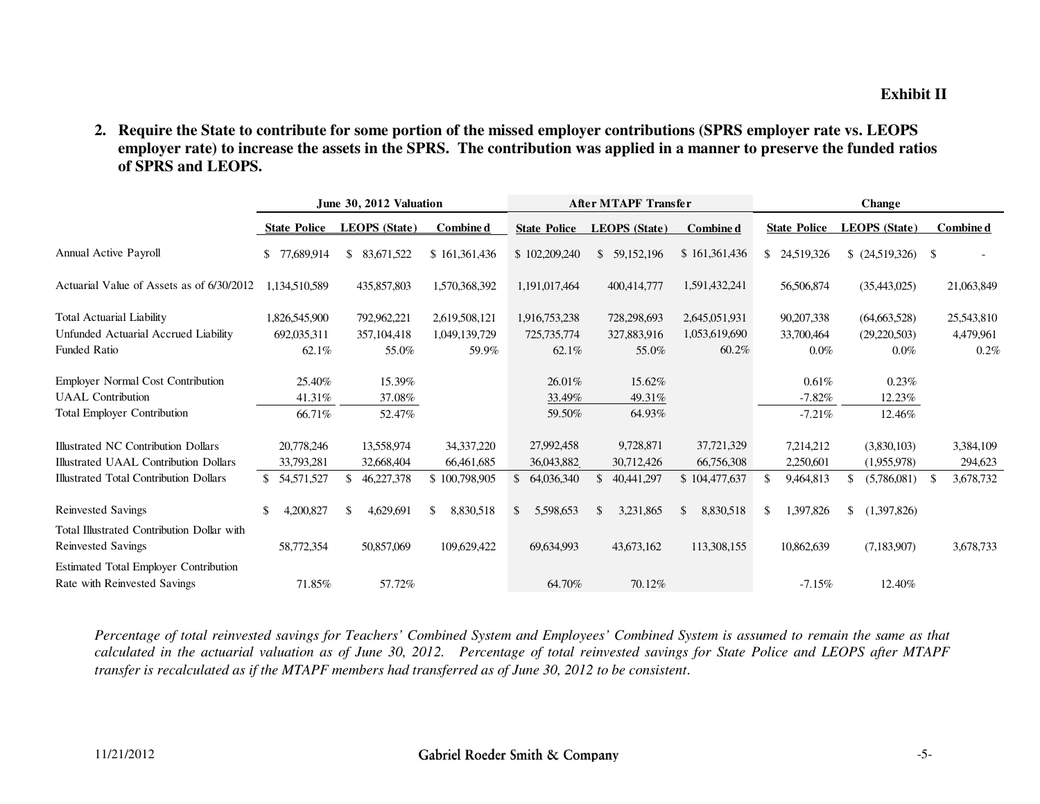**Exhibit II**

**2. Require the State to contribute for some portion of the missed employer contributions (SPRS employer rate vs. LEOPS employer rate) to increase the assets in the SPRS. The contribution was applied in a manner to preserve the funded ratios of SPRS and LEOPS.**

| | June 30, 2012 Valuation | | | After MTAPF Transfer | | | Change | | |
|---|---|---|---|---|---|---|---|---|---|
| | **State Police** | **LEOPS (State)** | **Combined** | **State Police** | **LEOPS (State)** | **Combined** | **State Police** | **LEOPS (State)** | **Combined** |
| Annual Active Payroll | $ 77,689,914 | $ 83,671,522 | $ 161,361,436 | $ 102,209,240 | $ 59,152,196 | $ 161,361,436 | $ 24,519,326 | $ (24,519,326) | $ - |
| Actuarial Value of Assets as of 6/30/2012 | 1,134,510,589 | 435,857,803 | 1,570,368,392 | 1,191,017,464 | 400,414,777 | 1,591,432,241 | 56,506,874 | (35,443,025) | 21,063,849 |
| Total Actuarial Liability | 1,826,545,900 | 792,962,221 | 2,619,508,121 | 1,916,753,238 | 728,298,693 | 2,645,051,931 | 90,207,338 | (64,663,528) | 25,543,810 |
| Unfunded Actuarial Accrued Liability | 692,035,311 | 357,104,418 | 1,049,139,729 | 725,735,774 | 327,883,916 | 1,053,619,690 | 33,700,464 | (29,220,503) | 4,479,961 |
| Funded Ratio | 62.1% | 55.0% | 59.9% | 62.1% | 55.0% | 60.2% | 0.0% | 0.0% | 0.2% |
| Employer Normal Cost Contribution | 25.40% | 15.39% | | 26.01% | 15.62% | | 0.61% | 0.23% | |
| UAAL Contribution | 41.31% | 37.08% | | 33.49% | 49.31% | | -7.82% | 12.23% | |
| Total Employer Contribution | 66.71% | 52.47% | | 59.50% | 64.93% | | -7.21% | 12.46% | |
| Illustrated NC Contribution Dollars | 20,778,246 | 13,558,974 | 34,337,220 | 27,992,458 | 9,728,871 | 37,721,329 | 7,214,212 | (3,830,103) | 3,384,109 |
| Illustrated UAAL Contribution Dollars | 33,793,281 | 32,668,404 | 66,461,685 | 36,043,882 | 30,712,426 | 66,756,308 | 2,250,601 | (1,955,978) | 294,623 |
| Illustrated Total Contribution Dollars | $ 54,571,527 | $ 46,227,378 | $ 100,798,905 | $ 64,036,340 | $ 40,441,297 | $ 104,477,637 | $ 9,464,813 | $ (5,786,081) | $ 3,678,732 |
| Reinvested Savings | $ 4,200,827 | $ 4,629,691 | $ 8,830,518 | $ 5,598,653 | $ 3,231,865 | $ 8,830,518 | $ 1,397,826 | $ (1,397,826) | |
| Total Illustrated Contribution Dollar with Reinvested Savings | 58,772,354 | 50,857,069 | 109,629,422 | 69,634,993 | 43,673,162 | 113,308,155 | 10,862,639 | (7,183,907) | 3,678,733 |
| Estimated Total Employer Contribution Rate with Reinvested Savings | 71.85% | 57.72% | | 64.70% | 70.12% | | -7.15% | 12.40% | |

*Percentage of total reinvested savings for Teachers' Combined System and Employees' Combined System is assumed to remain the same as that calculated in the actuarial valuation as of June 30, 2012. Percentage of total reinvested savings for State Police and LEOPS after MTAPF transfer is recalculated as if the MTAPF members had transferred as of June 30, 2012 to be consistent.*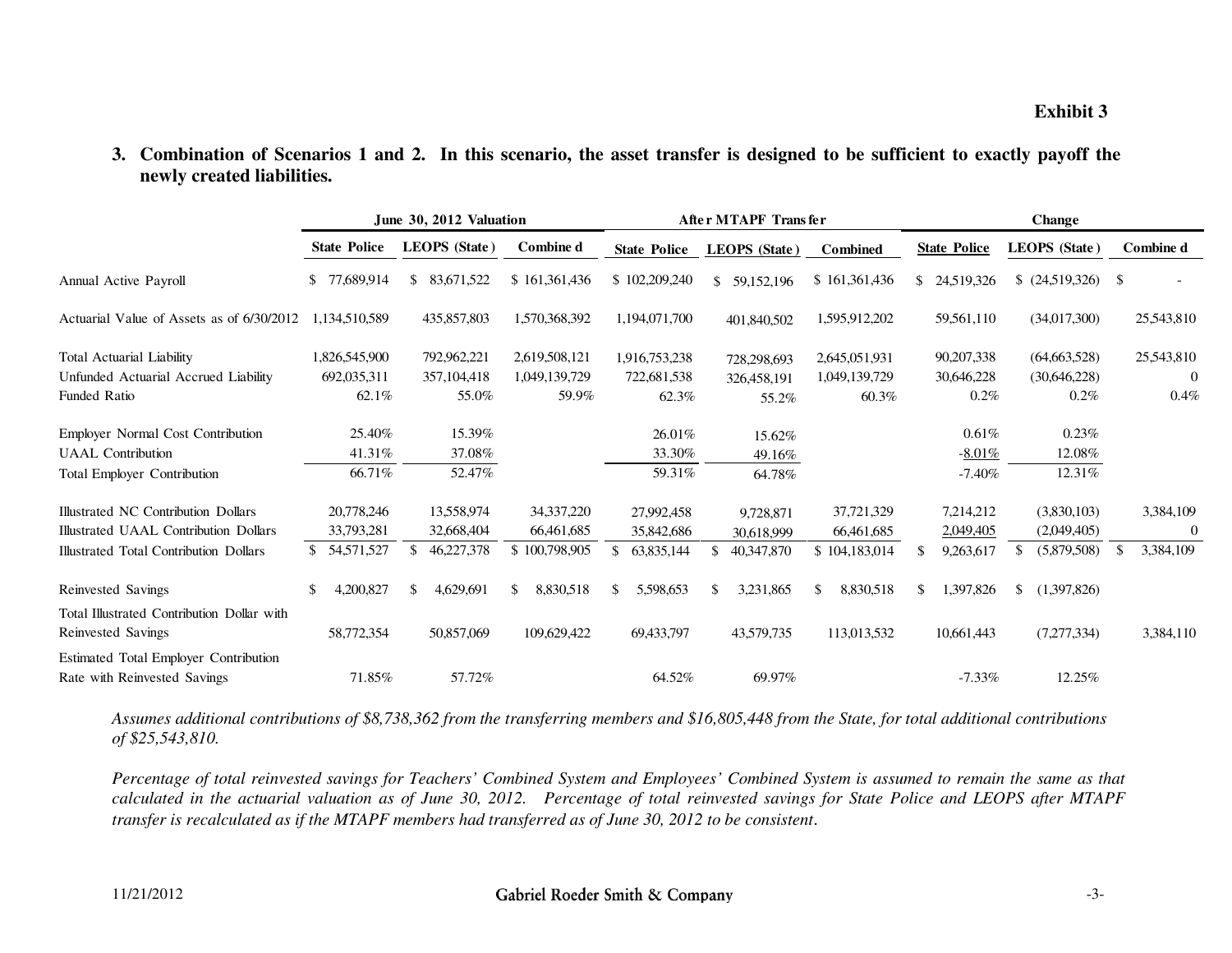**Exhibit 3**

**3. Combination of Scenarios 1 and 2. In this scenario, the asset transfer is designed to be sufficient to exactly payoff the newly created liabilities.**

| | June 30, 2012 Valuation | | | After MTAPF Transfer | | | Change | | |
|---|---|---|---|---|---|---|---|---|---|
| | State Police | LEOPS (State) | Combined | State Police | LEOPS (State) | Combined | State Police | LEOPS (State) | Combined |
| Annual Active Payroll | $ 77,689,914 | $ 83,671,522 | $ 161,361,436 | $ 102,209,240 | $ 59,152,196 | $ 161,361,436 | $ 24,519,326 | $ (24,519,326) | $ - |
| Actuarial Value of Assets as of 6/30/2012 | 1,134,510,589 | 435,857,803 | 1,570,368,392 | 1,194,071,700 | 401,840,502 | 1,595,912,202 | 59,561,110 | (34,017,300) | 25,543,810 |
| Total Actuarial Liability | 1,826,545,900 | 792,962,221 | 2,619,508,121 | 1,916,753,238 | 728,298,693 | 2,645,051,931 | 90,207,338 | (64,663,528) | 25,543,810 |
| Unfunded Actuarial Accrued Liability | 692,035,311 | 357,104,418 | 1,049,139,729 | 722,681,538 | 326,458,191 | 1,049,139,729 | 30,646,228 | (30,646,228) | 0 |
| Funded Ratio | 62.1% | 55.0% | 59.9% | 62.3% | 55.2% | 60.3% | 0.2% | 0.2% | 0.4% |
| Employer Normal Cost Contribution | 25.40% | 15.39% | | 26.01% | 15.62% | | 0.61% | 0.23% | |
| UAAL Contribution | 41.31% | 37.08% | | 33.30% | 49.16% | | -8.01% | 12.08% | |
| Total Employer Contribution | 66.71% | 52.47% | | 59.31% | 64.78% | | -7.40% | 12.31% | |
| Illustrated NC Contribution Dollars | 20,778,246 | 13,558,974 | 34,337,220 | 27,992,458 | 9,728,871 | 37,721,329 | 7,214,212 | (3,830,103) | 3,384,109 |
| Illustrated UAAL Contribution Dollars | 33,793,281 | 32,668,404 | 66,461,685 | 35,842,686 | 30,618,999 | 66,461,685 | 2,049,405 | (2,049,405) | 0 |
| Illustrated Total Contribution Dollars | $ 54,571,527 | $ 46,227,378 | $ 100,798,905 | $ 63,835,144 | $ 40,347,870 | $ 104,183,014 | $ 9,263,617 | $ (5,879,508) | $ 3,384,109 |
| Reinvested Savings | $ 4,200,827 | $ 4,629,691 | $ 8,830,518 | $ 5,598,653 | $ 3,231,865 | $ 8,830,518 | $ 1,397,826 | $ (1,397,826) | |
| Total Illustrated Contribution Dollar with Reinvested Savings | 58,772,354 | 50,857,069 | 109,629,422 | 69,433,797 | 43,579,735 | 113,013,532 | 10,661,443 | (7,277,334) | 3,384,110 |
| Estimated Total Employer Contribution Rate with Reinvested Savings | 71.85% | 57.72% | | 64.52% | 69.97% | | -7.33% | 12.25% | |

*Assumes additional contributions of $8,738,362 from the transferring members and $16,805,448 from the State, for total additional contributions of $25,543,810.*

*Percentage of total reinvested savings for Teachers' Combined System and Employees' Combined System is assumed to remain the same as that calculated in the actuarial valuation as of June 30, 2012. Percentage of total reinvested savings for State Police and LEOPS after MTAPF transfer is recalculated as if the MTAPF members had transferred as of June 30, 2012 to be consistent.*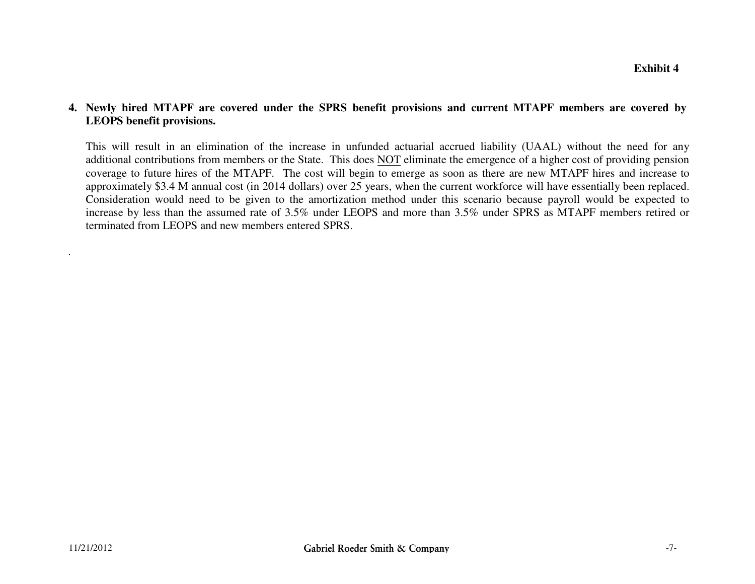**Exhibit 4**

**4. Newly hired MTAPF are covered under the SPRS benefit provisions and current MTAPF members are covered by LEOPS benefit provisions.**

This will result in an elimination of the increase in unfunded actuarial accrued liability (UAAL) without the need for any additional contributions from members or the State. This does <u>NOT</u> eliminate the emergence of a higher cost of providing pension coverage to future hires of the MTAPF. The cost will begin to emerge as soon as there are new MTAPF hires and increase to approximately $3.4 M annual cost (in 2014 dollars) over 25 years, when the current workforce will have essentially been replaced. Consideration would need to be given to the amortization method under this scenario because payroll would be expected to increase by less than the assumed rate of 3.5% under LEOPS and more than 3.5% under SPRS as MTAPF members retired or terminated from LEOPS and new members entered SPRS.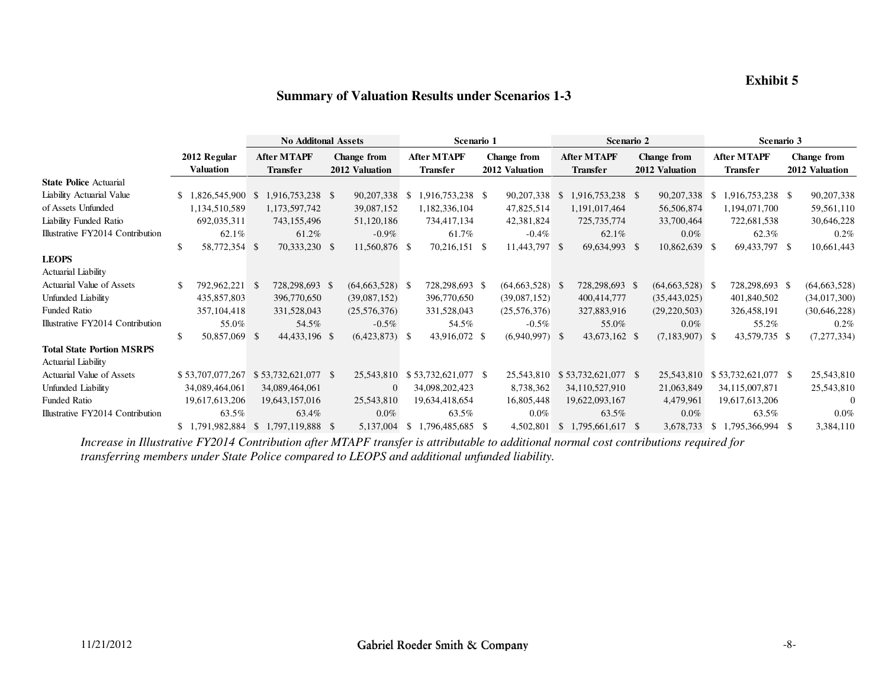**Exhibit 5**

## Summary of Valuation Results under Scenarios 1-3

| | 2012 Regular Valuation | No Additonal Assets | | Scenario 1 | | Scenario 2 | | Scenario 3 | |
|---|---|---|---|---|---|---|---|---|---|
| | | After MTAPF Transfer | Change from 2012 Valuation | After MTAPF Transfer | Change from 2012 Valuation | After MTAPF Transfer | Change from 2012 Valuation | After MTAPF Transfer | Change from 2012 Valuation |
| **State Police** Actuarial | | | | | | | | | |
| Liability Actuarial Value | $ 1,826,545,900 | $ 1,916,753,238 | $ 90,207,338 | $ 1,916,753,238 | $ 90,207,338 | $ 1,916,753,238 | $ 90,207,338 | $ 1,916,753,238 | $ 90,207,338 |
| of Assets Unfunded | 1,134,510,589 | 1,173,597,742 | 39,087,152 | 1,182,336,104 | 47,825,514 | 1,191,017,464 | 56,506,874 | 1,194,071,700 | 59,561,110 |
| Liability Funded Ratio | 692,035,311 | 743,155,496 | 51,120,186 | 734,417,134 | 42,381,824 | 725,735,774 | 33,700,464 | 722,681,538 | 30,646,228 |
| Illustrative FY2014 Contribution | 62.1% | 61.2% | -0.9% | 61.7% | -0.4% | 62.1% | 0.0% | 62.3% | 0.2% |
| | $ 58,772,354 | $ 70,333,230 | $ 11,560,876 | $ 70,216,151 | $ 11,443,797 | $ 69,634,993 | $ 10,862,639 | $ 69,433,797 | $ 10,661,443 |
| **LEOPS** | | | | | | | | | |
| Actuarial Liability | | | | | | | | | |
| Actuarial Value of Assets | $ 792,962,221 | $ 728,298,693 | $ (64,663,528) | $ 728,298,693 | $ (64,663,528) | $ 728,298,693 | $ (64,663,528) | $ 728,298,693 | $ (64,663,528) |
| Unfunded Liability | 435,857,803 | 396,770,650 | (39,087,152) | 396,770,650 | (39,087,152) | 400,414,777 | (35,443,025) | 401,840,502 | (34,017,300) |
| Funded Ratio | 357,104,418 | 331,528,043 | (25,576,376) | 331,528,043 | (25,576,376) | 327,883,916 | (29,220,503) | 326,458,191 | (30,646,228) |
| Illustrative FY2014 Contribution | 55.0% | 54.5% | -0.5% | 54.5% | -0.5% | 55.0% | 0.0% | 55.2% | 0.2% |
| | $ 50,857,069 | $ 44,433,196 | $ (6,423,873) | $ 43,916,072 | $ (6,940,997) | $ 43,673,162 | $ (7,183,907) | $ 43,579,735 | $ (7,277,334) |
| **Total State Portion MSRPS** | | | | | | | | | |
| Actuarial Liability | | | | | | | | | |
| Actuarial Value of Assets | $ 53,707,077,267 | $ 53,732,621,077 | $ 25,543,810 | $ 53,732,621,077 | $ 25,543,810 | $ 53,732,621,077 | $ 25,543,810 | $ 53,732,621,077 | $ 25,543,810 |
| Unfunded Liability | 34,089,464,061 | 34,089,464,061 | 0 | 34,098,202,423 | 8,738,362 | 34,110,527,910 | 21,063,849 | 34,115,007,871 | 25,543,810 |
| Funded Ratio | 19,617,613,206 | 19,643,157,016 | 25,543,810 | 19,634,418,654 | 16,805,448 | 19,622,093,167 | 4,479,961 | 19,617,613,206 | 0 |
| Illustrative FY2014 Contribution | 63.5% | 63.4% | 0.0% | 63.5% | 0.0% | 63.5% | 0.0% | 63.5% | 0.0% |
| | $ 1,791,982,884 | $ 1,797,119,888 | $ 5,137,004 | $ 1,796,485,685 | $ 4,502,801 | $ 1,795,661,617 | $ 3,678,733 | $ 1,795,366,994 | $ 3,384,110 |

*Increase in Illustrative FY2014 Contribution after MTAPF transfer is attributable to additional normal cost contributions required for transferring members under State Police compared to LEOPS and additional unfunded liability.*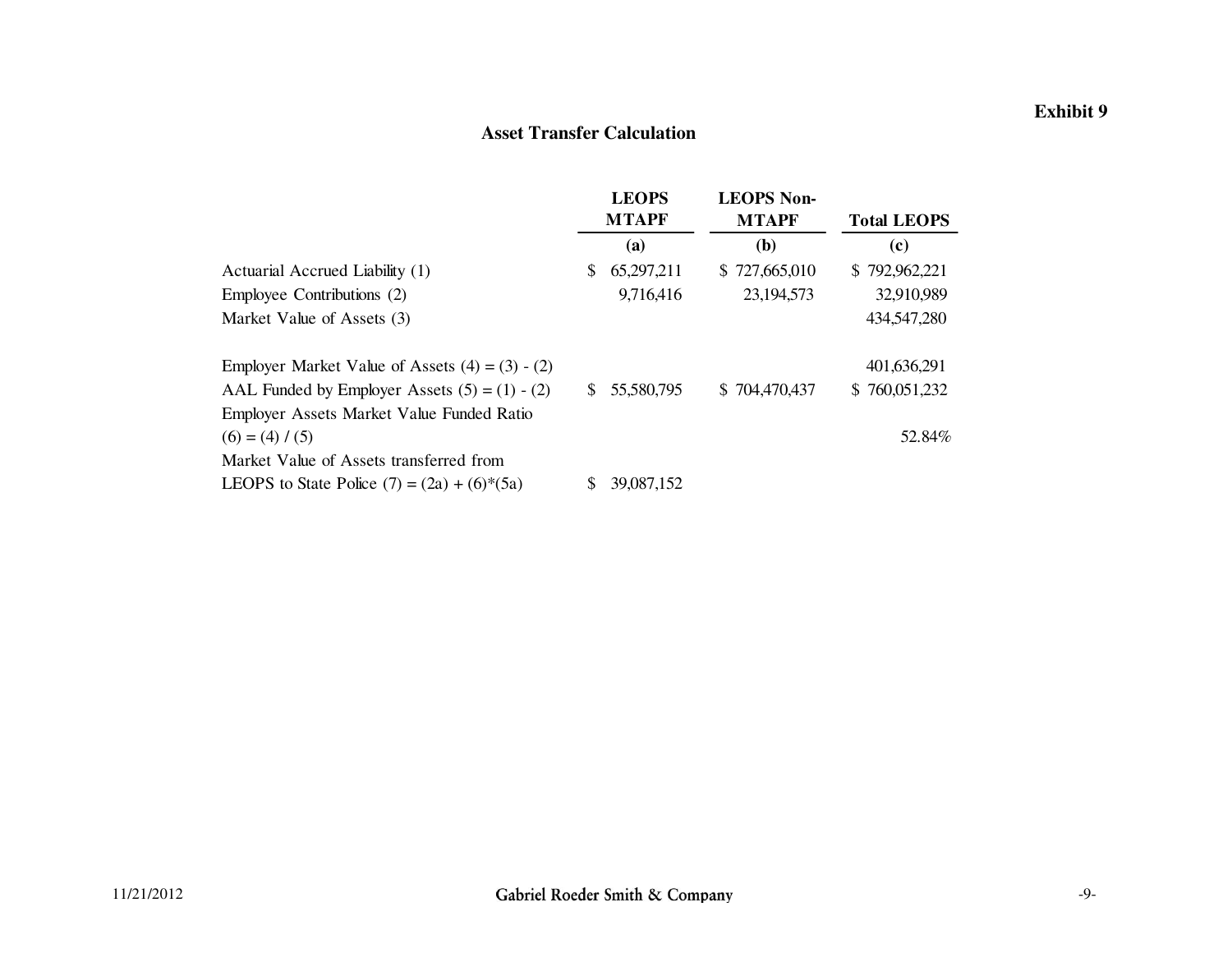**Exhibit 9**

## Asset Transfer Calculation

| | LEOPS MTAPF | LEOPS Non-MTAPF | Total LEOPS |
|---|---|---|---|
| | (a) | (b) | (c) |
| Actuarial Accrued Liability (1) | $ 65,297,211 | $ 727,665,010 | $ 792,962,221 |
| Employee Contributions (2) | 9,716,416 | 23,194,573 | 32,910,989 |
| Market Value of Assets (3) | | | 434,547,280 |
| | | | |
| Employer Market Value of Assets (4) = (3) - (2) | | | 401,636,291 |
| AAL Funded by Employer Assets (5) = (1) - (2) | $ 55,580,795 | $ 704,470,437 | $ 760,051,232 |
| Employer Assets Market Value Funded Ratio (6) = (4) / (5) | | | 52.84% |
| Market Value of Assets transferred from LEOPS to State Police (7) = (2a) + (6)*(5a) | $ 39,087,152 | | |

11/21/2012 Gabriel Roeder Smith & Company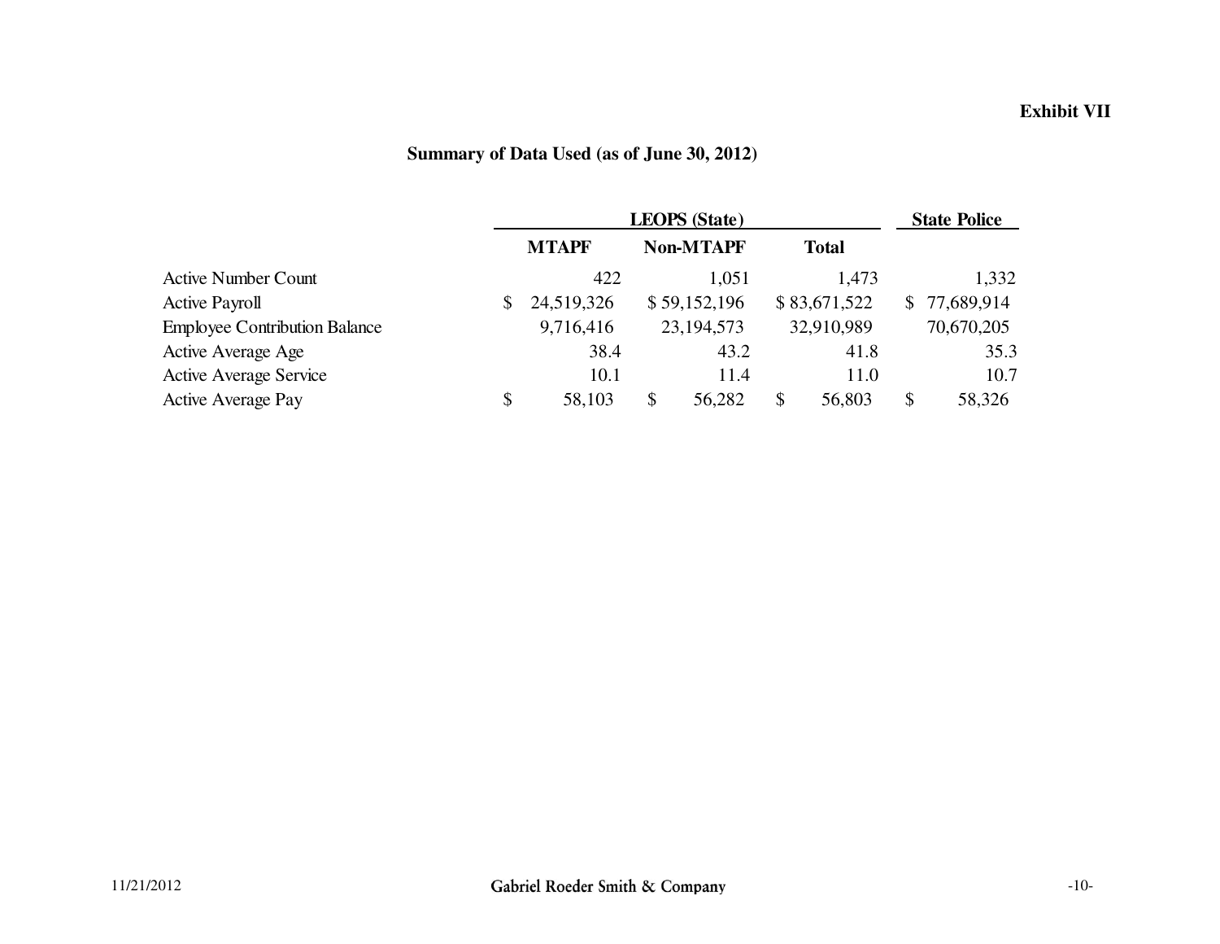**Exhibit VII**

## Summary of Data Used (as of June 30, 2012)

| | LEOPS (State) | | | State Police |
|---|---|---|---|---|
| | **MTAPF** | **Non-MTAPF** | **Total** | |
| Active Number Count | 422 | 1,051 | 1,473 | 1,332 |
| Active Payroll | $ 24,519,326 | $ 59,152,196 | $ 83,671,522 | $ 77,689,914 |
| Employee Contribution Balance | 9,716,416 | 23,194,573 | 32,910,989 | 70,670,205 |
| Active Average Age | 38.4 | 43.2 | 41.8 | 35.3 |
| Active Average Service | 10.1 | 11.4 | 11.0 | 10.7 |
| Active Average Pay | $ 58,103 | $ 56,282 | $ 56,803 | $ 58,326 |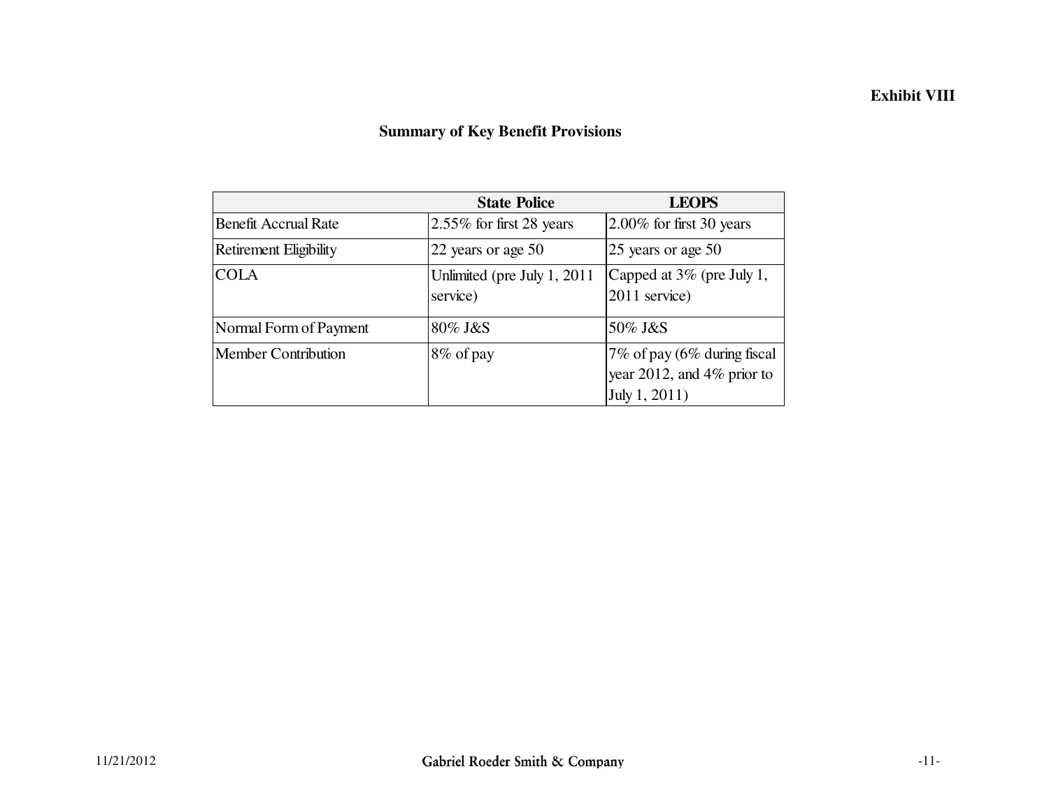**Exhibit VIII**

## Summary of Key Benefit Provisions

| | State Police | LEOPS |
|---|---|---|
| Benefit Accrual Rate | 2.55% for first 28 years | 2.00% for first 30 years |
| Retirement Eligibility | 22 years or age 50 | 25 years or age 50 |
| COLA | Unlimited (pre July 1, 2011 service) | Capped at 3% (pre July 1, 2011 service) |
| Normal Form of Payment | 80% J&S | 50% J&S |
| Member Contribution | 8% of pay | 7% of pay (6% during fiscal year 2012, and 4% prior to July 1, 2011) |